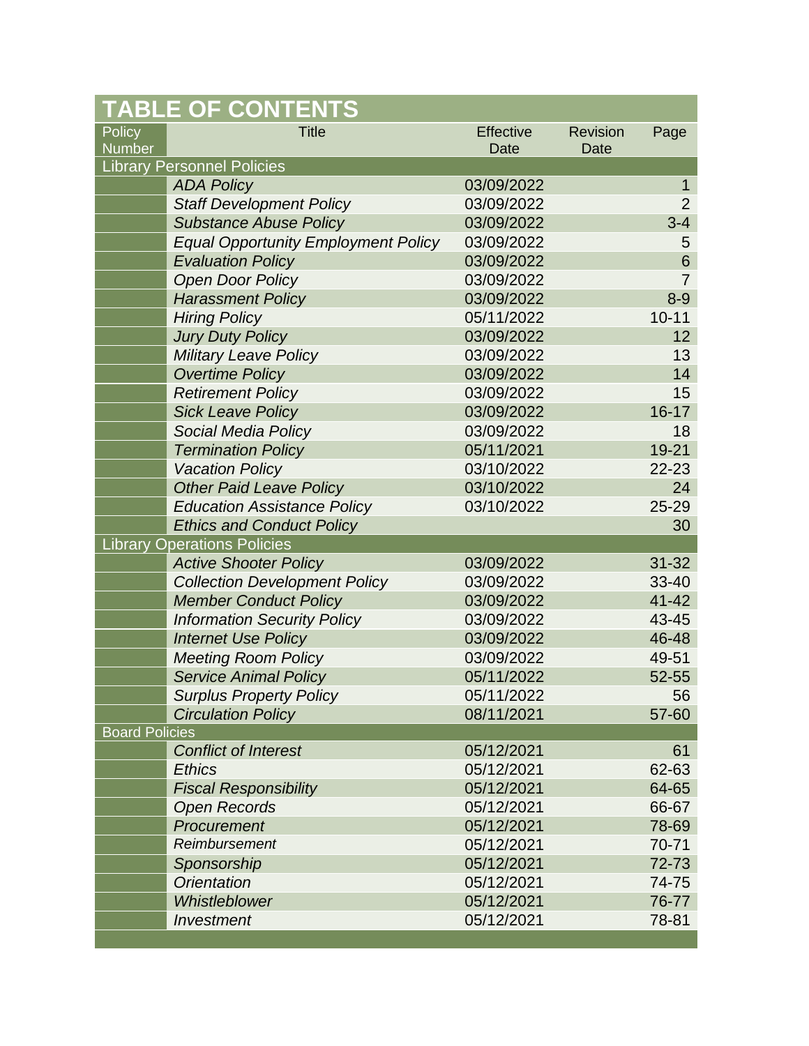# TABLE OF CONTENTS

| Policy Number | Title | Effective Date | Revision Date | Page |
|---|---|---|---|---|
| **Library Personnel Policies** | | | | |
| | *ADA Policy* | 03/09/2022 | | 1 |
| | *Staff Development Policy* | 03/09/2022 | | 2 |
| | *Substance Abuse Policy* | 03/09/2022 | | 3-4 |
| | *Equal Opportunity Employment Policy* | 03/09/2022 | | 5 |
| | *Evaluation Policy* | 03/09/2022 | | 6 |
| | *Open Door Policy* | 03/09/2022 | | 7 |
| | *Harassment Policy* | 03/09/2022 | | 8-9 |
| | *Hiring Policy* | 05/11/2022 | | 10-11 |
| | *Jury Duty Policy* | 03/09/2022 | | 12 |
| | *Military Leave Policy* | 03/09/2022 | | 13 |
| | *Overtime Policy* | 03/09/2022 | | 14 |
| | *Retirement Policy* | 03/09/2022 | | 15 |
| | *Sick Leave Policy* | 03/09/2022 | | 16-17 |
| | *Social Media Policy* | 03/09/2022 | | 18 |
| | *Termination Policy* | 05/11/2021 | | 19-21 |
| | *Vacation Policy* | 03/10/2022 | | 22-23 |
| | *Other Paid Leave Policy* | 03/10/2022 | | 24 |
| | *Education Assistance Policy* | 03/10/2022 | | 25-29 |
| | *Ethics and Conduct Policy* | | | 30 |
| **Library Operations Policies** | | | | |
| | *Active Shooter Policy* | 03/09/2022 | | 31-32 |
| | *Collection Development Policy* | 03/09/2022 | | 33-40 |
| | *Member Conduct Policy* | 03/09/2022 | | 41-42 |
| | *Information Security Policy* | 03/09/2022 | | 43-45 |
| | *Internet Use Policy* | 03/09/2022 | | 46-48 |
| | *Meeting Room Policy* | 03/09/2022 | | 49-51 |
| | *Service Animal Policy* | 05/11/2022 | | 52-55 |
| | *Surplus Property Policy* | 05/11/2022 | | 56 |
| | *Circulation Policy* | 08/11/2021 | | 57-60 |
| **Board Policies** | | | | |
| | *Conflict of Interest* | 05/12/2021 | | 61 |
| | *Ethics* | 05/12/2021 | | 62-63 |
| | *Fiscal Responsibility* | 05/12/2021 | | 64-65 |
| | *Open Records* | 05/12/2021 | | 66-67 |
| | *Procurement* | 05/12/2021 | | 78-69 |
| | *Reimbursement* | 05/12/2021 | | 70-71 |
| | *Sponsorship* | 05/12/2021 | | 72-73 |
| | *Orientation* | 05/12/2021 | | 74-75 |
| | *Whistleblower* | 05/12/2021 | | 76-77 |
| | *Investment* | 05/12/2021 | | 78-81 |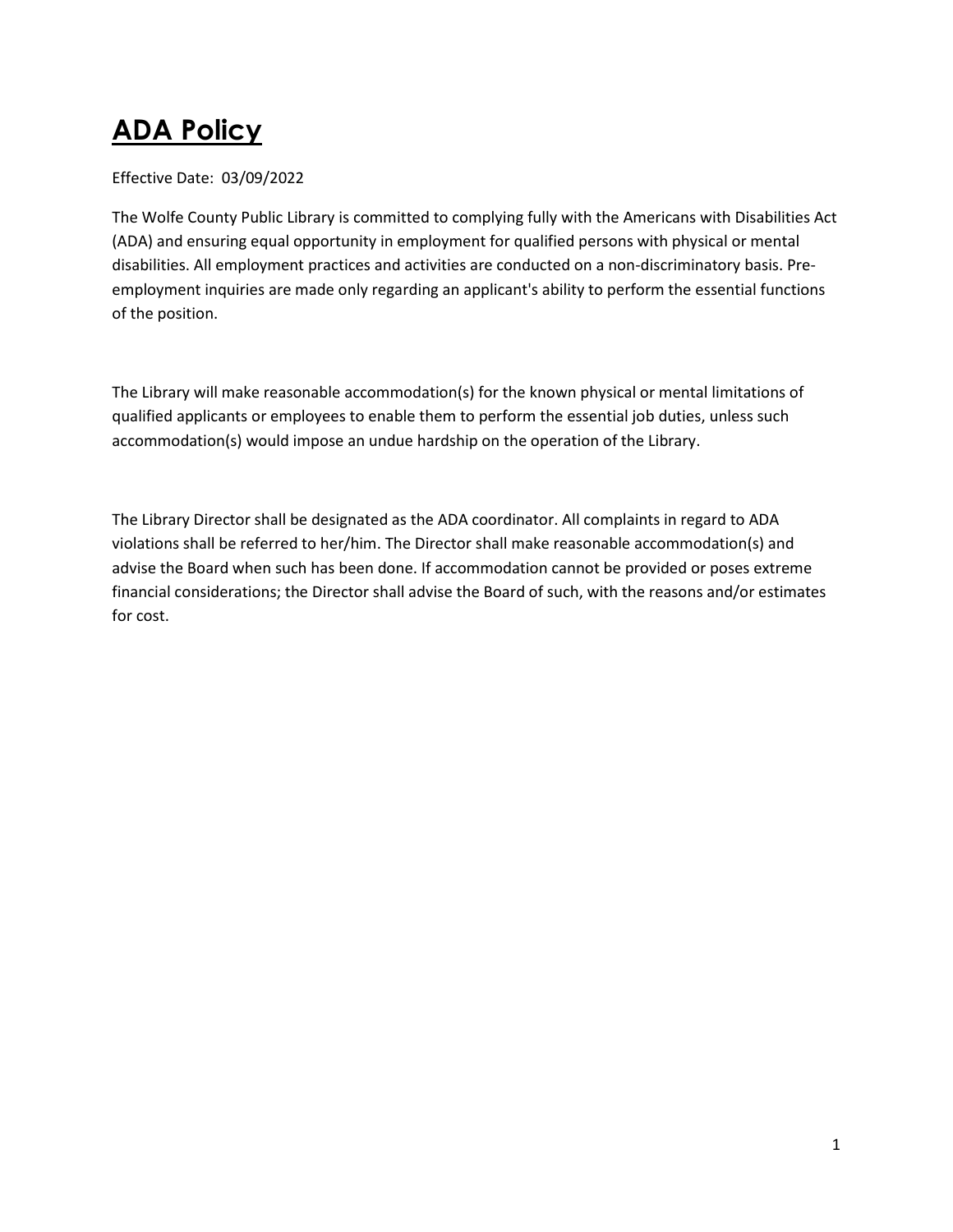# **ADA Policy**

Effective Date: 03/09/2022

The Wolfe County Public Library is committed to complying fully with the Americans with Disabilities Act (ADA) and ensuring equal opportunity in employment for qualified persons with physical or mental disabilities. All employment practices and activities are conducted on a non-discriminatory basis. Pre-employment inquiries are made only regarding an applicant's ability to perform the essential functions of the position.

The Library will make reasonable accommodation(s) for the known physical or mental limitations of qualified applicants or employees to enable them to perform the essential job duties, unless such accommodation(s) would impose an undue hardship on the operation of the Library.

The Library Director shall be designated as the ADA coordinator. All complaints in regard to ADA violations shall be referred to her/him. The Director shall make reasonable accommodation(s) and advise the Board when such has been done. If accommodation cannot be provided or poses extreme financial considerations; the Director shall advise the Board of such, with the reasons and/or estimates for cost.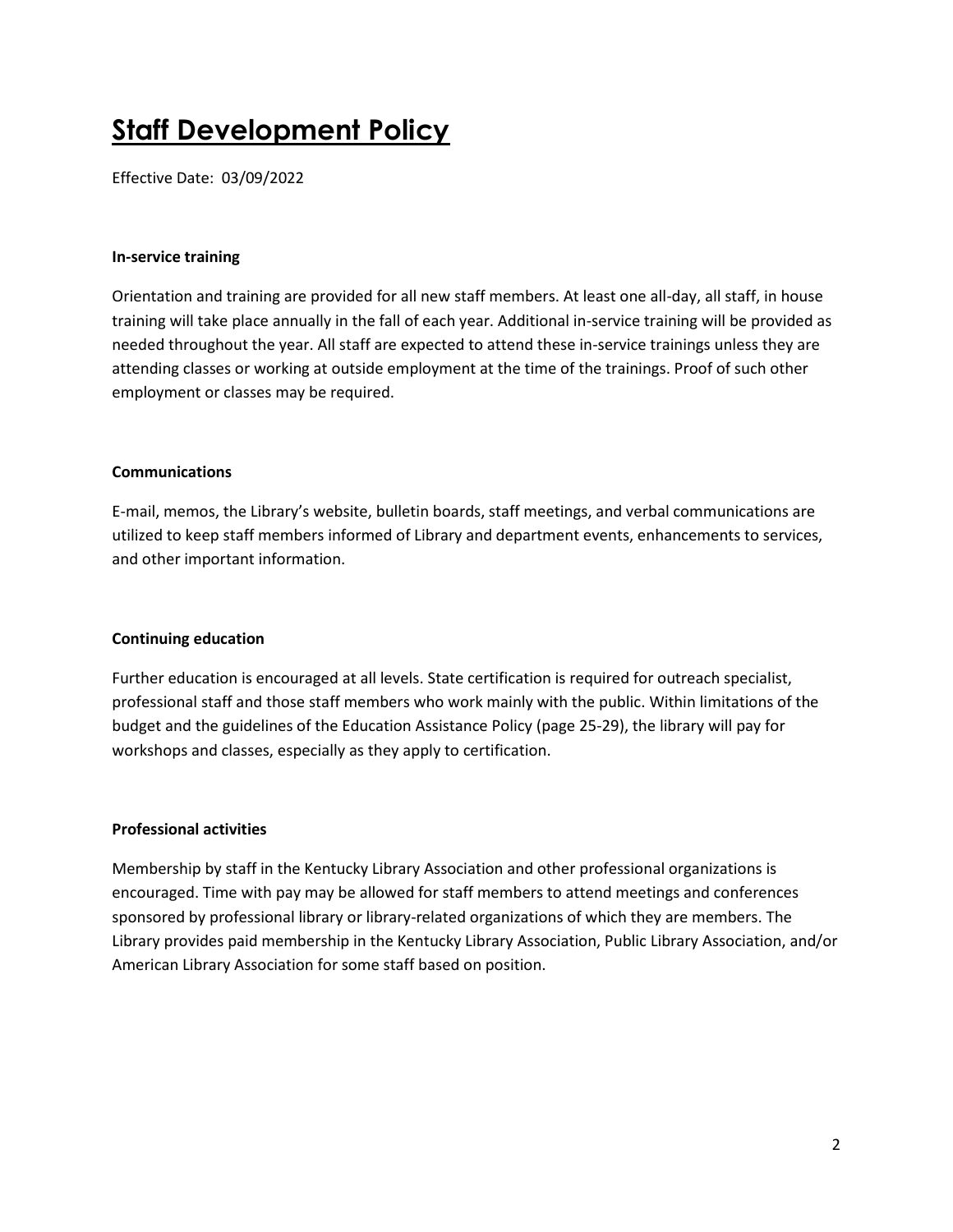# Staff Development Policy

Effective Date: 03/09/2022

**In-service training**

Orientation and training are provided for all new staff members. At least one all-day, all staff, in house training will take place annually in the fall of each year. Additional in-service training will be provided as needed throughout the year. All staff are expected to attend these in-service trainings unless they are attending classes or working at outside employment at the time of the trainings. Proof of such other employment or classes may be required.

**Communications**

E-mail, memos, the Library's website, bulletin boards, staff meetings, and verbal communications are utilized to keep staff members informed of Library and department events, enhancements to services, and other important information.

**Continuing education**

Further education is encouraged at all levels. State certification is required for outreach specialist, professional staff and those staff members who work mainly with the public. Within limitations of the budget and the guidelines of the Education Assistance Policy (page 25-29), the library will pay for workshops and classes, especially as they apply to certification.

**Professional activities**

Membership by staff in the Kentucky Library Association and other professional organizations is encouraged. Time with pay may be allowed for staff members to attend meetings and conferences sponsored by professional library or library-related organizations of which they are members. The Library provides paid membership in the Kentucky Library Association, Public Library Association, and/or American Library Association for some staff based on position.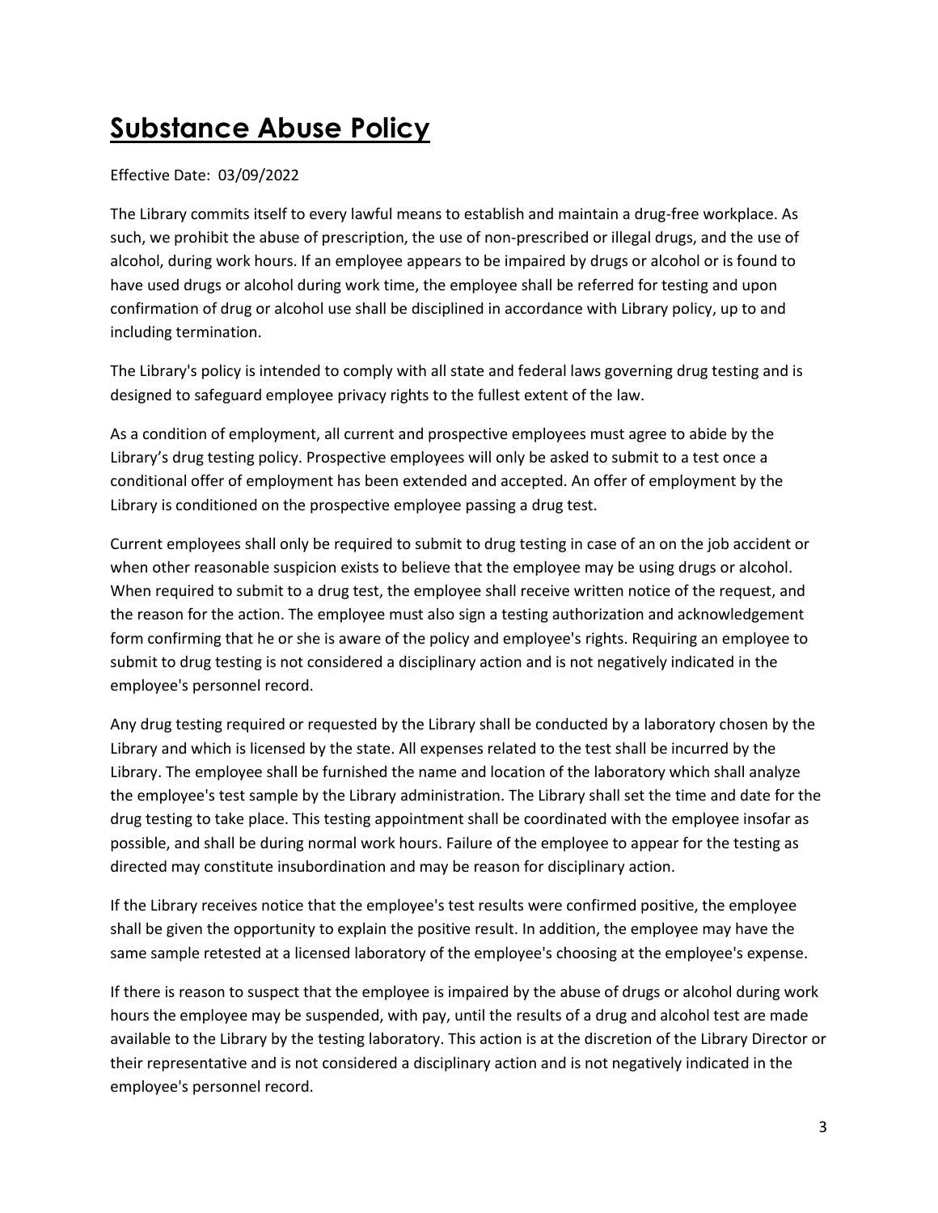# Substance Abuse Policy

Effective Date: 03/09/2022

The Library commits itself to every lawful means to establish and maintain a drug-free workplace. As such, we prohibit the abuse of prescription, the use of non-prescribed or illegal drugs, and the use of alcohol, during work hours. If an employee appears to be impaired by drugs or alcohol or is found to have used drugs or alcohol during work time, the employee shall be referred for testing and upon confirmation of drug or alcohol use shall be disciplined in accordance with Library policy, up to and including termination.

The Library's policy is intended to comply with all state and federal laws governing drug testing and is designed to safeguard employee privacy rights to the fullest extent of the law.

As a condition of employment, all current and prospective employees must agree to abide by the Library's drug testing policy. Prospective employees will only be asked to submit to a test once a conditional offer of employment has been extended and accepted. An offer of employment by the Library is conditioned on the prospective employee passing a drug test.

Current employees shall only be required to submit to drug testing in case of an on the job accident or when other reasonable suspicion exists to believe that the employee may be using drugs or alcohol. When required to submit to a drug test, the employee shall receive written notice of the request, and the reason for the action. The employee must also sign a testing authorization and acknowledgement form confirming that he or she is aware of the policy and employee's rights. Requiring an employee to submit to drug testing is not considered a disciplinary action and is not negatively indicated in the employee's personnel record.

Any drug testing required or requested by the Library shall be conducted by a laboratory chosen by the Library and which is licensed by the state. All expenses related to the test shall be incurred by the Library. The employee shall be furnished the name and location of the laboratory which shall analyze the employee's test sample by the Library administration. The Library shall set the time and date for the drug testing to take place. This testing appointment shall be coordinated with the employee insofar as possible, and shall be during normal work hours. Failure of the employee to appear for the testing as directed may constitute insubordination and may be reason for disciplinary action.

If the Library receives notice that the employee's test results were confirmed positive, the employee shall be given the opportunity to explain the positive result. In addition, the employee may have the same sample retested at a licensed laboratory of the employee's choosing at the employee's expense.

If there is reason to suspect that the employee is impaired by the abuse of drugs or alcohol during work hours the employee may be suspended, with pay, until the results of a drug and alcohol test are made available to the Library by the testing laboratory. This action is at the discretion of the Library Director or their representative and is not considered a disciplinary action and is not negatively indicated in the employee's personnel record.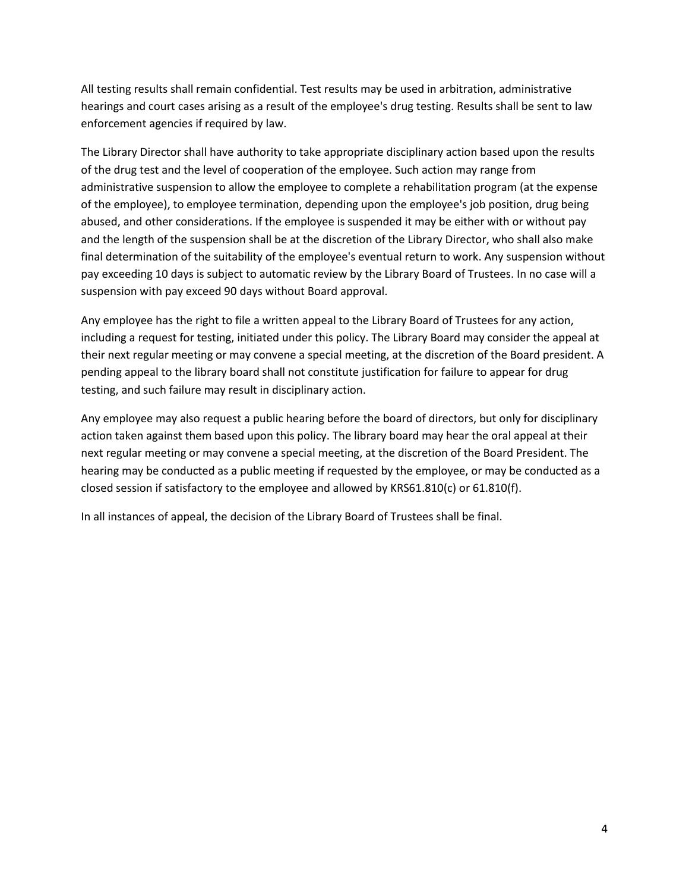All testing results shall remain confidential. Test results may be used in arbitration, administrative hearings and court cases arising as a result of the employee's drug testing. Results shall be sent to law enforcement agencies if required by law.

The Library Director shall have authority to take appropriate disciplinary action based upon the results of the drug test and the level of cooperation of the employee. Such action may range from administrative suspension to allow the employee to complete a rehabilitation program (at the expense of the employee), to employee termination, depending upon the employee's job position, drug being abused, and other considerations. If the employee is suspended it may be either with or without pay and the length of the suspension shall be at the discretion of the Library Director, who shall also make final determination of the suitability of the employee's eventual return to work. Any suspension without pay exceeding 10 days is subject to automatic review by the Library Board of Trustees. In no case will a suspension with pay exceed 90 days without Board approval.

Any employee has the right to file a written appeal to the Library Board of Trustees for any action, including a request for testing, initiated under this policy. The Library Board may consider the appeal at their next regular meeting or may convene a special meeting, at the discretion of the Board president. A pending appeal to the library board shall not constitute justification for failure to appear for drug testing, and such failure may result in disciplinary action.

Any employee may also request a public hearing before the board of directors, but only for disciplinary action taken against them based upon this policy. The library board may hear the oral appeal at their next regular meeting or may convene a special meeting, at the discretion of the Board President. The hearing may be conducted as a public meeting if requested by the employee, or may be conducted as a closed session if satisfactory to the employee and allowed by KRS61.810(c) or 61.810(f).

In all instances of appeal, the decision of the Library Board of Trustees shall be final.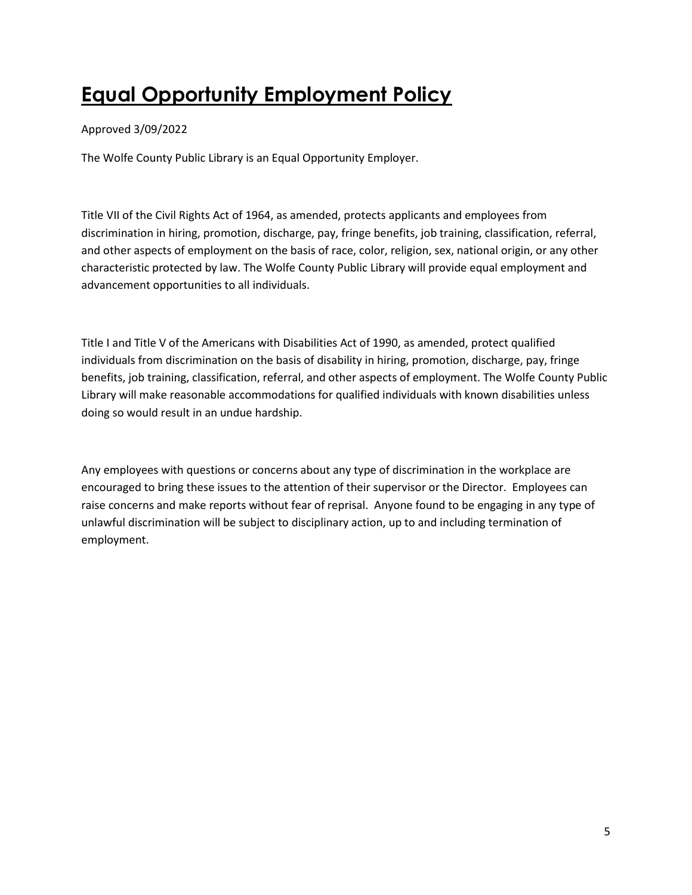# Equal Opportunity Employment Policy

Approved 3/09/2022

The Wolfe County Public Library is an Equal Opportunity Employer.

Title VII of the Civil Rights Act of 1964, as amended, protects applicants and employees from discrimination in hiring, promotion, discharge, pay, fringe benefits, job training, classification, referral, and other aspects of employment on the basis of race, color, religion, sex, national origin, or any other characteristic protected by law. The Wolfe County Public Library will provide equal employment and advancement opportunities to all individuals.

Title I and Title V of the Americans with Disabilities Act of 1990, as amended, protect qualified individuals from discrimination on the basis of disability in hiring, promotion, discharge, pay, fringe benefits, job training, classification, referral, and other aspects of employment. The Wolfe County Public Library will make reasonable accommodations for qualified individuals with known disabilities unless doing so would result in an undue hardship.

Any employees with questions or concerns about any type of discrimination in the workplace are encouraged to bring these issues to the attention of their supervisor or the Director. Employees can raise concerns and make reports without fear of reprisal. Anyone found to be engaging in any type of unlawful discrimination will be subject to disciplinary action, up to and including termination of employment.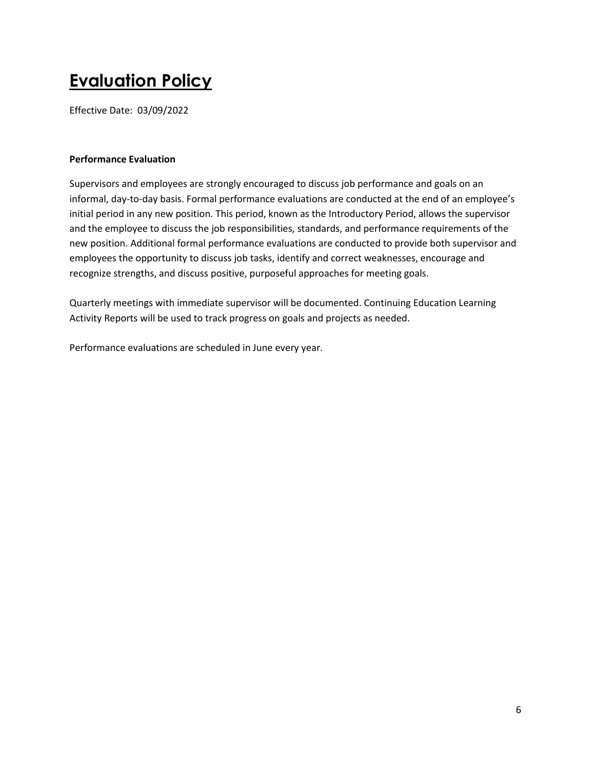# Evaluation Policy

Effective Date: 03/09/2022

**Performance Evaluation**

Supervisors and employees are strongly encouraged to discuss job performance and goals on an informal, day-to-day basis. Formal performance evaluations are conducted at the end of an employee's initial period in any new position. This period, known as the Introductory Period, allows the supervisor and the employee to discuss the job responsibilities, standards, and performance requirements of the new position. Additional formal performance evaluations are conducted to provide both supervisor and employees the opportunity to discuss job tasks, identify and correct weaknesses, encourage and recognize strengths, and discuss positive, purposeful approaches for meeting goals.

Quarterly meetings with immediate supervisor will be documented. Continuing Education Learning Activity Reports will be used to track progress on goals and projects as needed.

Performance evaluations are scheduled in June every year.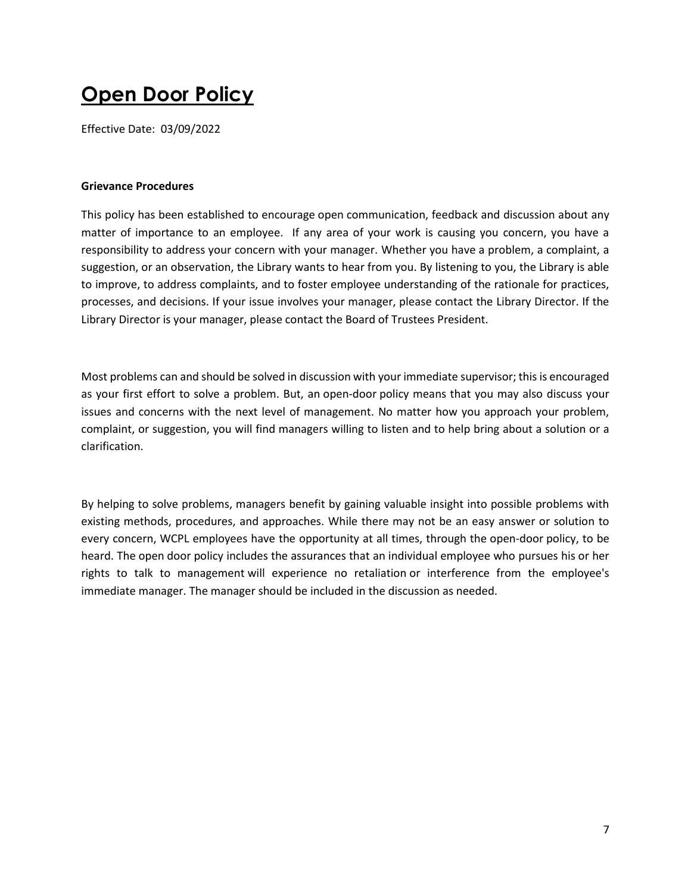# Open Door Policy

Effective Date: 03/09/2022

**Grievance Procedures**

This policy has been established to encourage open communication, feedback and discussion about any matter of importance to an employee. If any area of your work is causing you concern, you have a responsibility to address your concern with your manager. Whether you have a problem, a complaint, a suggestion, or an observation, the Library wants to hear from you. By listening to you, the Library is able to improve, to address complaints, and to foster employee understanding of the rationale for practices, processes, and decisions. If your issue involves your manager, please contact the Library Director. If the Library Director is your manager, please contact the Board of Trustees President.

Most problems can and should be solved in discussion with your immediate supervisor; this is encouraged as your first effort to solve a problem. But, an open-door policy means that you may also discuss your issues and concerns with the next level of management. No matter how you approach your problem, complaint, or suggestion, you will find managers willing to listen and to help bring about a solution or a clarification.

By helping to solve problems, managers benefit by gaining valuable insight into possible problems with existing methods, procedures, and approaches. While there may not be an easy answer or solution to every concern, WCPL employees have the opportunity at all times, through the open-door policy, to be heard. The open door policy includes the assurances that an individual employee who pursues his or her rights to talk to management will experience no retaliation or interference from the employee's immediate manager. The manager should be included in the discussion as needed.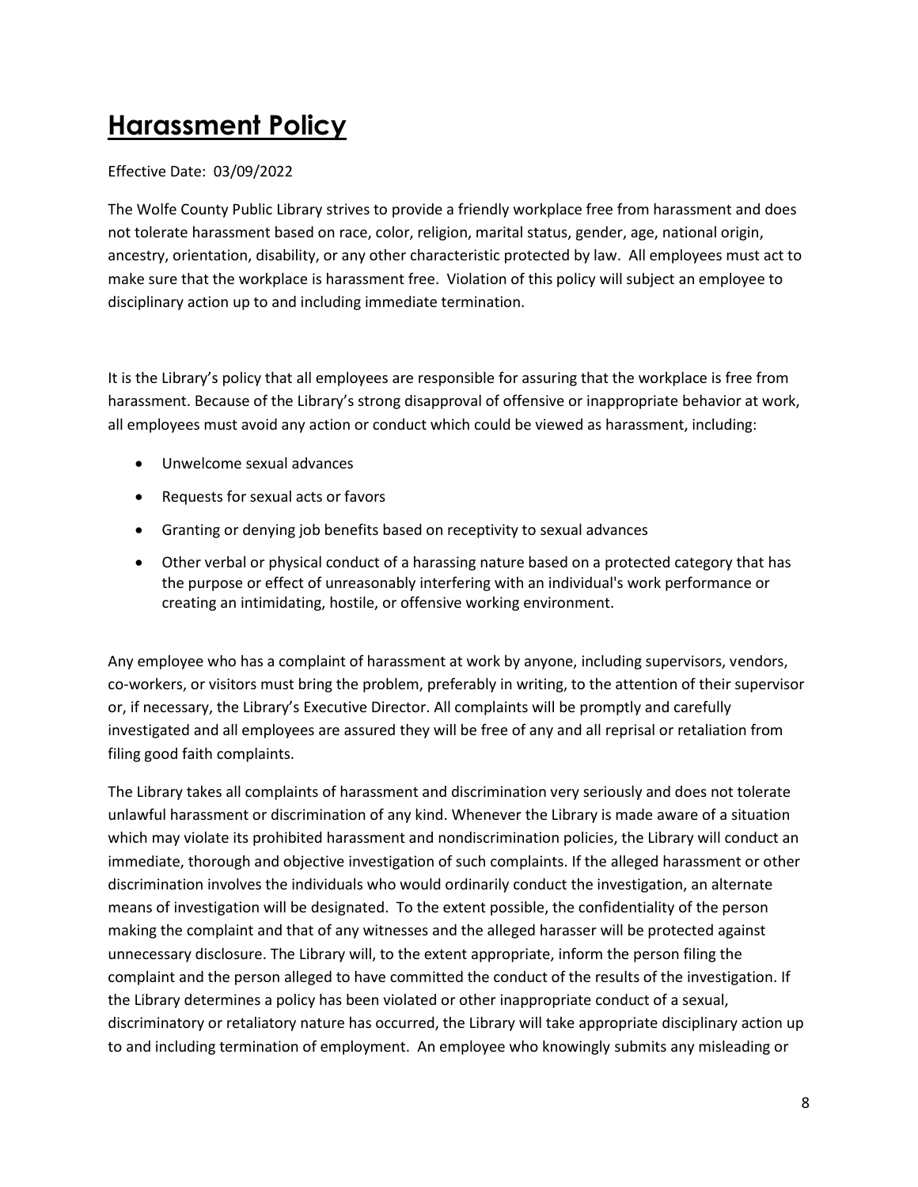# Harassment Policy

Effective Date: 03/09/2022

The Wolfe County Public Library strives to provide a friendly workplace free from harassment and does not tolerate harassment based on race, color, religion, marital status, gender, age, national origin, ancestry, orientation, disability, or any other characteristic protected by law. All employees must act to make sure that the workplace is harassment free. Violation of this policy will subject an employee to disciplinary action up to and including immediate termination.

It is the Library's policy that all employees are responsible for assuring that the workplace is free from harassment. Because of the Library's strong disapproval of offensive or inappropriate behavior at work, all employees must avoid any action or conduct which could be viewed as harassment, including:

- Unwelcome sexual advances
- Requests for sexual acts or favors
- Granting or denying job benefits based on receptivity to sexual advances
- Other verbal or physical conduct of a harassing nature based on a protected category that has the purpose or effect of unreasonably interfering with an individual's work performance or creating an intimidating, hostile, or offensive working environment.

Any employee who has a complaint of harassment at work by anyone, including supervisors, vendors, co-workers, or visitors must bring the problem, preferably in writing, to the attention of their supervisor or, if necessary, the Library's Executive Director. All complaints will be promptly and carefully investigated and all employees are assured they will be free of any and all reprisal or retaliation from filing good faith complaints.

The Library takes all complaints of harassment and discrimination very seriously and does not tolerate unlawful harassment or discrimination of any kind. Whenever the Library is made aware of a situation which may violate its prohibited harassment and nondiscrimination policies, the Library will conduct an immediate, thorough and objective investigation of such complaints. If the alleged harassment or other discrimination involves the individuals who would ordinarily conduct the investigation, an alternate means of investigation will be designated. To the extent possible, the confidentiality of the person making the complaint and that of any witnesses and the alleged harasser will be protected against unnecessary disclosure. The Library will, to the extent appropriate, inform the person filing the complaint and the person alleged to have committed the conduct of the results of the investigation. If the Library determines a policy has been violated or other inappropriate conduct of a sexual, discriminatory or retaliatory nature has occurred, the Library will take appropriate disciplinary action up to and including termination of employment. An employee who knowingly submits any misleading or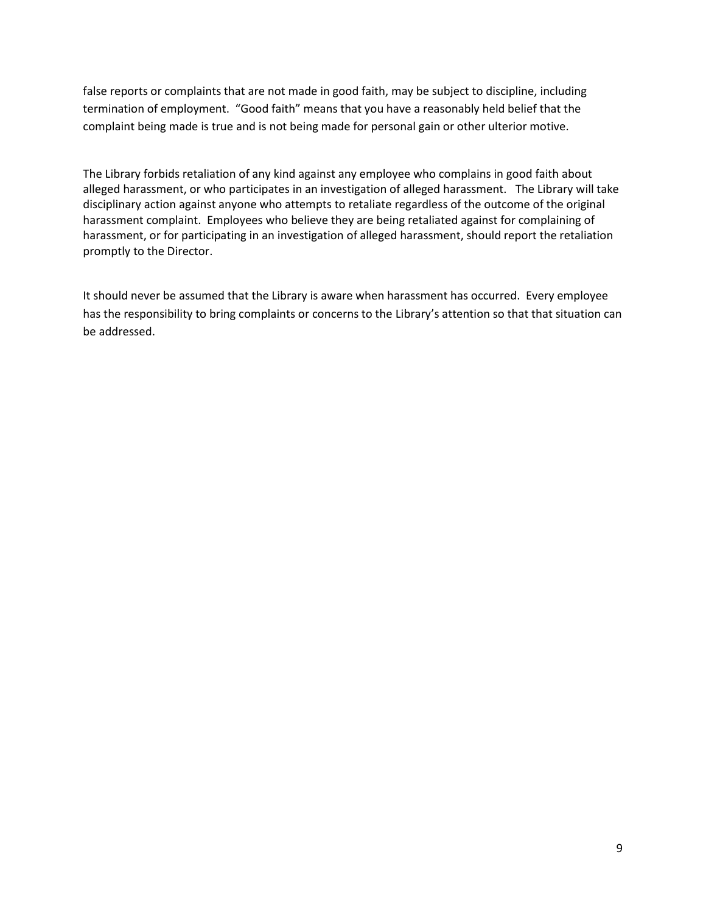false reports or complaints that are not made in good faith, may be subject to discipline, including termination of employment. "Good faith" means that you have a reasonably held belief that the complaint being made is true and is not being made for personal gain or other ulterior motive.

The Library forbids retaliation of any kind against any employee who complains in good faith about alleged harassment, or who participates in an investigation of alleged harassment. The Library will take disciplinary action against anyone who attempts to retaliate regardless of the outcome of the original harassment complaint. Employees who believe they are being retaliated against for complaining of harassment, or for participating in an investigation of alleged harassment, should report the retaliation promptly to the Director.

It should never be assumed that the Library is aware when harassment has occurred. Every employee has the responsibility to bring complaints or concerns to the Library's attention so that that situation can be addressed.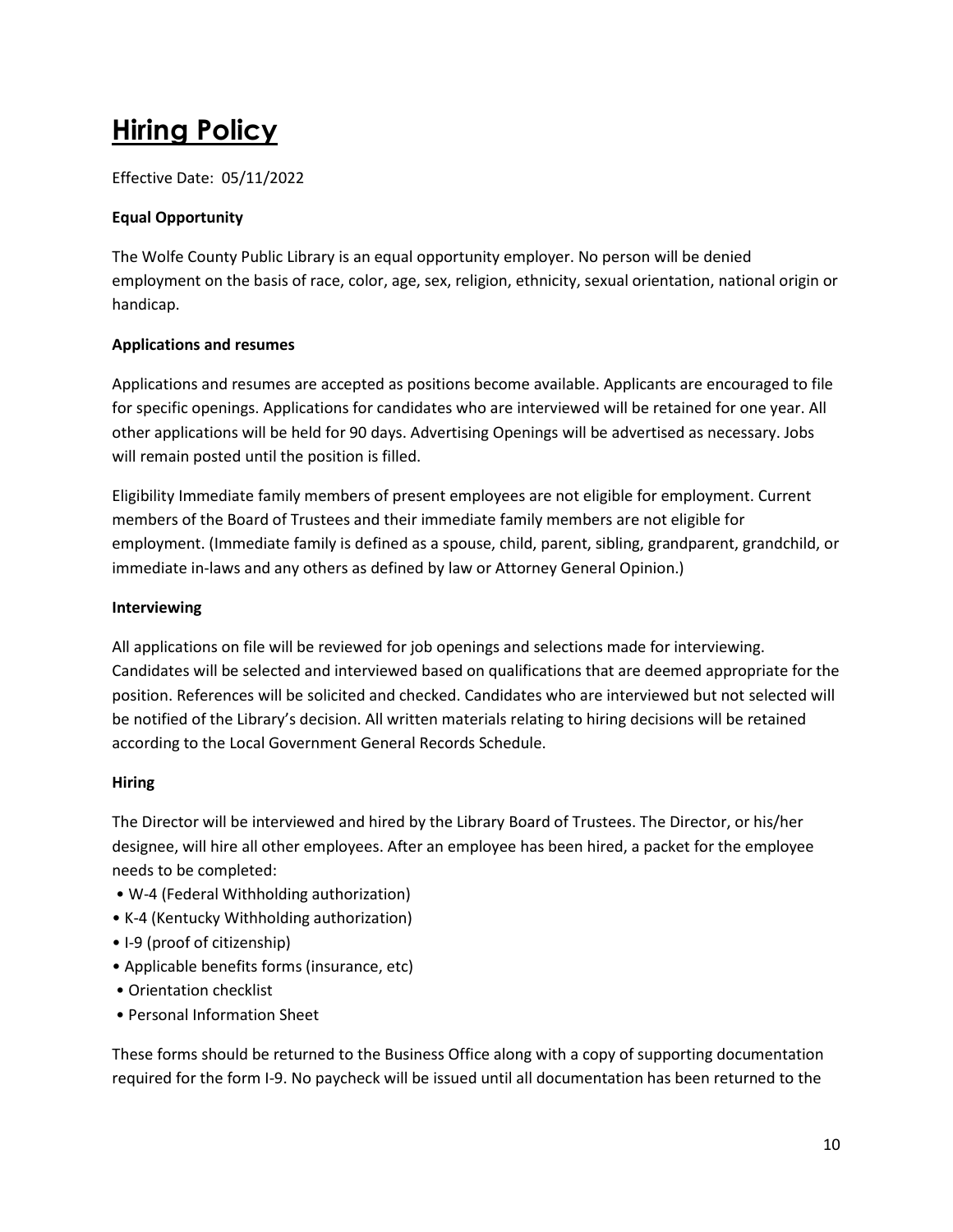# Hiring Policy

Effective Date: 05/11/2022

**Equal Opportunity**

The Wolfe County Public Library is an equal opportunity employer. No person will be denied employment on the basis of race, color, age, sex, religion, ethnicity, sexual orientation, national origin or handicap.

**Applications and resumes**

Applications and resumes are accepted as positions become available. Applicants are encouraged to file for specific openings. Applications for candidates who are interviewed will be retained for one year. All other applications will be held for 90 days. Advertising Openings will be advertised as necessary. Jobs will remain posted until the position is filled.

Eligibility Immediate family members of present employees are not eligible for employment. Current members of the Board of Trustees and their immediate family members are not eligible for employment. (Immediate family is defined as a spouse, child, parent, sibling, grandparent, grandchild, or immediate in-laws and any others as defined by law or Attorney General Opinion.)

**Interviewing**

All applications on file will be reviewed for job openings and selections made for interviewing. Candidates will be selected and interviewed based on qualifications that are deemed appropriate for the position. References will be solicited and checked. Candidates who are interviewed but not selected will be notified of the Library's decision. All written materials relating to hiring decisions will be retained according to the Local Government General Records Schedule.

**Hiring**

The Director will be interviewed and hired by the Library Board of Trustees. The Director, or his/her designee, will hire all other employees. After an employee has been hired, a packet for the employee needs to be completed:

- W-4 (Federal Withholding authorization)
- K-4 (Kentucky Withholding authorization)
- I-9 (proof of citizenship)
- Applicable benefits forms (insurance, etc)
- Orientation checklist
- Personal Information Sheet

These forms should be returned to the Business Office along with a copy of supporting documentation required for the form I-9. No paycheck will be issued until all documentation has been returned to the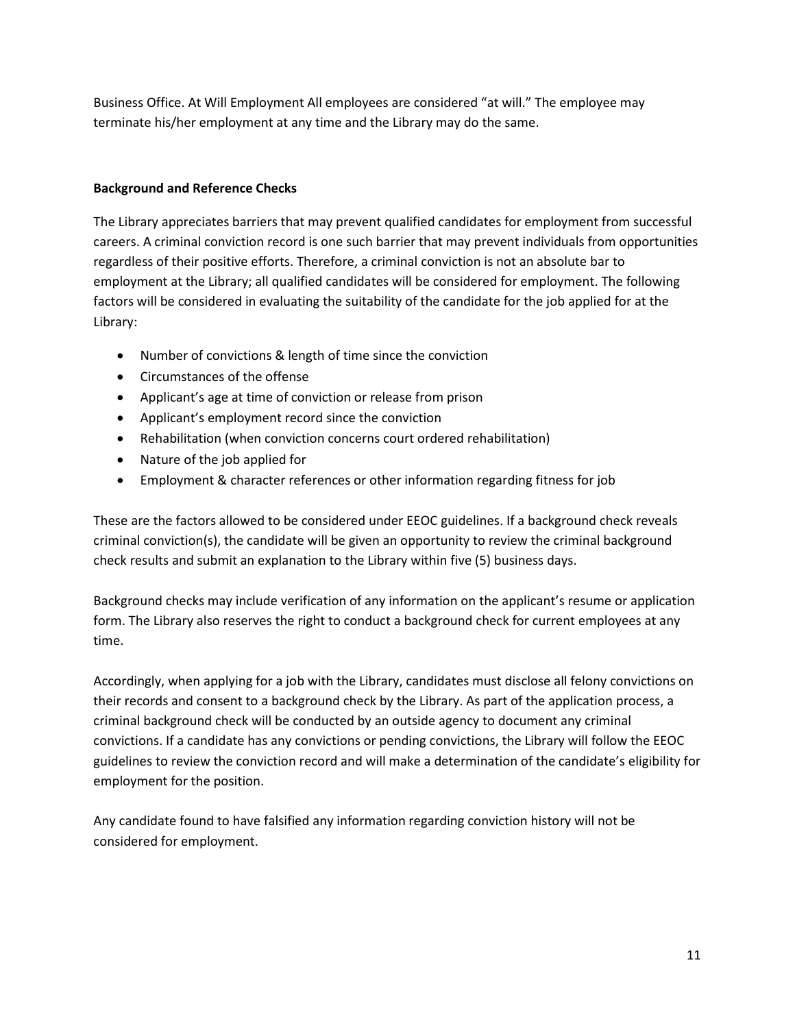Business Office. At Will Employment All employees are considered “at will.” The employee may terminate his/her employment at any time and the Library may do the same.

**Background and Reference Checks**

The Library appreciates barriers that may prevent qualified candidates for employment from successful careers. A criminal conviction record is one such barrier that may prevent individuals from opportunities regardless of their positive efforts. Therefore, a criminal conviction is not an absolute bar to employment at the Library; all qualified candidates will be considered for employment. The following factors will be considered in evaluating the suitability of the candidate for the job applied for at the Library:

- Number of convictions & length of time since the conviction
- Circumstances of the offense
- Applicant’s age at time of conviction or release from prison
- Applicant’s employment record since the conviction
- Rehabilitation (when conviction concerns court ordered rehabilitation)
- Nature of the job applied for
- Employment & character references or other information regarding fitness for job

These are the factors allowed to be considered under EEOC guidelines. If a background check reveals criminal conviction(s), the candidate will be given an opportunity to review the criminal background check results and submit an explanation to the Library within five (5) business days.

Background checks may include verification of any information on the applicant’s resume or application form. The Library also reserves the right to conduct a background check for current employees at any time.

Accordingly, when applying for a job with the Library, candidates must disclose all felony convictions on their records and consent to a background check by the Library. As part of the application process, a criminal background check will be conducted by an outside agency to document any criminal convictions. If a candidate has any convictions or pending convictions, the Library will follow the EEOC guidelines to review the conviction record and will make a determination of the candidate’s eligibility for employment for the position.

Any candidate found to have falsified any information regarding conviction history will not be considered for employment.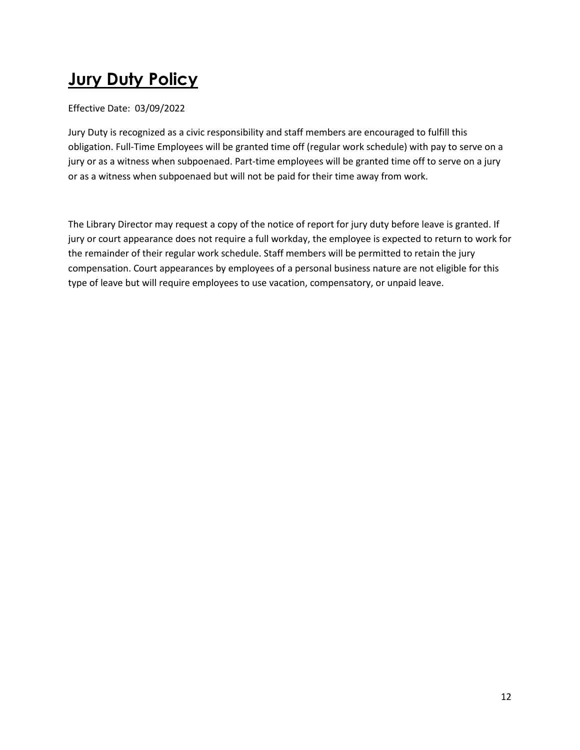# **Jury Duty Policy**

Effective Date: 03/09/2022

Jury Duty is recognized as a civic responsibility and staff members are encouraged to fulfill this obligation. Full-Time Employees will be granted time off (regular work schedule) with pay to serve on a jury or as a witness when subpoenaed. Part-time employees will be granted time off to serve on a jury or as a witness when subpoenaed but will not be paid for their time away from work.

The Library Director may request a copy of the notice of report for jury duty before leave is granted. If jury or court appearance does not require a full workday, the employee is expected to return to work for the remainder of their regular work schedule. Staff members will be permitted to retain the jury compensation. Court appearances by employees of a personal business nature are not eligible for this type of leave but will require employees to use vacation, compensatory, or unpaid leave.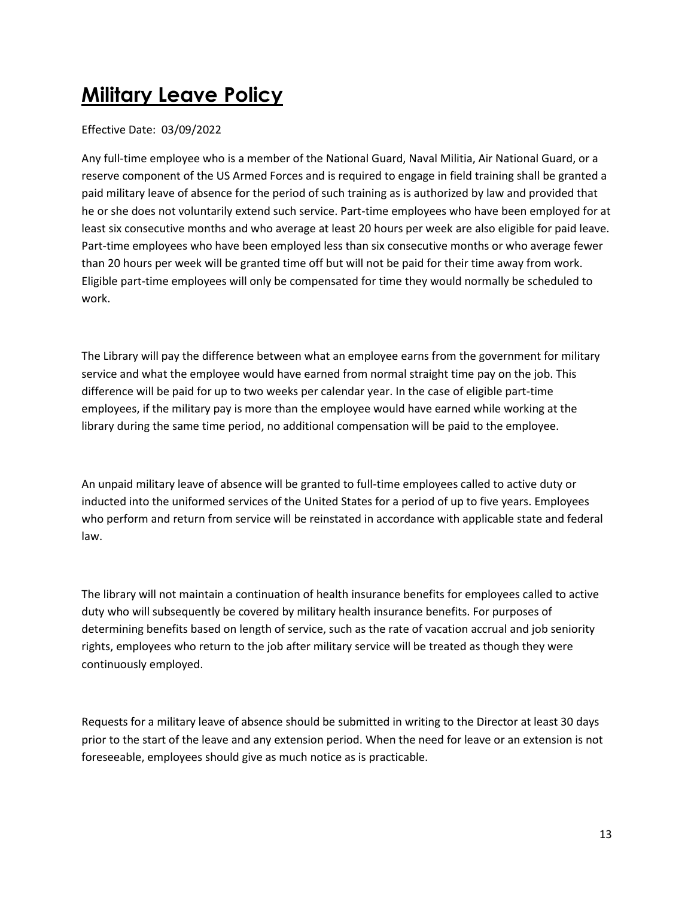# Military Leave Policy

Effective Date: 03/09/2022

Any full-time employee who is a member of the National Guard, Naval Militia, Air National Guard, or a reserve component of the US Armed Forces and is required to engage in field training shall be granted a paid military leave of absence for the period of such training as is authorized by law and provided that he or she does not voluntarily extend such service. Part-time employees who have been employed for at least six consecutive months and who average at least 20 hours per week are also eligible for paid leave. Part-time employees who have been employed less than six consecutive months or who average fewer than 20 hours per week will be granted time off but will not be paid for their time away from work. Eligible part-time employees will only be compensated for time they would normally be scheduled to work.

The Library will pay the difference between what an employee earns from the government for military service and what the employee would have earned from normal straight time pay on the job. This difference will be paid for up to two weeks per calendar year. In the case of eligible part-time employees, if the military pay is more than the employee would have earned while working at the library during the same time period, no additional compensation will be paid to the employee.

An unpaid military leave of absence will be granted to full-time employees called to active duty or inducted into the uniformed services of the United States for a period of up to five years. Employees who perform and return from service will be reinstated in accordance with applicable state and federal law.

The library will not maintain a continuation of health insurance benefits for employees called to active duty who will subsequently be covered by military health insurance benefits. For purposes of determining benefits based on length of service, such as the rate of vacation accrual and job seniority rights, employees who return to the job after military service will be treated as though they were continuously employed.

Requests for a military leave of absence should be submitted in writing to the Director at least 30 days prior to the start of the leave and any extension period. When the need for leave or an extension is not foreseeable, employees should give as much notice as is practicable.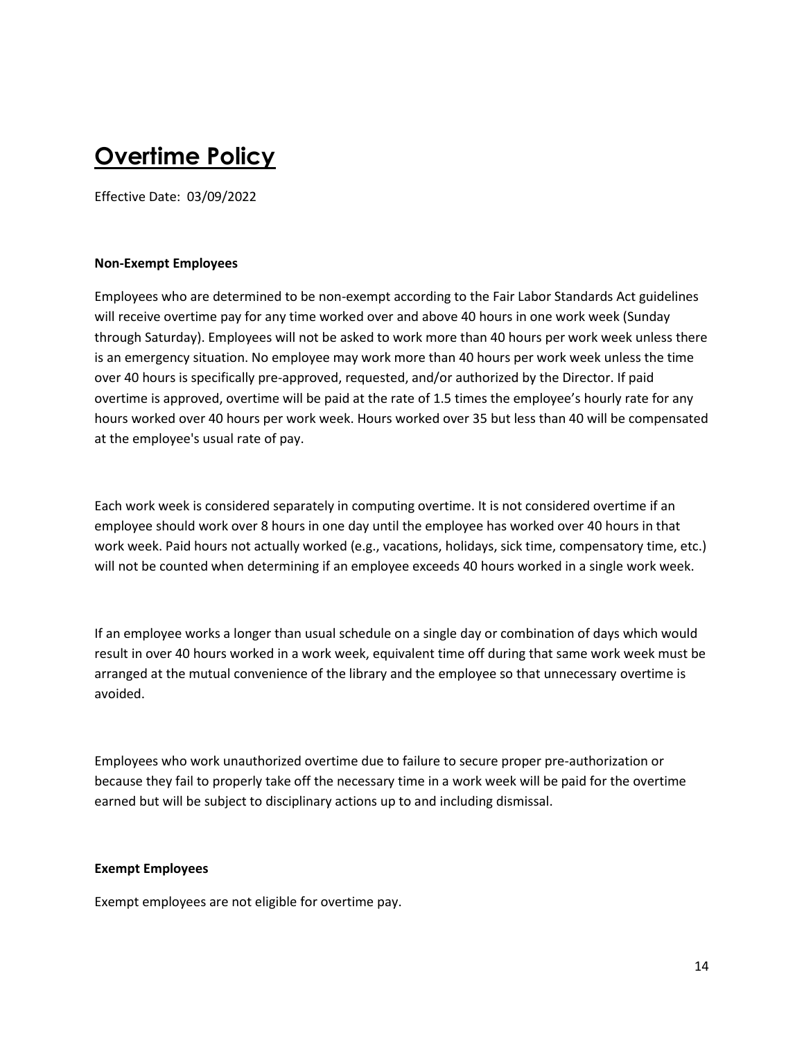# Overtime Policy

Effective Date: 03/09/2022

**Non-Exempt Employees**

Employees who are determined to be non-exempt according to the Fair Labor Standards Act guidelines will receive overtime pay for any time worked over and above 40 hours in one work week (Sunday through Saturday). Employees will not be asked to work more than 40 hours per work week unless there is an emergency situation. No employee may work more than 40 hours per work week unless the time over 40 hours is specifically pre-approved, requested, and/or authorized by the Director. If paid overtime is approved, overtime will be paid at the rate of 1.5 times the employee's hourly rate for any hours worked over 40 hours per work week. Hours worked over 35 but less than 40 will be compensated at the employee's usual rate of pay.

Each work week is considered separately in computing overtime. It is not considered overtime if an employee should work over 8 hours in one day until the employee has worked over 40 hours in that work week. Paid hours not actually worked (e.g., vacations, holidays, sick time, compensatory time, etc.) will not be counted when determining if an employee exceeds 40 hours worked in a single work week.

If an employee works a longer than usual schedule on a single day or combination of days which would result in over 40 hours worked in a work week, equivalent time off during that same work week must be arranged at the mutual convenience of the library and the employee so that unnecessary overtime is avoided.

Employees who work unauthorized overtime due to failure to secure proper pre-authorization or because they fail to properly take off the necessary time in a work week will be paid for the overtime earned but will be subject to disciplinary actions up to and including dismissal.

**Exempt Employees**

Exempt employees are not eligible for overtime pay.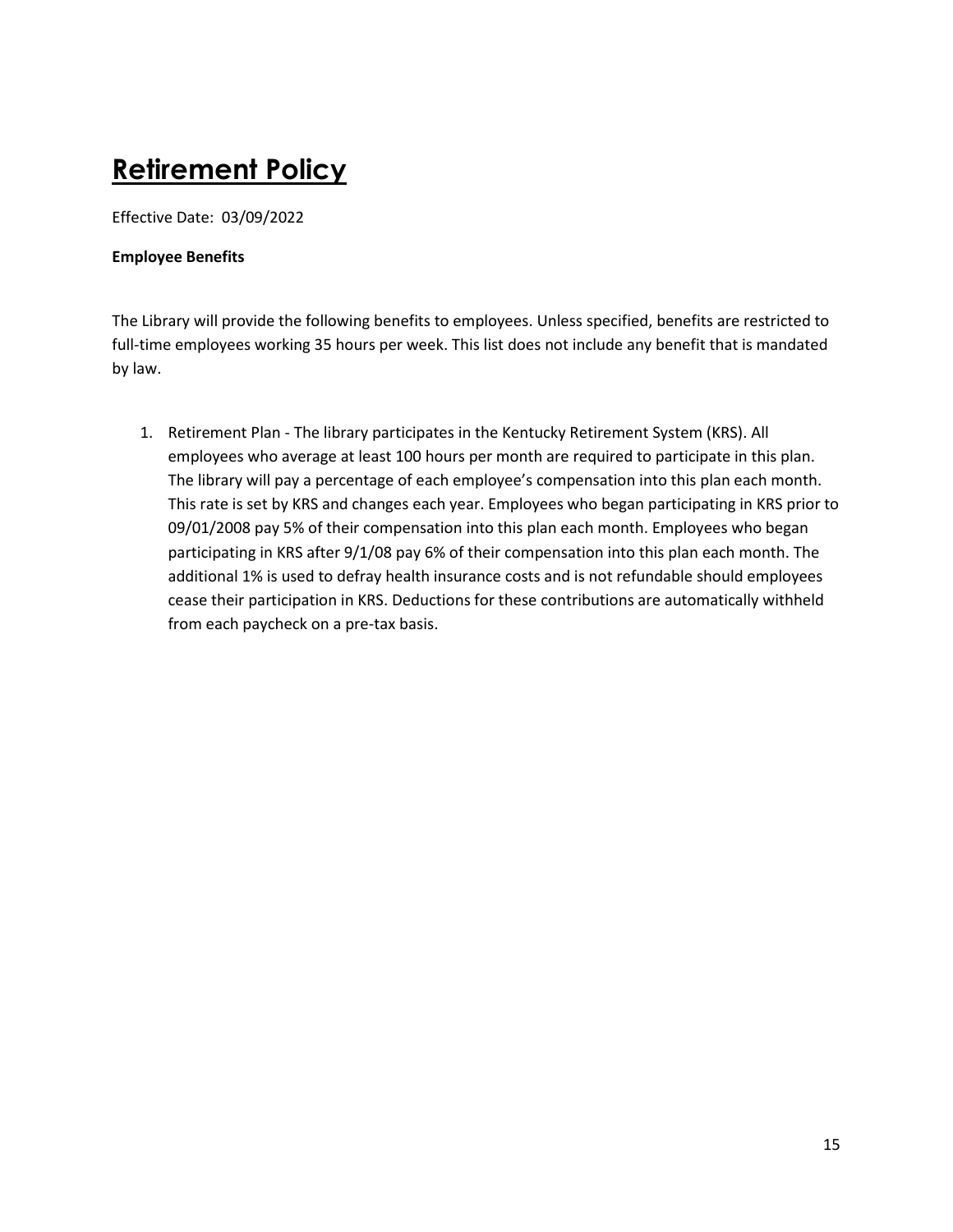# Retirement Policy

Effective Date: 03/09/2022

**Employee Benefits**

The Library will provide the following benefits to employees. Unless specified, benefits are restricted to full-time employees working 35 hours per week. This list does not include any benefit that is mandated by law.

1. Retirement Plan - The library participates in the Kentucky Retirement System (KRS). All employees who average at least 100 hours per month are required to participate in this plan. The library will pay a percentage of each employee's compensation into this plan each month. This rate is set by KRS and changes each year. Employees who began participating in KRS prior to 09/01/2008 pay 5% of their compensation into this plan each month. Employees who began participating in KRS after 9/1/08 pay 6% of their compensation into this plan each month. The additional 1% is used to defray health insurance costs and is not refundable should employees cease their participation in KRS. Deductions for these contributions are automatically withheld from each paycheck on a pre-tax basis.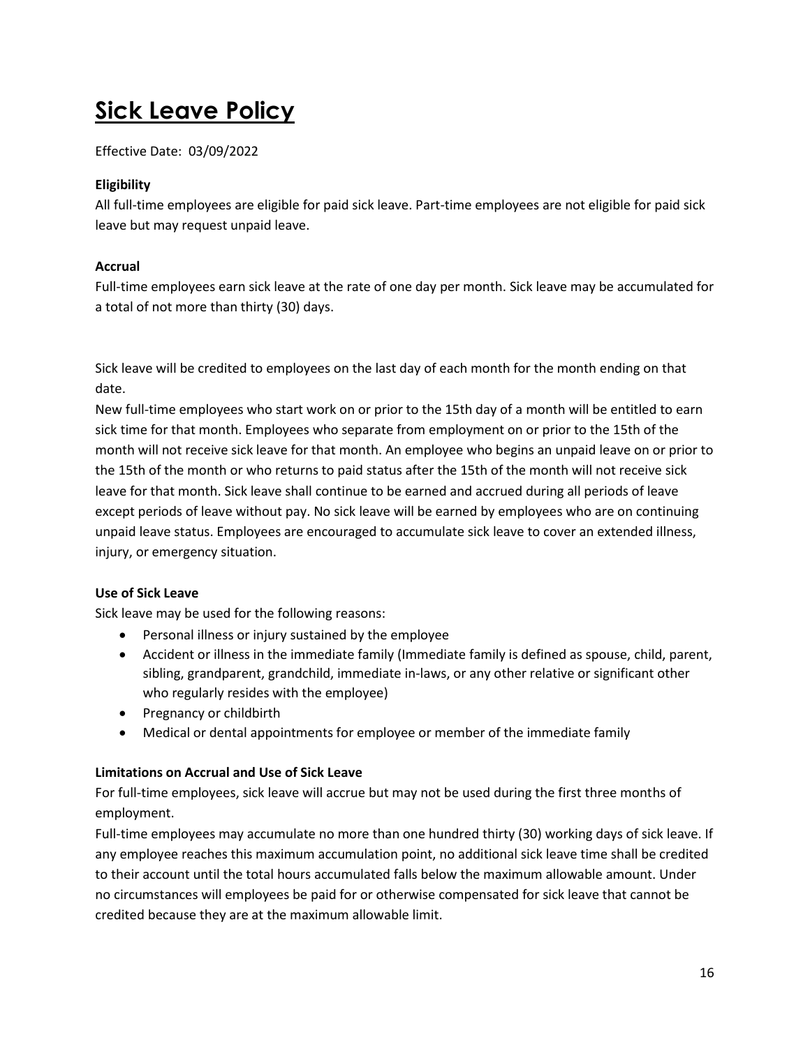# Sick Leave Policy

Effective Date: 03/09/2022

**Eligibility**

All full-time employees are eligible for paid sick leave. Part-time employees are not eligible for paid sick leave but may request unpaid leave.

**Accrual**

Full-time employees earn sick leave at the rate of one day per month. Sick leave may be accumulated for a total of not more than thirty (30) days.

Sick leave will be credited to employees on the last day of each month for the month ending on that date.

New full-time employees who start work on or prior to the 15th day of a month will be entitled to earn sick time for that month. Employees who separate from employment on or prior to the 15th of the month will not receive sick leave for that month. An employee who begins an unpaid leave on or prior to the 15th of the month or who returns to paid status after the 15th of the month will not receive sick leave for that month. Sick leave shall continue to be earned and accrued during all periods of leave except periods of leave without pay. No sick leave will be earned by employees who are on continuing unpaid leave status. Employees are encouraged to accumulate sick leave to cover an extended illness, injury, or emergency situation.

**Use of Sick Leave**

Sick leave may be used for the following reasons:

- Personal illness or injury sustained by the employee
- Accident or illness in the immediate family (Immediate family is defined as spouse, child, parent, sibling, grandparent, grandchild, immediate in-laws, or any other relative or significant other who regularly resides with the employee)
- Pregnancy or childbirth
- Medical or dental appointments for employee or member of the immediate family

**Limitations on Accrual and Use of Sick Leave**

For full-time employees, sick leave will accrue but may not be used during the first three months of employment.

Full-time employees may accumulate no more than one hundred thirty (30) working days of sick leave. If any employee reaches this maximum accumulation point, no additional sick leave time shall be credited to their account until the total hours accumulated falls below the maximum allowable amount. Under no circumstances will employees be paid for or otherwise compensated for sick leave that cannot be credited because they are at the maximum allowable limit.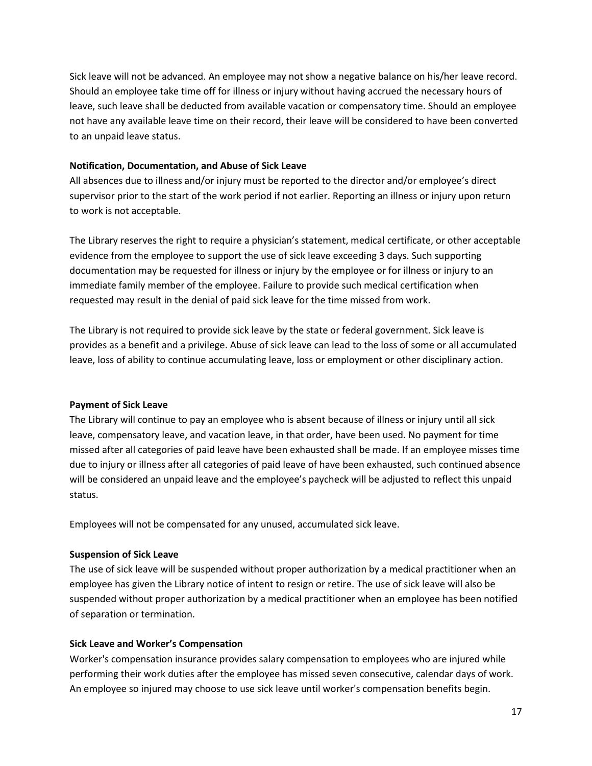Sick leave will not be advanced. An employee may not show a negative balance on his/her leave record. Should an employee take time off for illness or injury without having accrued the necessary hours of leave, such leave shall be deducted from available vacation or compensatory time. Should an employee not have any available leave time on their record, their leave will be considered to have been converted to an unpaid leave status.

**Notification, Documentation, and Abuse of Sick Leave**

All absences due to illness and/or injury must be reported to the director and/or employee's direct supervisor prior to the start of the work period if not earlier. Reporting an illness or injury upon return to work is not acceptable.

The Library reserves the right to require a physician's statement, medical certificate, or other acceptable evidence from the employee to support the use of sick leave exceeding 3 days. Such supporting documentation may be requested for illness or injury by the employee or for illness or injury to an immediate family member of the employee. Failure to provide such medical certification when requested may result in the denial of paid sick leave for the time missed from work.

The Library is not required to provide sick leave by the state or federal government. Sick leave is provides as a benefit and a privilege. Abuse of sick leave can lead to the loss of some or all accumulated leave, loss of ability to continue accumulating leave, loss or employment or other disciplinary action.

**Payment of Sick Leave**

The Library will continue to pay an employee who is absent because of illness or injury until all sick leave, compensatory leave, and vacation leave, in that order, have been used. No payment for time missed after all categories of paid leave have been exhausted shall be made. If an employee misses time due to injury or illness after all categories of paid leave of have been exhausted, such continued absence will be considered an unpaid leave and the employee's paycheck will be adjusted to reflect this unpaid status.

Employees will not be compensated for any unused, accumulated sick leave.

**Suspension of Sick Leave**

The use of sick leave will be suspended without proper authorization by a medical practitioner when an employee has given the Library notice of intent to resign or retire. The use of sick leave will also be suspended without proper authorization by a medical practitioner when an employee has been notified of separation or termination.

**Sick Leave and Worker's Compensation**

Worker's compensation insurance provides salary compensation to employees who are injured while performing their work duties after the employee has missed seven consecutive, calendar days of work. An employee so injured may choose to use sick leave until worker's compensation benefits begin.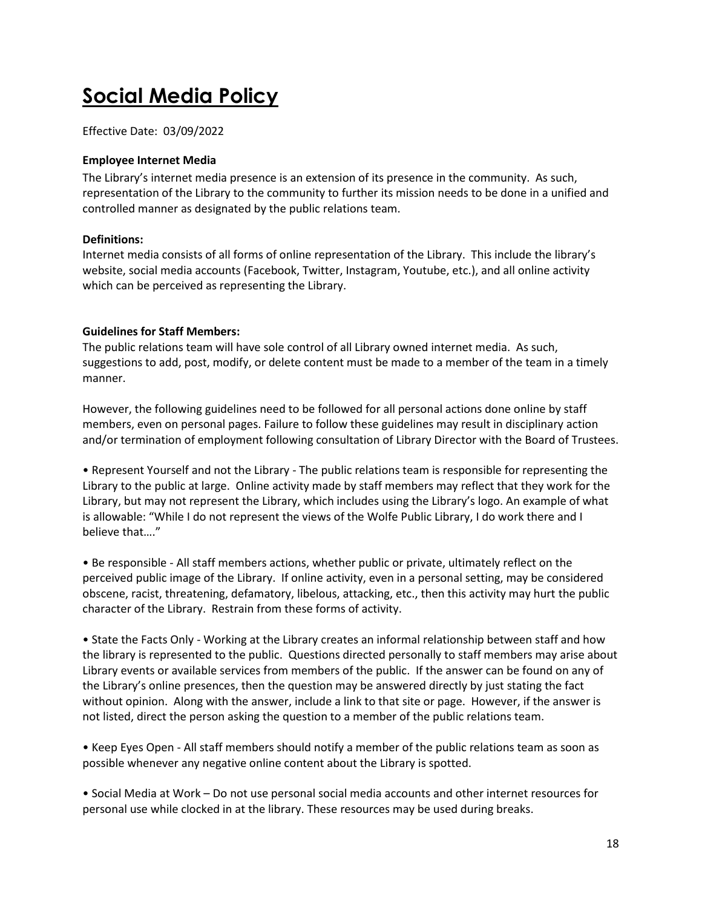# Social Media Policy

Effective Date: 03/09/2022

**Employee Internet Media**

The Library's internet media presence is an extension of its presence in the community. As such, representation of the Library to the community to further its mission needs to be done in a unified and controlled manner as designated by the public relations team.

**Definitions:**

Internet media consists of all forms of online representation of the Library. This include the library's website, social media accounts (Facebook, Twitter, Instagram, Youtube, etc.), and all online activity which can be perceived as representing the Library.

**Guidelines for Staff Members:**

The public relations team will have sole control of all Library owned internet media. As such, suggestions to add, post, modify, or delete content must be made to a member of the team in a timely manner.

However, the following guidelines need to be followed for all personal actions done online by staff members, even on personal pages. Failure to follow these guidelines may result in disciplinary action and/or termination of employment following consultation of Library Director with the Board of Trustees.

- Represent Yourself and not the Library - The public relations team is responsible for representing the Library to the public at large. Online activity made by staff members may reflect that they work for the Library, but may not represent the Library, which includes using the Library's logo. An example of what is allowable: "While I do not represent the views of the Wolfe Public Library, I do work there and I believe that…."

- Be responsible - All staff members actions, whether public or private, ultimately reflect on the perceived public image of the Library. If online activity, even in a personal setting, may be considered obscene, racist, threatening, defamatory, libelous, attacking, etc., then this activity may hurt the public character of the Library. Restrain from these forms of activity.

- State the Facts Only - Working at the Library creates an informal relationship between staff and how the library is represented to the public. Questions directed personally to staff members may arise about Library events or available services from members of the public. If the answer can be found on any of the Library's online presences, then the question may be answered directly by just stating the fact without opinion. Along with the answer, include a link to that site or page. However, if the answer is not listed, direct the person asking the question to a member of the public relations team.

- Keep Eyes Open - All staff members should notify a member of the public relations team as soon as possible whenever any negative online content about the Library is spotted.

- Social Media at Work – Do not use personal social media accounts and other internet resources for personal use while clocked in at the library. These resources may be used during breaks.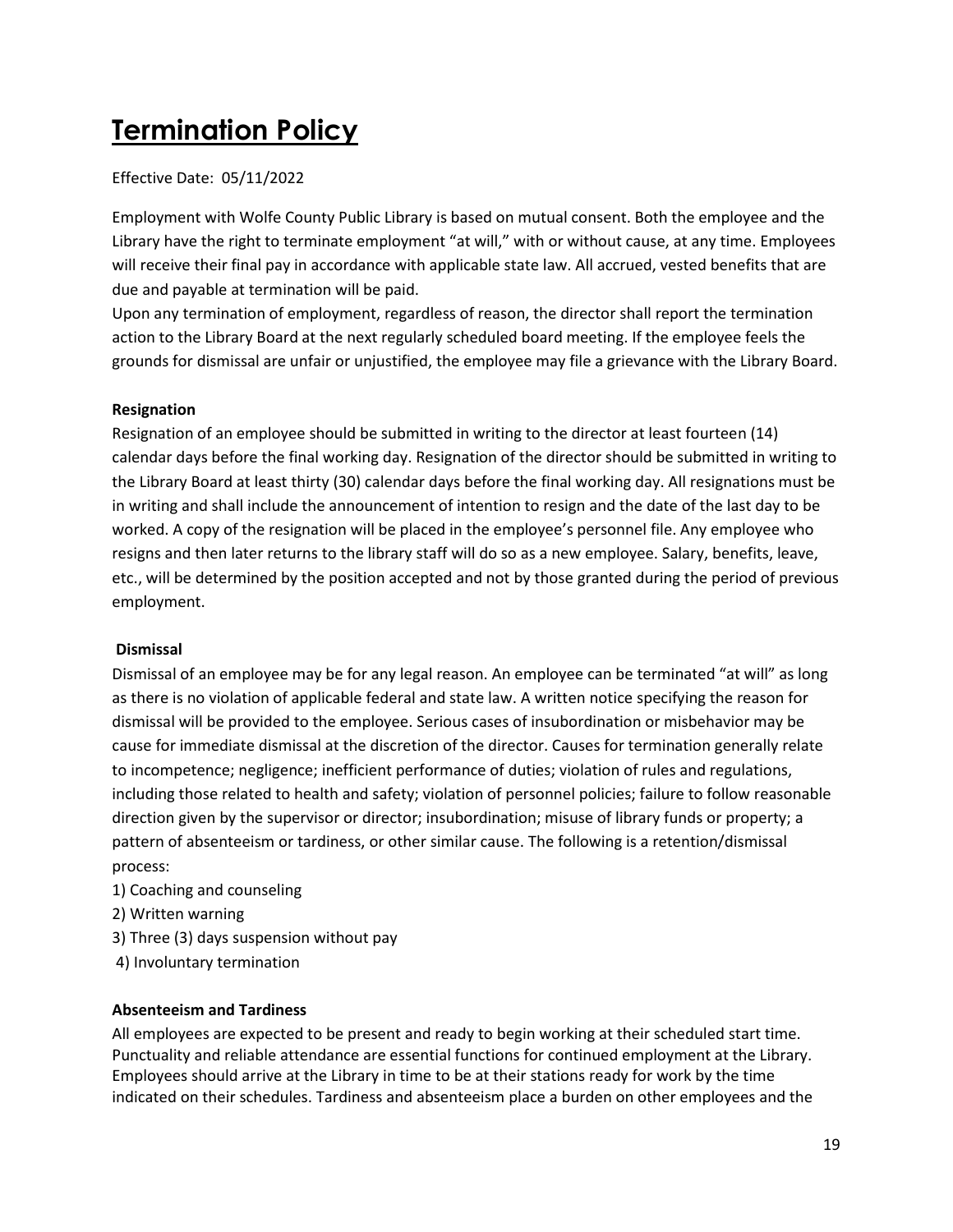# Termination Policy

Effective Date: 05/11/2022

Employment with Wolfe County Public Library is based on mutual consent. Both the employee and the Library have the right to terminate employment "at will," with or without cause, at any time. Employees will receive their final pay in accordance with applicable state law. All accrued, vested benefits that are due and payable at termination will be paid.

Upon any termination of employment, regardless of reason, the director shall report the termination action to the Library Board at the next regularly scheduled board meeting. If the employee feels the grounds for dismissal are unfair or unjustified, the employee may file a grievance with the Library Board.

**Resignation**

Resignation of an employee should be submitted in writing to the director at least fourteen (14) calendar days before the final working day. Resignation of the director should be submitted in writing to the Library Board at least thirty (30) calendar days before the final working day. All resignations must be in writing and shall include the announcement of intention to resign and the date of the last day to be worked. A copy of the resignation will be placed in the employee's personnel file. Any employee who resigns and then later returns to the library staff will do so as a new employee. Salary, benefits, leave, etc., will be determined by the position accepted and not by those granted during the period of previous employment.

**Dismissal**

Dismissal of an employee may be for any legal reason. An employee can be terminated "at will" as long as there is no violation of applicable federal and state law. A written notice specifying the reason for dismissal will be provided to the employee. Serious cases of insubordination or misbehavior may be cause for immediate dismissal at the discretion of the director. Causes for termination generally relate to incompetence; negligence; inefficient performance of duties; violation of rules and regulations, including those related to health and safety; violation of personnel policies; failure to follow reasonable direction given by the supervisor or director; insubordination; misuse of library funds or property; a pattern of absenteeism or tardiness, or other similar cause. The following is a retention/dismissal process:

1) Coaching and counseling
2) Written warning
3) Three (3) days suspension without pay
4) Involuntary termination

**Absenteeism and Tardiness**

All employees are expected to be present and ready to begin working at their scheduled start time. Punctuality and reliable attendance are essential functions for continued employment at the Library. Employees should arrive at the Library in time to be at their stations ready for work by the time indicated on their schedules. Tardiness and absenteeism place a burden on other employees and the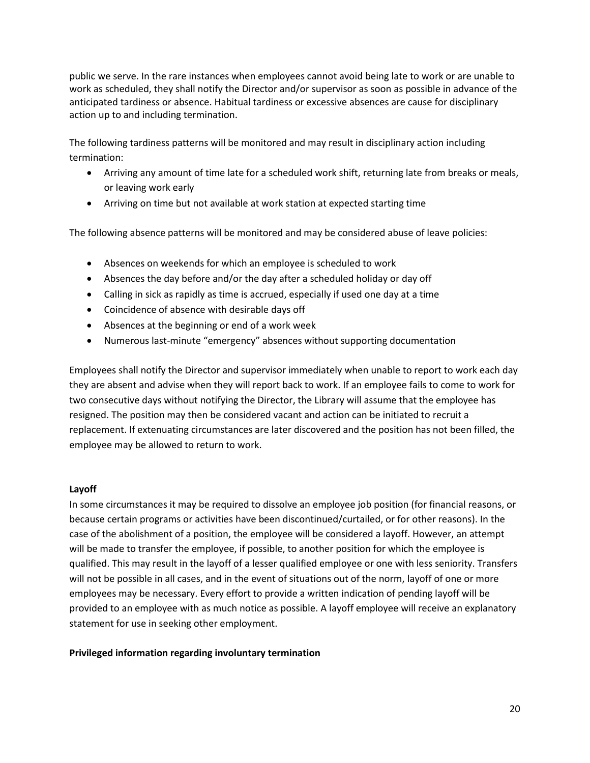public we serve. In the rare instances when employees cannot avoid being late to work or are unable to work as scheduled, they shall notify the Director and/or supervisor as soon as possible in advance of the anticipated tardiness or absence. Habitual tardiness or excessive absences are cause for disciplinary action up to and including termination.

The following tardiness patterns will be monitored and may result in disciplinary action including termination:

- Arriving any amount of time late for a scheduled work shift, returning late from breaks or meals, or leaving work early
- Arriving on time but not available at work station at expected starting time

The following absence patterns will be monitored and may be considered abuse of leave policies:

- Absences on weekends for which an employee is scheduled to work
- Absences the day before and/or the day after a scheduled holiday or day off
- Calling in sick as rapidly as time is accrued, especially if used one day at a time
- Coincidence of absence with desirable days off
- Absences at the beginning or end of a work week
- Numerous last-minute "emergency" absences without supporting documentation

Employees shall notify the Director and supervisor immediately when unable to report to work each day they are absent and advise when they will report back to work. If an employee fails to come to work for two consecutive days without notifying the Director, the Library will assume that the employee has resigned. The position may then be considered vacant and action can be initiated to recruit a replacement. If extenuating circumstances are later discovered and the position has not been filled, the employee may be allowed to return to work.

**Layoff**

In some circumstances it may be required to dissolve an employee job position (for financial reasons, or because certain programs or activities have been discontinued/curtailed, or for other reasons). In the case of the abolishment of a position, the employee will be considered a layoff. However, an attempt will be made to transfer the employee, if possible, to another position for which the employee is qualified. This may result in the layoff of a lesser qualified employee or one with less seniority. Transfers will not be possible in all cases, and in the event of situations out of the norm, layoff of one or more employees may be necessary. Every effort to provide a written indication of pending layoff will be provided to an employee with as much notice as possible. A layoff employee will receive an explanatory statement for use in seeking other employment.

**Privileged information regarding involuntary termination**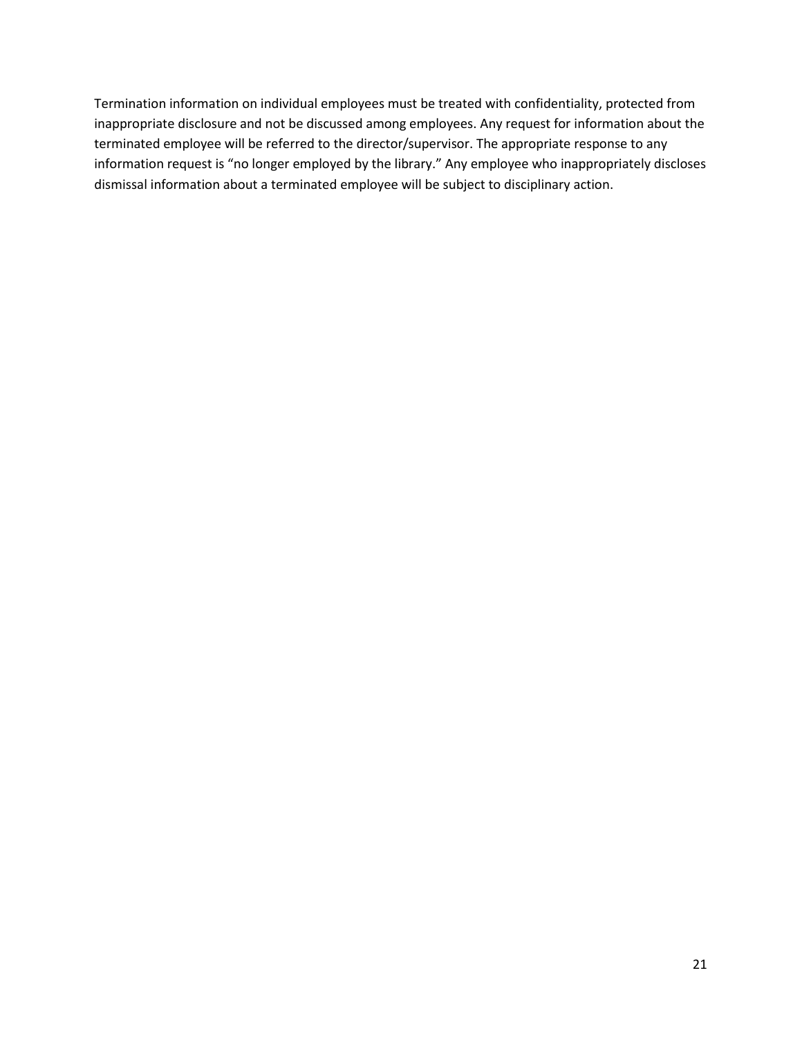Termination information on individual employees must be treated with confidentiality, protected from inappropriate disclosure and not be discussed among employees. Any request for information about the terminated employee will be referred to the director/supervisor. The appropriate response to any information request is "no longer employed by the library." Any employee who inappropriately discloses dismissal information about a terminated employee will be subject to disciplinary action.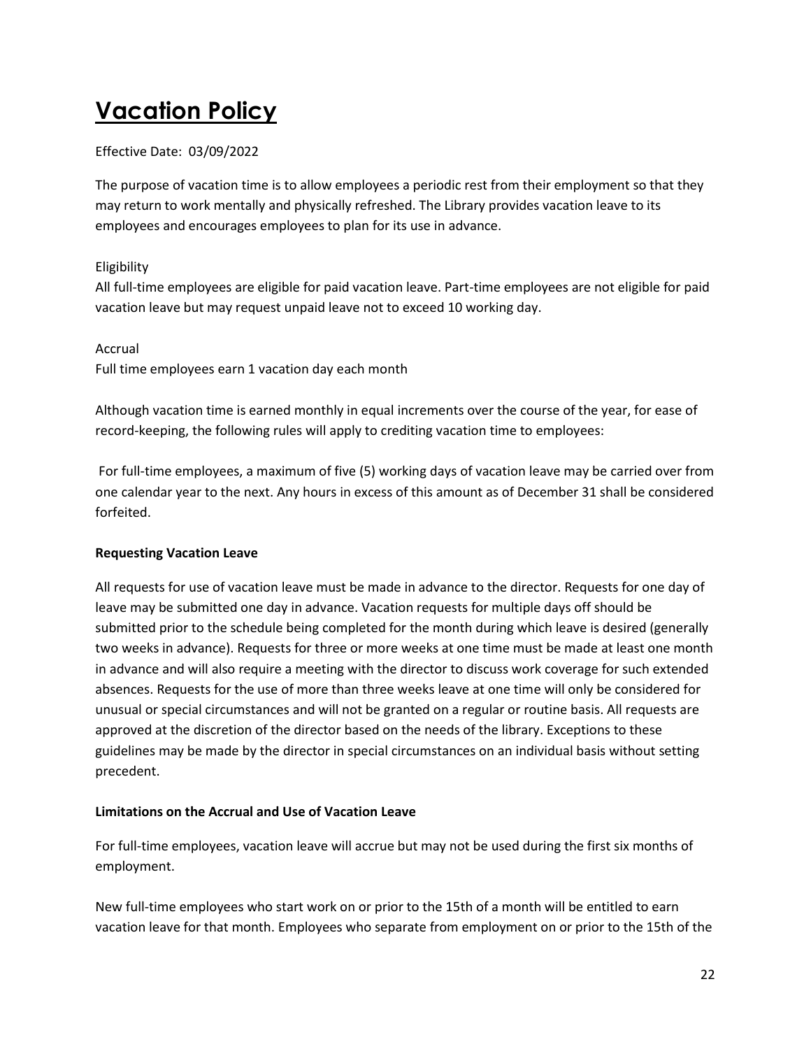# <u>Vacation Policy</u>

Effective Date: 03/09/2022

The purpose of vacation time is to allow employees a periodic rest from their employment so that they may return to work mentally and physically refreshed. The Library provides vacation leave to its employees and encourages employees to plan for its use in advance.

Eligibility
All full-time employees are eligible for paid vacation leave. Part-time employees are not eligible for paid vacation leave but may request unpaid leave not to exceed 10 working day.

Accrual
Full time employees earn 1 vacation day each month

Although vacation time is earned monthly in equal increments over the course of the year, for ease of record-keeping, the following rules will apply to crediting vacation time to employees:

For full-time employees, a maximum of five (5) working days of vacation leave may be carried over from one calendar year to the next. Any hours in excess of this amount as of December 31 shall be considered forfeited.

**Requesting Vacation Leave**

All requests for use of vacation leave must be made in advance to the director. Requests for one day of leave may be submitted one day in advance. Vacation requests for multiple days off should be submitted prior to the schedule being completed for the month during which leave is desired (generally two weeks in advance). Requests for three or more weeks at one time must be made at least one month in advance and will also require a meeting with the director to discuss work coverage for such extended absences. Requests for the use of more than three weeks leave at one time will only be considered for unusual or special circumstances and will not be granted on a regular or routine basis. All requests are approved at the discretion of the director based on the needs of the library. Exceptions to these guidelines may be made by the director in special circumstances on an individual basis without setting precedent.

**Limitations on the Accrual and Use of Vacation Leave**

For full-time employees, vacation leave will accrue but may not be used during the first six months of employment.

New full-time employees who start work on or prior to the 15th of a month will be entitled to earn vacation leave for that month. Employees who separate from employment on or prior to the 15th of the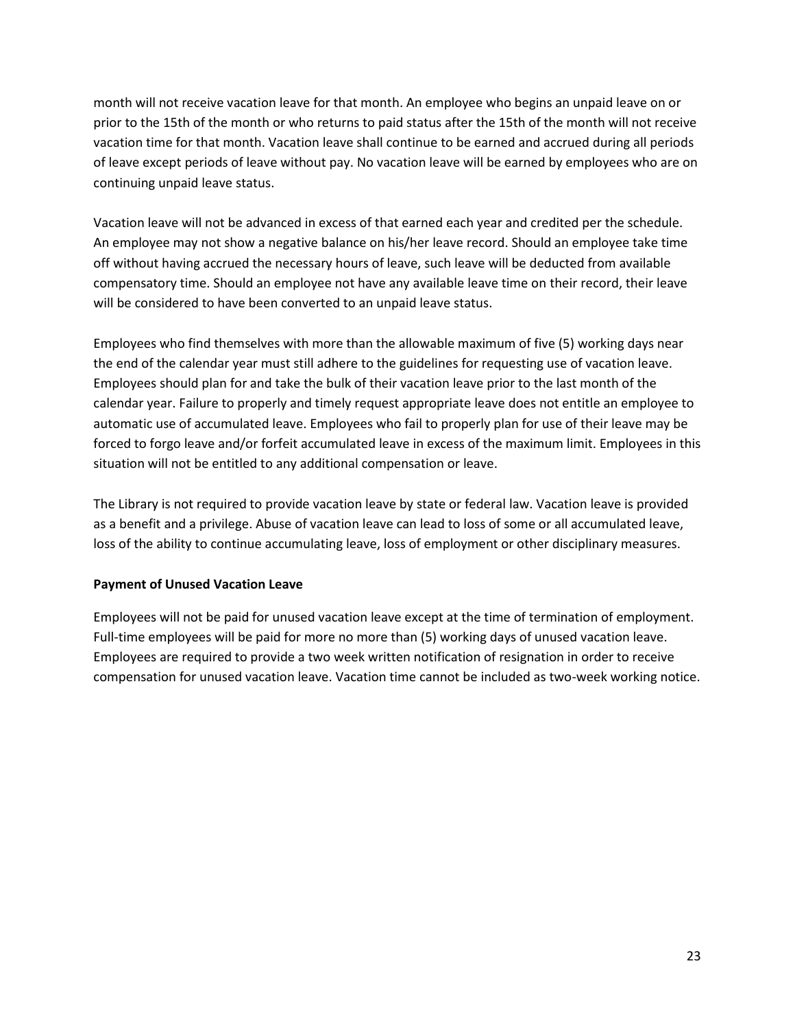month will not receive vacation leave for that month. An employee who begins an unpaid leave on or prior to the 15th of the month or who returns to paid status after the 15th of the month will not receive vacation time for that month. Vacation leave shall continue to be earned and accrued during all periods of leave except periods of leave without pay. No vacation leave will be earned by employees who are on continuing unpaid leave status.

Vacation leave will not be advanced in excess of that earned each year and credited per the schedule. An employee may not show a negative balance on his/her leave record. Should an employee take time off without having accrued the necessary hours of leave, such leave will be deducted from available compensatory time. Should an employee not have any available leave time on their record, their leave will be considered to have been converted to an unpaid leave status.

Employees who find themselves with more than the allowable maximum of five (5) working days near the end of the calendar year must still adhere to the guidelines for requesting use of vacation leave. Employees should plan for and take the bulk of their vacation leave prior to the last month of the calendar year. Failure to properly and timely request appropriate leave does not entitle an employee to automatic use of accumulated leave. Employees who fail to properly plan for use of their leave may be forced to forgo leave and/or forfeit accumulated leave in excess of the maximum limit. Employees in this situation will not be entitled to any additional compensation or leave.

The Library is not required to provide vacation leave by state or federal law. Vacation leave is provided as a benefit and a privilege. Abuse of vacation leave can lead to loss of some or all accumulated leave, loss of the ability to continue accumulating leave, loss of employment or other disciplinary measures.

**Payment of Unused Vacation Leave**

Employees will not be paid for unused vacation leave except at the time of termination of employment. Full-time employees will be paid for more no more than (5) working days of unused vacation leave. Employees are required to provide a two week written notification of resignation in order to receive compensation for unused vacation leave. Vacation time cannot be included as two-week working notice.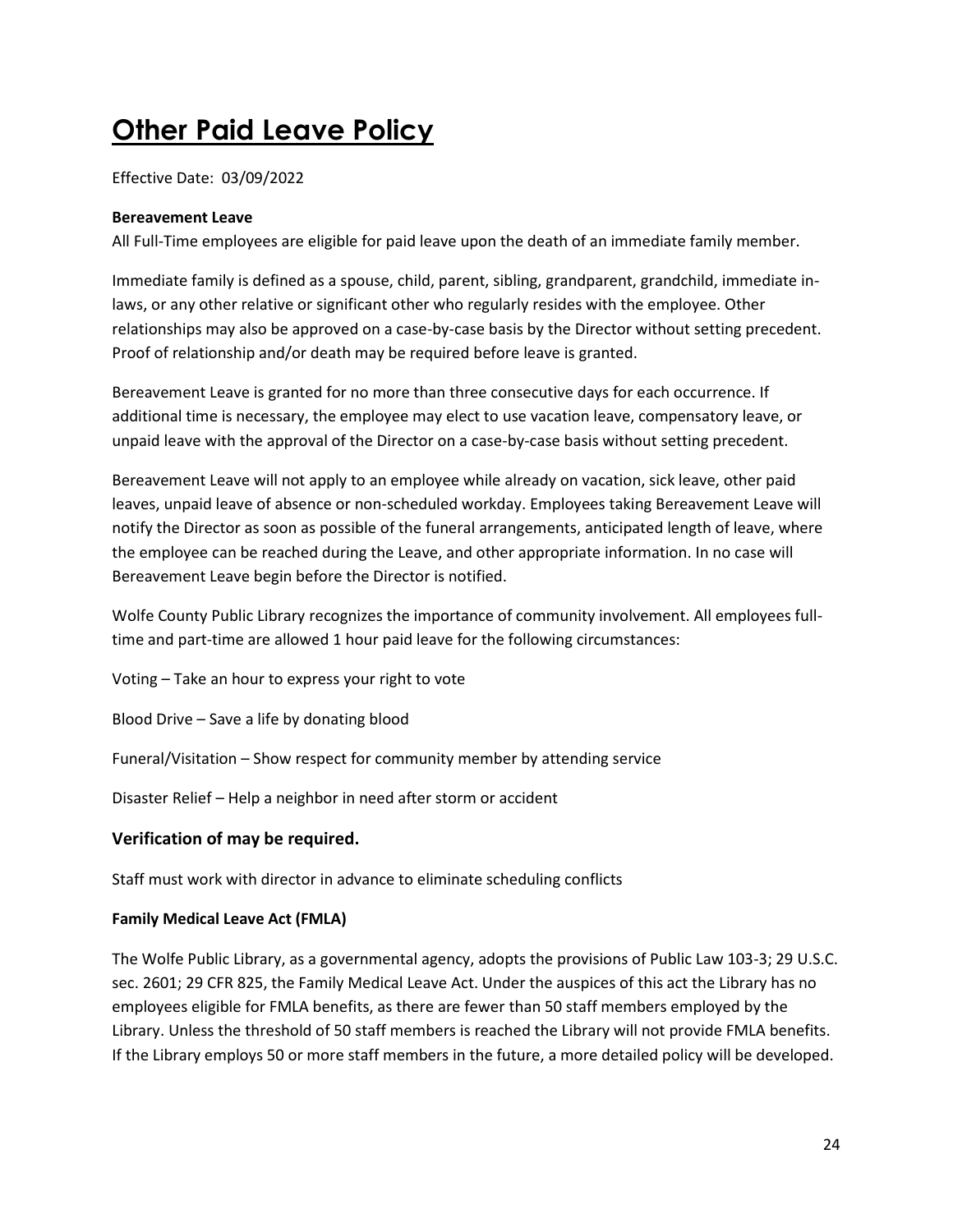# Other Paid Leave Policy

Effective Date: 03/09/2022

**Bereavement Leave**

All Full-Time employees are eligible for paid leave upon the death of an immediate family member.

Immediate family is defined as a spouse, child, parent, sibling, grandparent, grandchild, immediate in-laws, or any other relative or significant other who regularly resides with the employee. Other relationships may also be approved on a case-by-case basis by the Director without setting precedent. Proof of relationship and/or death may be required before leave is granted.

Bereavement Leave is granted for no more than three consecutive days for each occurrence. If additional time is necessary, the employee may elect to use vacation leave, compensatory leave, or unpaid leave with the approval of the Director on a case-by-case basis without setting precedent.

Bereavement Leave will not apply to an employee while already on vacation, sick leave, other paid leaves, unpaid leave of absence or non-scheduled workday. Employees taking Bereavement Leave will notify the Director as soon as possible of the funeral arrangements, anticipated length of leave, where the employee can be reached during the Leave, and other appropriate information. In no case will Bereavement Leave begin before the Director is notified.

Wolfe County Public Library recognizes the importance of community involvement. All employees full-time and part-time are allowed 1 hour paid leave for the following circumstances:

Voting – Take an hour to express your right to vote

Blood Drive – Save a life by donating blood

Funeral/Visitation – Show respect for community member by attending service

Disaster Relief – Help a neighbor in need after storm or accident

### Verification of may be required.

Staff must work with director in advance to eliminate scheduling conflicts

**Family Medical Leave Act (FMLA)**

The Wolfe Public Library, as a governmental agency, adopts the provisions of Public Law 103-3; 29 U.S.C. sec. 2601; 29 CFR 825, the Family Medical Leave Act. Under the auspices of this act the Library has no employees eligible for FMLA benefits, as there are fewer than 50 staff members employed by the Library. Unless the threshold of 50 staff members is reached the Library will not provide FMLA benefits. If the Library employs 50 or more staff members in the future, a more detailed policy will be developed.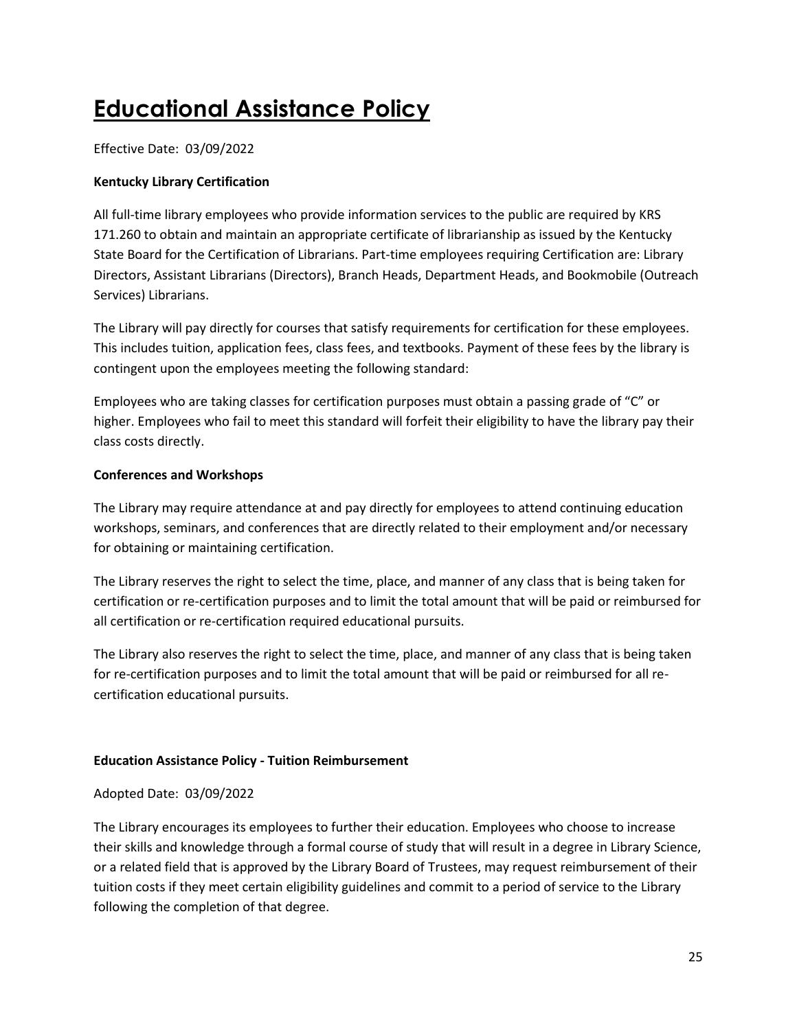# Educational Assistance Policy

Effective Date: 03/09/2022

**Kentucky Library Certification**

All full-time library employees who provide information services to the public are required by KRS 171.260 to obtain and maintain an appropriate certificate of librarianship as issued by the Kentucky State Board for the Certification of Librarians. Part-time employees requiring Certification are: Library Directors, Assistant Librarians (Directors), Branch Heads, Department Heads, and Bookmobile (Outreach Services) Librarians.

The Library will pay directly for courses that satisfy requirements for certification for these employees. This includes tuition, application fees, class fees, and textbooks. Payment of these fees by the library is contingent upon the employees meeting the following standard:

Employees who are taking classes for certification purposes must obtain a passing grade of "C" or higher. Employees who fail to meet this standard will forfeit their eligibility to have the library pay their class costs directly.

**Conferences and Workshops**

The Library may require attendance at and pay directly for employees to attend continuing education workshops, seminars, and conferences that are directly related to their employment and/or necessary for obtaining or maintaining certification.

The Library reserves the right to select the time, place, and manner of any class that is being taken for certification or re-certification purposes and to limit the total amount that will be paid or reimbursed for all certification or re-certification required educational pursuits.

The Library also reserves the right to select the time, place, and manner of any class that is being taken for re-certification purposes and to limit the total amount that will be paid or reimbursed for all re-certification educational pursuits.

**Education Assistance Policy - Tuition Reimbursement**

Adopted Date: 03/09/2022

The Library encourages its employees to further their education. Employees who choose to increase their skills and knowledge through a formal course of study that will result in a degree in Library Science, or a related field that is approved by the Library Board of Trustees, may request reimbursement of their tuition costs if they meet certain eligibility guidelines and commit to a period of service to the Library following the completion of that degree.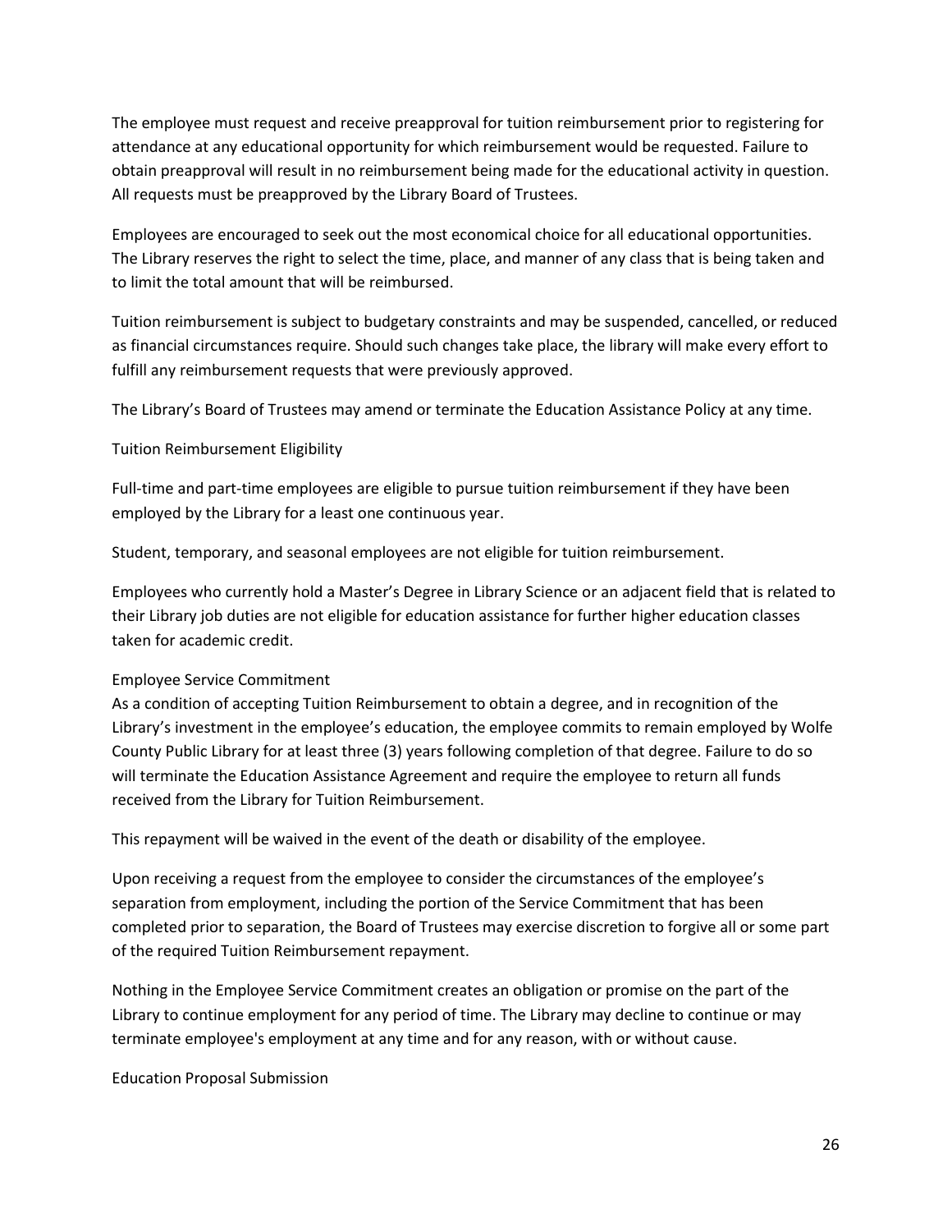The employee must request and receive preapproval for tuition reimbursement prior to registering for attendance at any educational opportunity for which reimbursement would be requested. Failure to obtain preapproval will result in no reimbursement being made for the educational activity in question. All requests must be preapproved by the Library Board of Trustees.

Employees are encouraged to seek out the most economical choice for all educational opportunities. The Library reserves the right to select the time, place, and manner of any class that is being taken and to limit the total amount that will be reimbursed.

Tuition reimbursement is subject to budgetary constraints and may be suspended, cancelled, or reduced as financial circumstances require. Should such changes take place, the library will make every effort to fulfill any reimbursement requests that were previously approved.

The Library's Board of Trustees may amend or terminate the Education Assistance Policy at any time.

Tuition Reimbursement Eligibility

Full-time and part-time employees are eligible to pursue tuition reimbursement if they have been employed by the Library for a least one continuous year.

Student, temporary, and seasonal employees are not eligible for tuition reimbursement.

Employees who currently hold a Master's Degree in Library Science or an adjacent field that is related to their Library job duties are not eligible for education assistance for further higher education classes taken for academic credit.

Employee Service Commitment

As a condition of accepting Tuition Reimbursement to obtain a degree, and in recognition of the Library's investment in the employee's education, the employee commits to remain employed by Wolfe County Public Library for at least three (3) years following completion of that degree. Failure to do so will terminate the Education Assistance Agreement and require the employee to return all funds received from the Library for Tuition Reimbursement.

This repayment will be waived in the event of the death or disability of the employee.

Upon receiving a request from the employee to consider the circumstances of the employee's separation from employment, including the portion of the Service Commitment that has been completed prior to separation, the Board of Trustees may exercise discretion to forgive all or some part of the required Tuition Reimbursement repayment.

Nothing in the Employee Service Commitment creates an obligation or promise on the part of the Library to continue employment for any period of time. The Library may decline to continue or may terminate employee's employment at any time and for any reason, with or without cause.

Education Proposal Submission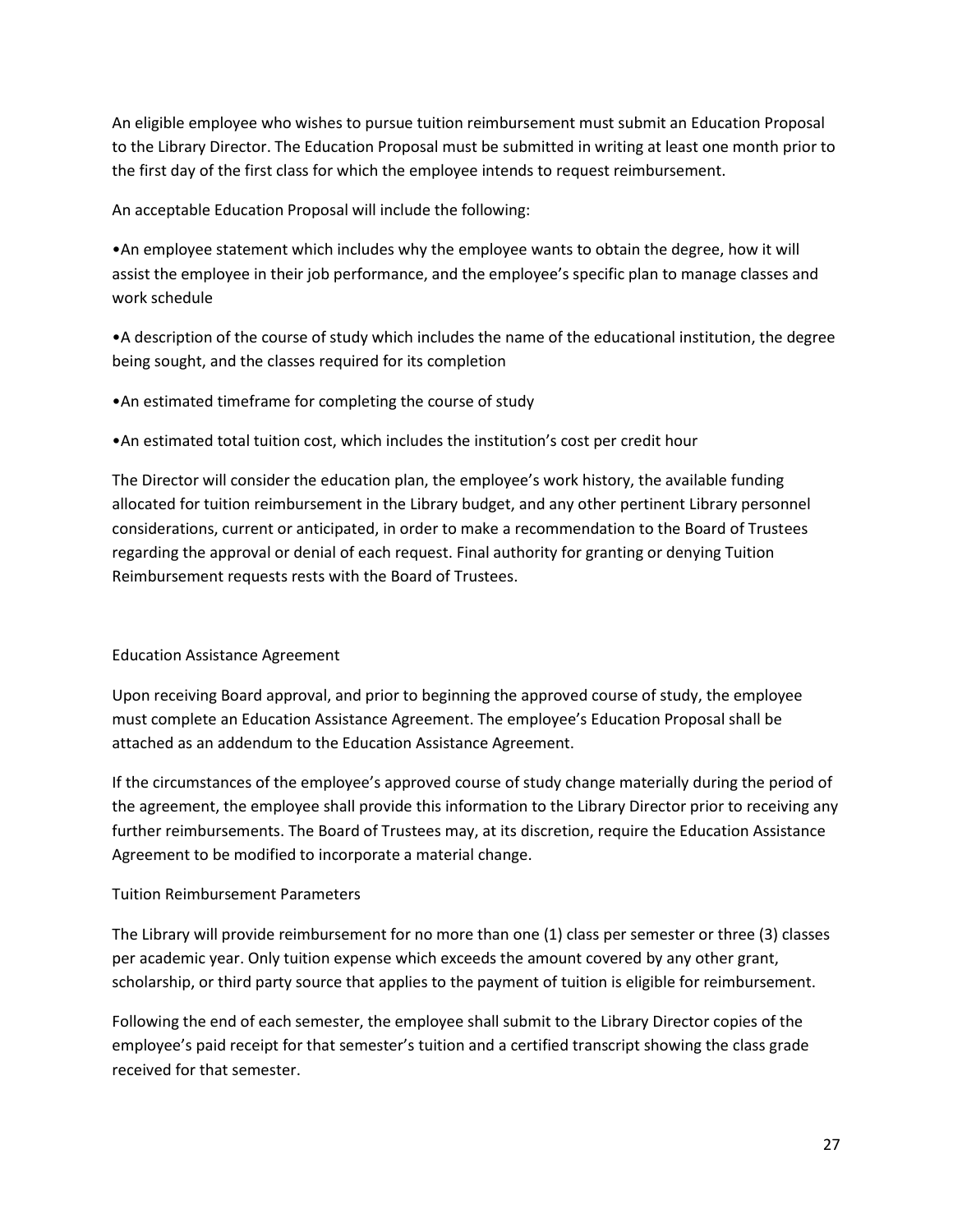An eligible employee who wishes to pursue tuition reimbursement must submit an Education Proposal to the Library Director. The Education Proposal must be submitted in writing at least one month prior to the first day of the first class for which the employee intends to request reimbursement.

An acceptable Education Proposal will include the following:

- An employee statement which includes why the employee wants to obtain the degree, how it will assist the employee in their job performance, and the employee's specific plan to manage classes and work schedule
- A description of the course of study which includes the name of the educational institution, the degree being sought, and the classes required for its completion
- An estimated timeframe for completing the course of study
- An estimated total tuition cost, which includes the institution's cost per credit hour

The Director will consider the education plan, the employee's work history, the available funding allocated for tuition reimbursement in the Library budget, and any other pertinent Library personnel considerations, current or anticipated, in order to make a recommendation to the Board of Trustees regarding the approval or denial of each request. Final authority for granting or denying Tuition Reimbursement requests rests with the Board of Trustees.

## Education Assistance Agreement

Upon receiving Board approval, and prior to beginning the approved course of study, the employee must complete an Education Assistance Agreement. The employee's Education Proposal shall be attached as an addendum to the Education Assistance Agreement.

If the circumstances of the employee's approved course of study change materially during the period of the agreement, the employee shall provide this information to the Library Director prior to receiving any further reimbursements. The Board of Trustees may, at its discretion, require the Education Assistance Agreement to be modified to incorporate a material change.

## Tuition Reimbursement Parameters

The Library will provide reimbursement for no more than one (1) class per semester or three (3) classes per academic year. Only tuition expense which exceeds the amount covered by any other grant, scholarship, or third party source that applies to the payment of tuition is eligible for reimbursement.

Following the end of each semester, the employee shall submit to the Library Director copies of the employee's paid receipt for that semester's tuition and a certified transcript showing the class grade received for that semester.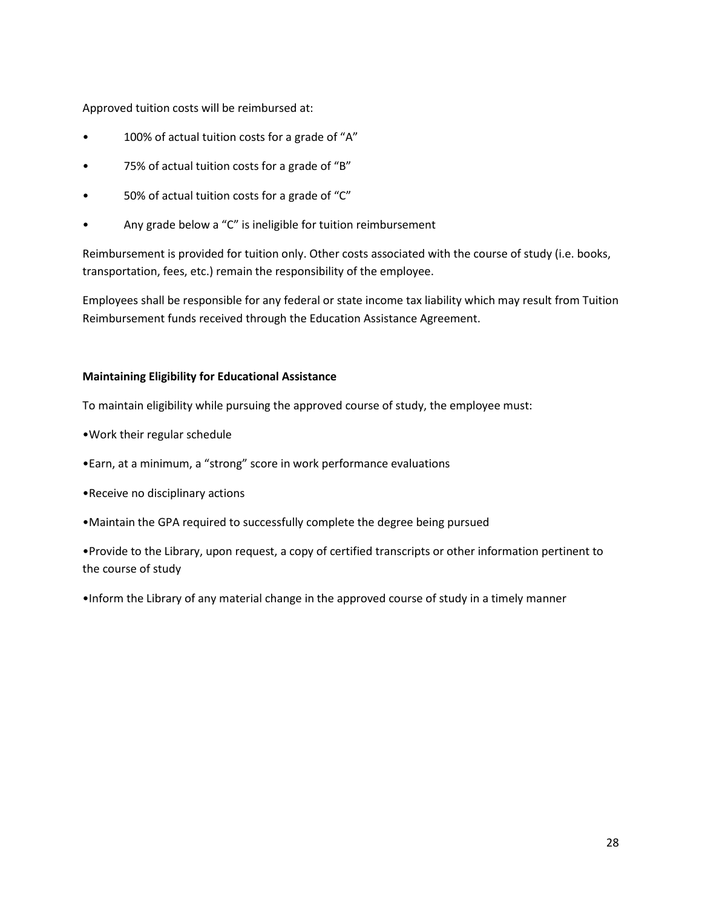Approved tuition costs will be reimbursed at:

- 100% of actual tuition costs for a grade of "A"
- 75% of actual tuition costs for a grade of "B"
- 50% of actual tuition costs for a grade of "C"
- Any grade below a "C" is ineligible for tuition reimbursement

Reimbursement is provided for tuition only. Other costs associated with the course of study (i.e. books, transportation, fees, etc.) remain the responsibility of the employee.

Employees shall be responsible for any federal or state income tax liability which may result from Tuition Reimbursement funds received through the Education Assistance Agreement.

**Maintaining Eligibility for Educational Assistance**

To maintain eligibility while pursuing the approved course of study, the employee must:

- Work their regular schedule
- Earn, at a minimum, a "strong" score in work performance evaluations
- Receive no disciplinary actions
- Maintain the GPA required to successfully complete the degree being pursued
- Provide to the Library, upon request, a copy of certified transcripts or other information pertinent to the course of study
- Inform the Library of any material change in the approved course of study in a timely manner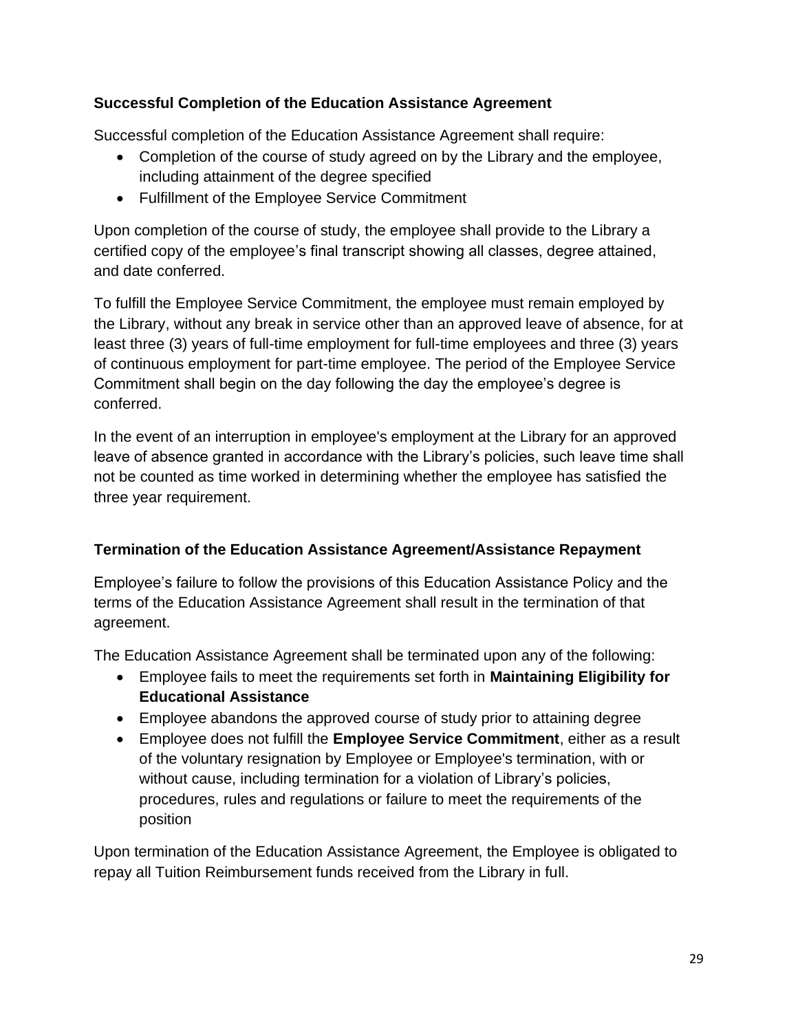### Successful Completion of the Education Assistance Agreement

Successful completion of the Education Assistance Agreement shall require:

- Completion of the course of study agreed on by the Library and the employee, including attainment of the degree specified
- Fulfillment of the Employee Service Commitment

Upon completion of the course of study, the employee shall provide to the Library a certified copy of the employee's final transcript showing all classes, degree attained, and date conferred.

To fulfill the Employee Service Commitment, the employee must remain employed by the Library, without any break in service other than an approved leave of absence, for at least three (3) years of full-time employment for full-time employees and three (3) years of continuous employment for part-time employee. The period of the Employee Service Commitment shall begin on the day following the day the employee's degree is conferred.

In the event of an interruption in employee's employment at the Library for an approved leave of absence granted in accordance with the Library's policies, such leave time shall not be counted as time worked in determining whether the employee has satisfied the three year requirement.

### Termination of the Education Assistance Agreement/Assistance Repayment

Employee's failure to follow the provisions of this Education Assistance Policy and the terms of the Education Assistance Agreement shall result in the termination of that agreement.

The Education Assistance Agreement shall be terminated upon any of the following:

- Employee fails to meet the requirements set forth in **Maintaining Eligibility for Educational Assistance**
- Employee abandons the approved course of study prior to attaining degree
- Employee does not fulfill the **Employee Service Commitment**, either as a result of the voluntary resignation by Employee or Employee's termination, with or without cause, including termination for a violation of Library's policies, procedures, rules and regulations or failure to meet the requirements of the position

Upon termination of the Education Assistance Agreement, the Employee is obligated to repay all Tuition Reimbursement funds received from the Library in full.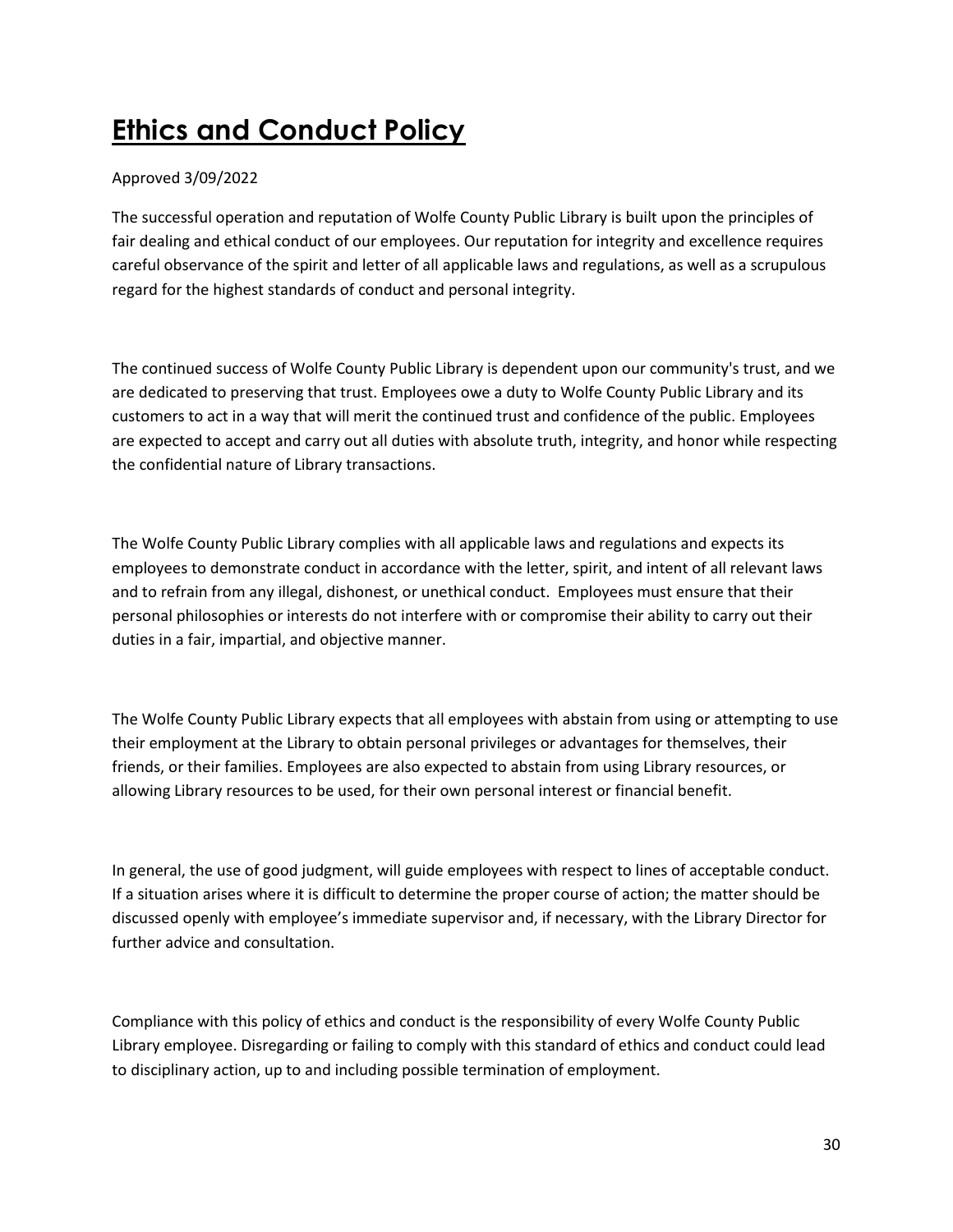# **Ethics and Conduct Policy**

Approved 3/09/2022

The successful operation and reputation of Wolfe County Public Library is built upon the principles of fair dealing and ethical conduct of our employees. Our reputation for integrity and excellence requires careful observance of the spirit and letter of all applicable laws and regulations, as well as a scrupulous regard for the highest standards of conduct and personal integrity.

The continued success of Wolfe County Public Library is dependent upon our community's trust, and we are dedicated to preserving that trust. Employees owe a duty to Wolfe County Public Library and its customers to act in a way that will merit the continued trust and confidence of the public. Employees are expected to accept and carry out all duties with absolute truth, integrity, and honor while respecting the confidential nature of Library transactions.

The Wolfe County Public Library complies with all applicable laws and regulations and expects its employees to demonstrate conduct in accordance with the letter, spirit, and intent of all relevant laws and to refrain from any illegal, dishonest, or unethical conduct. Employees must ensure that their personal philosophies or interests do not interfere with or compromise their ability to carry out their duties in a fair, impartial, and objective manner.

The Wolfe County Public Library expects that all employees with abstain from using or attempting to use their employment at the Library to obtain personal privileges or advantages for themselves, their friends, or their families. Employees are also expected to abstain from using Library resources, or allowing Library resources to be used, for their own personal interest or financial benefit.

In general, the use of good judgment, will guide employees with respect to lines of acceptable conduct. If a situation arises where it is difficult to determine the proper course of action; the matter should be discussed openly with employee's immediate supervisor and, if necessary, with the Library Director for further advice and consultation.

Compliance with this policy of ethics and conduct is the responsibility of every Wolfe County Public Library employee. Disregarding or failing to comply with this standard of ethics and conduct could lead to disciplinary action, up to and including possible termination of employment.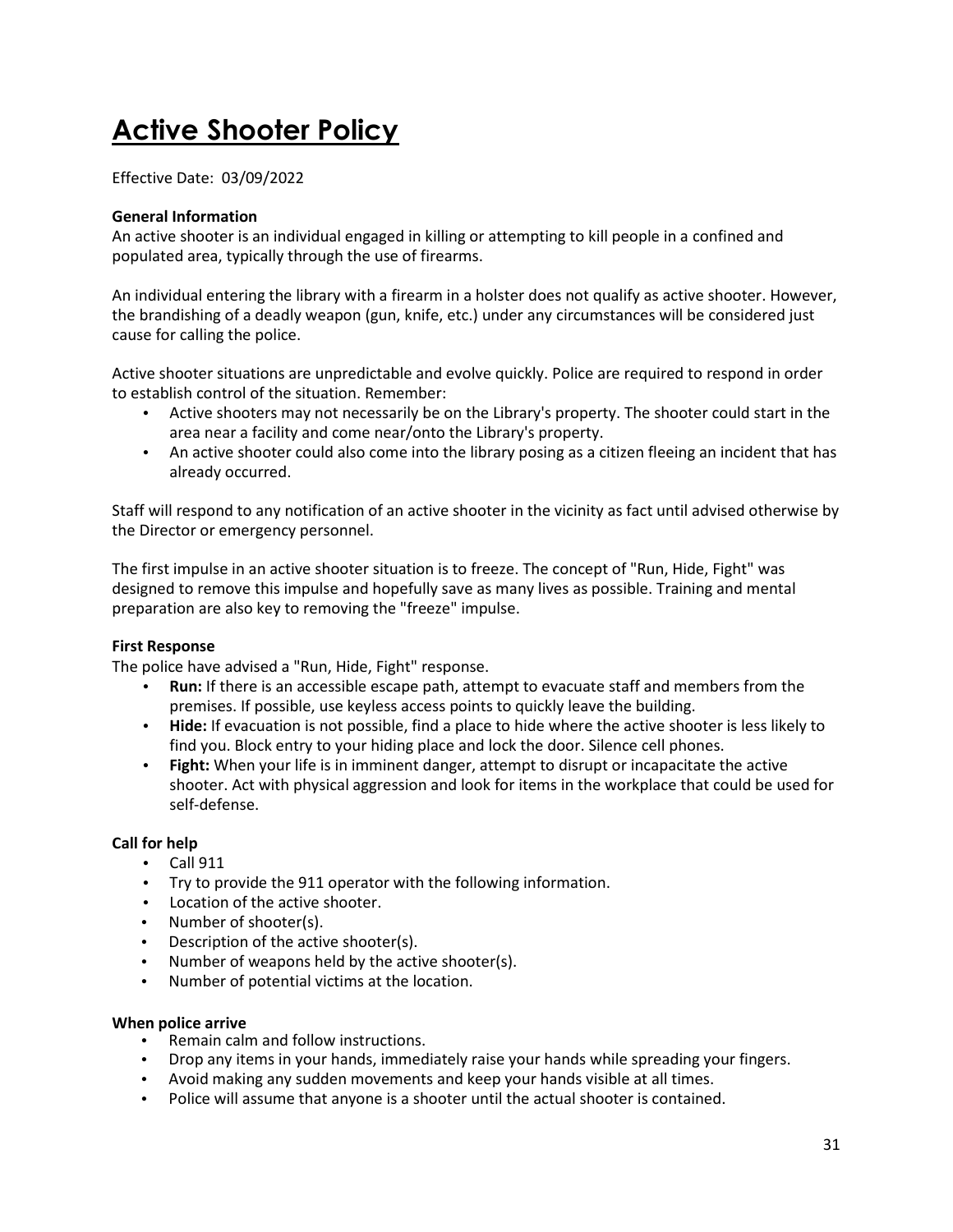# Active Shooter Policy

Effective Date: 03/09/2022

**General Information**

An active shooter is an individual engaged in killing or attempting to kill people in a confined and populated area, typically through the use of firearms.

An individual entering the library with a firearm in a holster does not qualify as active shooter. However, the brandishing of a deadly weapon (gun, knife, etc.) under any circumstances will be considered just cause for calling the police.

Active shooter situations are unpredictable and evolve quickly. Police are required to respond in order to establish control of the situation. Remember:

- Active shooters may not necessarily be on the Library's property. The shooter could start in the area near a facility and come near/onto the Library's property.
- An active shooter could also come into the library posing as a citizen fleeing an incident that has already occurred.

Staff will respond to any notification of an active shooter in the vicinity as fact until advised otherwise by the Director or emergency personnel.

The first impulse in an active shooter situation is to freeze. The concept of "Run, Hide, Fight" was designed to remove this impulse and hopefully save as many lives as possible. Training and mental preparation are also key to removing the "freeze" impulse.

**First Response**

The police have advised a "Run, Hide, Fight" response.

- **Run:** If there is an accessible escape path, attempt to evacuate staff and members from the premises. If possible, use keyless access points to quickly leave the building.
- **Hide:** If evacuation is not possible, find a place to hide where the active shooter is less likely to find you. Block entry to your hiding place and lock the door. Silence cell phones.
- **Fight:** When your life is in imminent danger, attempt to disrupt or incapacitate the active shooter. Act with physical aggression and look for items in the workplace that could be used for self-defense.

**Call for help**

- Call 911
- Try to provide the 911 operator with the following information.
- Location of the active shooter.
- Number of shooter(s).
- Description of the active shooter(s).
- Number of weapons held by the active shooter(s).
- Number of potential victims at the location.

**When police arrive**

- Remain calm and follow instructions.
- Drop any items in your hands, immediately raise your hands while spreading your fingers.
- Avoid making any sudden movements and keep your hands visible at all times.
- Police will assume that anyone is a shooter until the actual shooter is contained.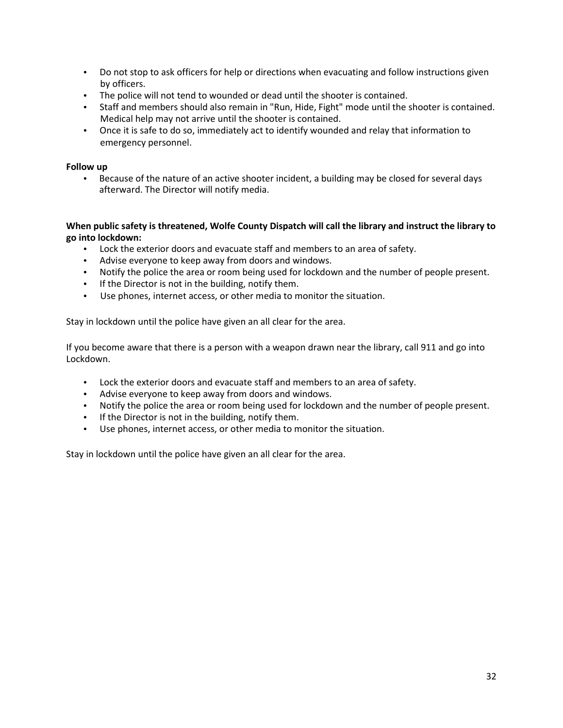- Do not stop to ask officers for help or directions when evacuating and follow instructions given by officers.
- The police will not tend to wounded or dead until the shooter is contained.
- Staff and members should also remain in "Run, Hide, Fight" mode until the shooter is contained. Medical help may not arrive until the shooter is contained.
- Once it is safe to do so, immediately act to identify wounded and relay that information to emergency personnel.

**Follow up**

- Because of the nature of an active shooter incident, a building may be closed for several days afterward. The Director will notify media.

**When public safety is threatened, Wolfe County Dispatch will call the library and instruct the library to go into lockdown:**

- Lock the exterior doors and evacuate staff and members to an area of safety.
- Advise everyone to keep away from doors and windows.
- Notify the police the area or room being used for lockdown and the number of people present.
- If the Director is not in the building, notify them.
- Use phones, internet access, or other media to monitor the situation.

Stay in lockdown until the police have given an all clear for the area.

If you become aware that there is a person with a weapon drawn near the library, call 911 and go into Lockdown.

- Lock the exterior doors and evacuate staff and members to an area of safety.
- Advise everyone to keep away from doors and windows.
- Notify the police the area or room being used for lockdown and the number of people present.
- If the Director is not in the building, notify them.
- Use phones, internet access, or other media to monitor the situation.

Stay in lockdown until the police have given an all clear for the area.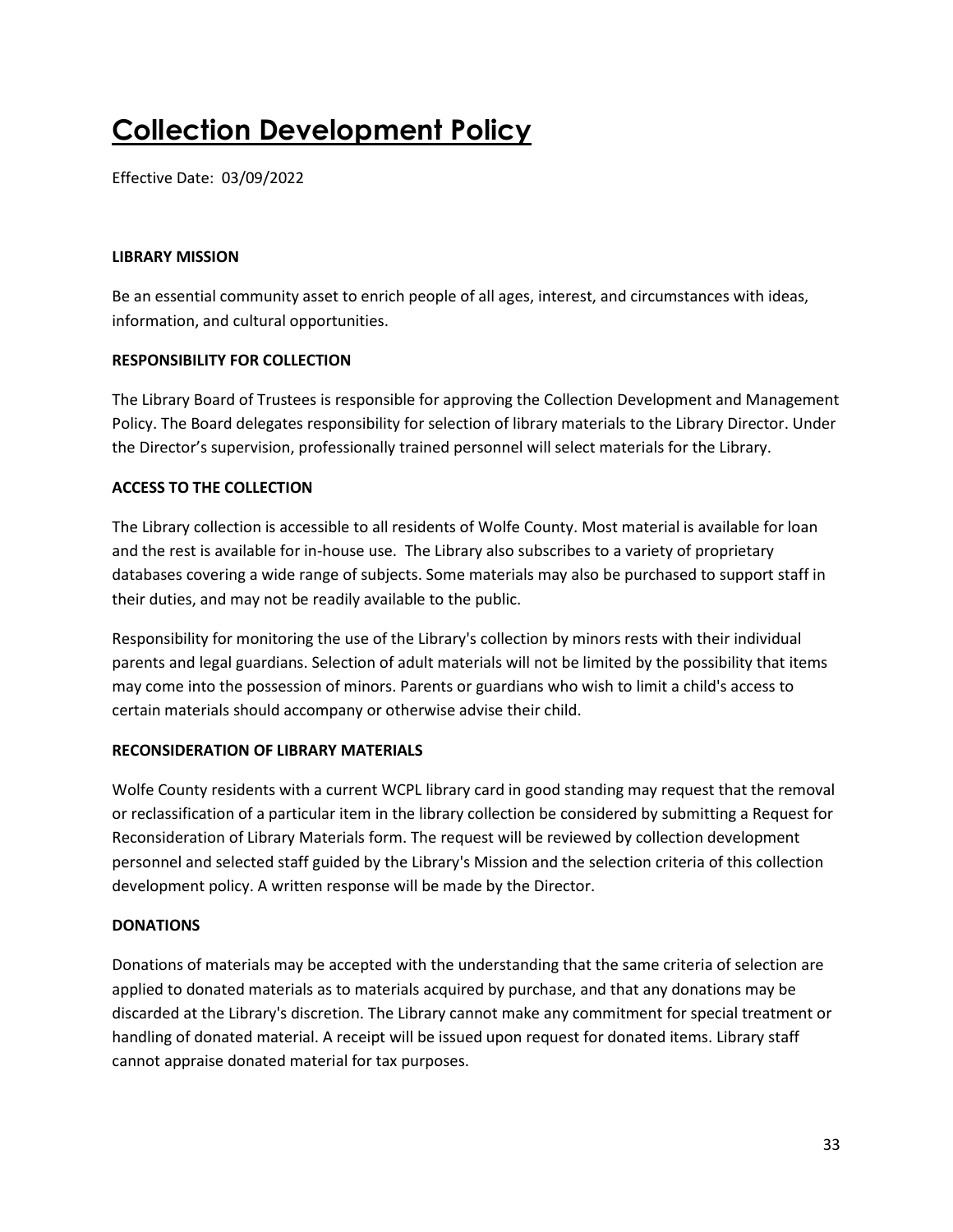# Collection Development Policy

Effective Date: 03/09/2022

**LIBRARY MISSION**

Be an essential community asset to enrich people of all ages, interest, and circumstances with ideas, information, and cultural opportunities.

**RESPONSIBILITY FOR COLLECTION**

The Library Board of Trustees is responsible for approving the Collection Development and Management Policy. The Board delegates responsibility for selection of library materials to the Library Director. Under the Director's supervision, professionally trained personnel will select materials for the Library.

**ACCESS TO THE COLLECTION**

The Library collection is accessible to all residents of Wolfe County. Most material is available for loan and the rest is available for in-house use. The Library also subscribes to a variety of proprietary databases covering a wide range of subjects. Some materials may also be purchased to support staff in their duties, and may not be readily available to the public.

Responsibility for monitoring the use of the Library's collection by minors rests with their individual parents and legal guardians. Selection of adult materials will not be limited by the possibility that items may come into the possession of minors. Parents or guardians who wish to limit a child's access to certain materials should accompany or otherwise advise their child.

**RECONSIDERATION OF LIBRARY MATERIALS**

Wolfe County residents with a current WCPL library card in good standing may request that the removal or reclassification of a particular item in the library collection be considered by submitting a Request for Reconsideration of Library Materials form. The request will be reviewed by collection development personnel and selected staff guided by the Library's Mission and the selection criteria of this collection development policy. A written response will be made by the Director.

**DONATIONS**

Donations of materials may be accepted with the understanding that the same criteria of selection are applied to donated materials as to materials acquired by purchase, and that any donations may be discarded at the Library's discretion. The Library cannot make any commitment for special treatment or handling of donated material. A receipt will be issued upon request for donated items. Library staff cannot appraise donated material for tax purposes.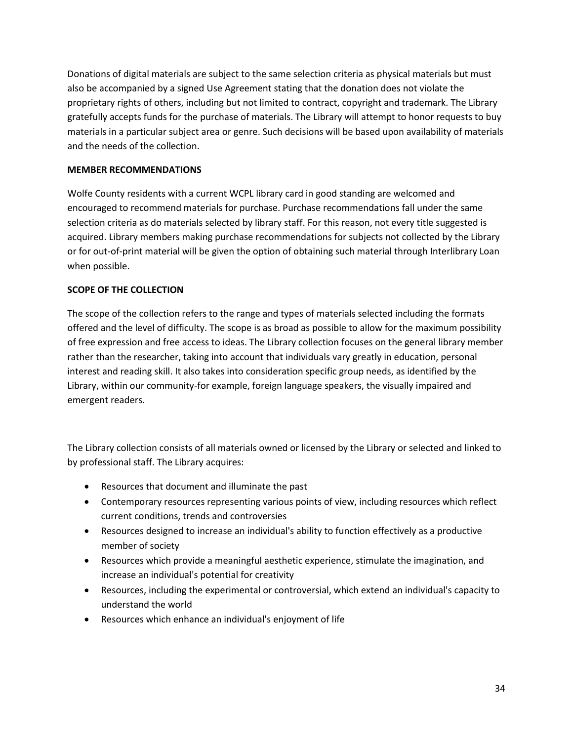Donations of digital materials are subject to the same selection criteria as physical materials but must also be accompanied by a signed Use Agreement stating that the donation does not violate the proprietary rights of others, including but not limited to contract, copyright and trademark. The Library gratefully accepts funds for the purchase of materials. The Library will attempt to honor requests to buy materials in a particular subject area or genre. Such decisions will be based upon availability of materials and the needs of the collection.

**MEMBER RECOMMENDATIONS**

Wolfe County residents with a current WCPL library card in good standing are welcomed and encouraged to recommend materials for purchase. Purchase recommendations fall under the same selection criteria as do materials selected by library staff. For this reason, not every title suggested is acquired. Library members making purchase recommendations for subjects not collected by the Library or for out-of-print material will be given the option of obtaining such material through Interlibrary Loan when possible.

**SCOPE OF THE COLLECTION**

The scope of the collection refers to the range and types of materials selected including the formats offered and the level of difficulty. The scope is as broad as possible to allow for the maximum possibility of free expression and free access to ideas. The Library collection focuses on the general library member rather than the researcher, taking into account that individuals vary greatly in education, personal interest and reading skill. It also takes into consideration specific group needs, as identified by the Library, within our community-for example, foreign language speakers, the visually impaired and emergent readers.

The Library collection consists of all materials owned or licensed by the Library or selected and linked to by professional staff. The Library acquires:

- Resources that document and illuminate the past
- Contemporary resources representing various points of view, including resources which reflect current conditions, trends and controversies
- Resources designed to increase an individual's ability to function effectively as a productive member of society
- Resources which provide a meaningful aesthetic experience, stimulate the imagination, and increase an individual's potential for creativity
- Resources, including the experimental or controversial, which extend an individual's capacity to understand the world
- Resources which enhance an individual's enjoyment of life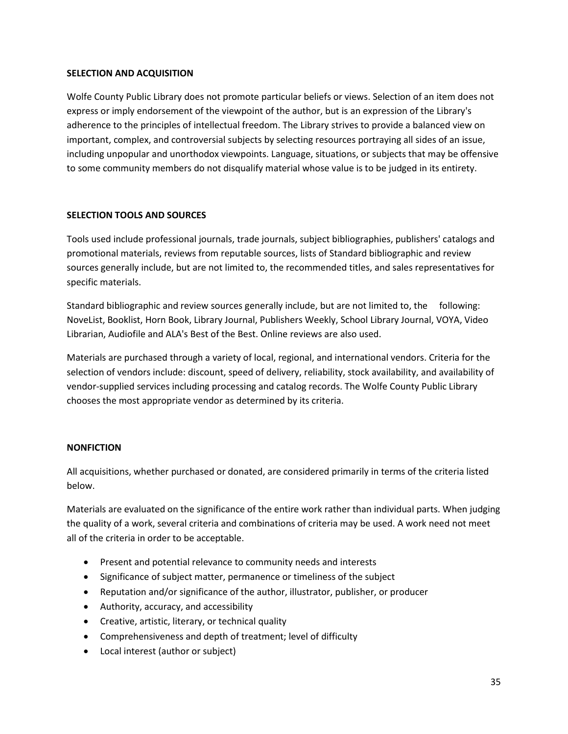## SELECTION AND ACQUISITION

Wolfe County Public Library does not promote particular beliefs or views. Selection of an item does not express or imply endorsement of the viewpoint of the author, but is an expression of the Library's adherence to the principles of intellectual freedom. The Library strives to provide a balanced view on important, complex, and controversial subjects by selecting resources portraying all sides of an issue, including unpopular and unorthodox viewpoints. Language, situations, or subjects that may be offensive to some community members do not disqualify material whose value is to be judged in its entirety.

## SELECTION TOOLS AND SOURCES

Tools used include professional journals, trade journals, subject bibliographies, publishers' catalogs and promotional materials, reviews from reputable sources, lists of Standard bibliographic and review sources generally include, but are not limited to, the recommended titles, and sales representatives for specific materials.

Standard bibliographic and review sources generally include, but are not limited to, the following: NoveList, Booklist, Horn Book, Library Journal, Publishers Weekly, School Library Journal, VOYA, Video Librarian, Audiofile and ALA's Best of the Best. Online reviews are also used.

Materials are purchased through a variety of local, regional, and international vendors. Criteria for the selection of vendors include: discount, speed of delivery, reliability, stock availability, and availability of vendor-supplied services including processing and catalog records. The Wolfe County Public Library chooses the most appropriate vendor as determined by its criteria.

## NONFICTION

All acquisitions, whether purchased or donated, are considered primarily in terms of the criteria listed below.

Materials are evaluated on the significance of the entire work rather than individual parts. When judging the quality of a work, several criteria and combinations of criteria may be used. A work need not meet all of the criteria in order to be acceptable.

- Present and potential relevance to community needs and interests
- Significance of subject matter, permanence or timeliness of the subject
- Reputation and/or significance of the author, illustrator, publisher, or producer
- Authority, accuracy, and accessibility
- Creative, artistic, literary, or technical quality
- Comprehensiveness and depth of treatment; level of difficulty
- Local interest (author or subject)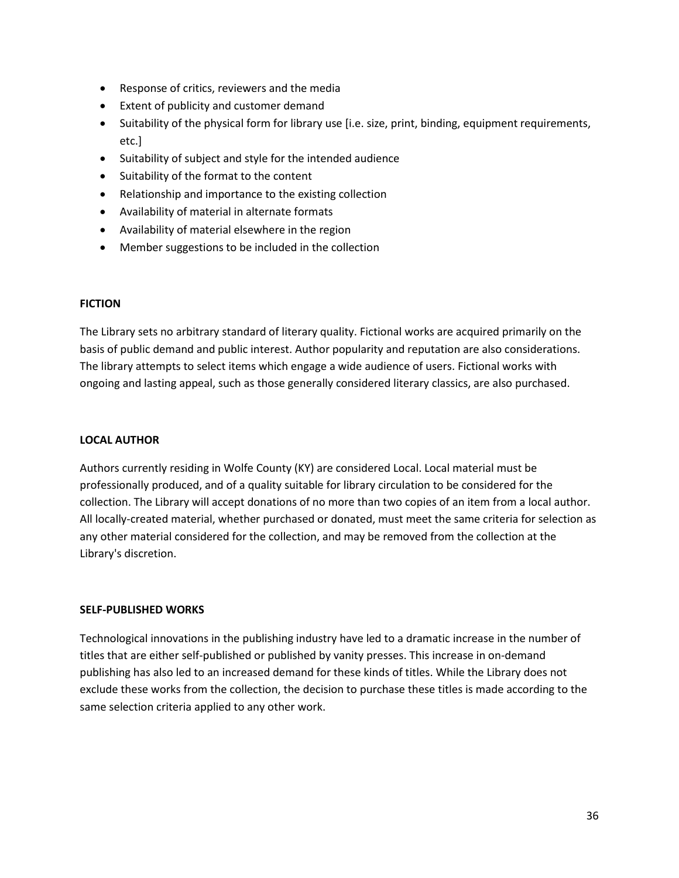- Response of critics, reviewers and the media
- Extent of publicity and customer demand
- Suitability of the physical form for library use [i.e. size, print, binding, equipment requirements, etc.]
- Suitability of subject and style for the intended audience
- Suitability of the format to the content
- Relationship and importance to the existing collection
- Availability of material in alternate formats
- Availability of material elsewhere in the region
- Member suggestions to be included in the collection

**FICTION**

The Library sets no arbitrary standard of literary quality. Fictional works are acquired primarily on the basis of public demand and public interest. Author popularity and reputation are also considerations. The library attempts to select items which engage a wide audience of users. Fictional works with ongoing and lasting appeal, such as those generally considered literary classics, are also purchased.

**LOCAL AUTHOR**

Authors currently residing in Wolfe County (KY) are considered Local. Local material must be professionally produced, and of a quality suitable for library circulation to be considered for the collection. The Library will accept donations of no more than two copies of an item from a local author. All locally-created material, whether purchased or donated, must meet the same criteria for selection as any other material considered for the collection, and may be removed from the collection at the Library's discretion.

**SELF-PUBLISHED WORKS**

Technological innovations in the publishing industry have led to a dramatic increase in the number of titles that are either self-published or published by vanity presses. This increase in on-demand publishing has also led to an increased demand for these kinds of titles. While the Library does not exclude these works from the collection, the decision to purchase these titles is made according to the same selection criteria applied to any other work.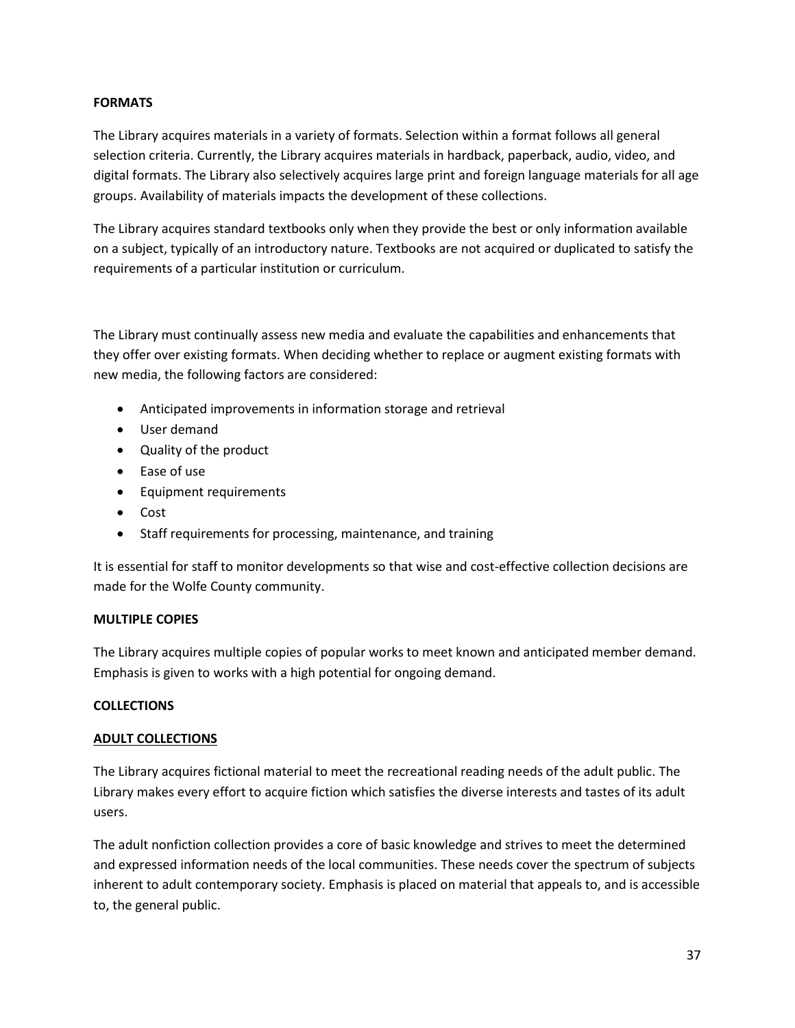**FORMATS**

The Library acquires materials in a variety of formats. Selection within a format follows all general selection criteria. Currently, the Library acquires materials in hardback, paperback, audio, video, and digital formats. The Library also selectively acquires large print and foreign language materials for all age groups. Availability of materials impacts the development of these collections.

The Library acquires standard textbooks only when they provide the best or only information available on a subject, typically of an introductory nature. Textbooks are not acquired or duplicated to satisfy the requirements of a particular institution or curriculum.

The Library must continually assess new media and evaluate the capabilities and enhancements that they offer over existing formats. When deciding whether to replace or augment existing formats with new media, the following factors are considered:

- Anticipated improvements in information storage and retrieval
- User demand
- Quality of the product
- Ease of use
- Equipment requirements
- Cost
- Staff requirements for processing, maintenance, and training

It is essential for staff to monitor developments so that wise and cost-effective collection decisions are made for the Wolfe County community.

**MULTIPLE COPIES**

The Library acquires multiple copies of popular works to meet known and anticipated member demand. Emphasis is given to works with a high potential for ongoing demand.

**COLLECTIONS**

**ADULT COLLECTIONS**

The Library acquires fictional material to meet the recreational reading needs of the adult public. The Library makes every effort to acquire fiction which satisfies the diverse interests and tastes of its adult users.

The adult nonfiction collection provides a core of basic knowledge and strives to meet the determined and expressed information needs of the local communities. These needs cover the spectrum of subjects inherent to adult contemporary society. Emphasis is placed on material that appeals to, and is accessible to, the general public.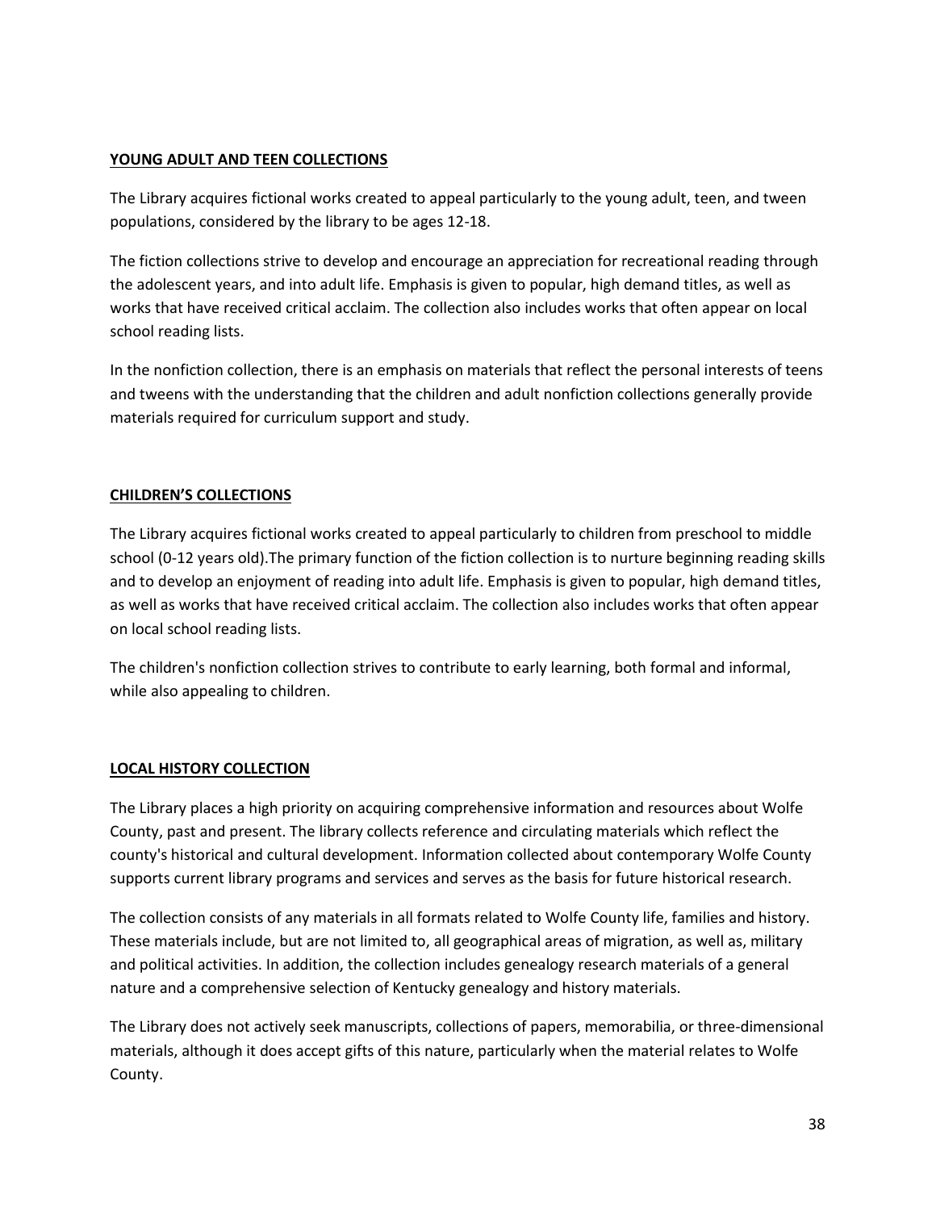## YOUNG ADULT AND TEEN COLLECTIONS

The Library acquires fictional works created to appeal particularly to the young adult, teen, and tween populations, considered by the library to be ages 12-18.

The fiction collections strive to develop and encourage an appreciation for recreational reading through the adolescent years, and into adult life. Emphasis is given to popular, high demand titles, as well as works that have received critical acclaim. The collection also includes works that often appear on local school reading lists.

In the nonfiction collection, there is an emphasis on materials that reflect the personal interests of teens and tweens with the understanding that the children and adult nonfiction collections generally provide materials required for curriculum support and study.

## CHILDREN'S COLLECTIONS

The Library acquires fictional works created to appeal particularly to children from preschool to middle school (0-12 years old).The primary function of the fiction collection is to nurture beginning reading skills and to develop an enjoyment of reading into adult life. Emphasis is given to popular, high demand titles, as well as works that have received critical acclaim. The collection also includes works that often appear on local school reading lists.

The children's nonfiction collection strives to contribute to early learning, both formal and informal, while also appealing to children.

## LOCAL HISTORY COLLECTION

The Library places a high priority on acquiring comprehensive information and resources about Wolfe County, past and present. The library collects reference and circulating materials which reflect the county's historical and cultural development. Information collected about contemporary Wolfe County supports current library programs and services and serves as the basis for future historical research.

The collection consists of any materials in all formats related to Wolfe County life, families and history. These materials include, but are not limited to, all geographical areas of migration, as well as, military and political activities. In addition, the collection includes genealogy research materials of a general nature and a comprehensive selection of Kentucky genealogy and history materials.

The Library does not actively seek manuscripts, collections of papers, memorabilia, or three-dimensional materials, although it does accept gifts of this nature, particularly when the material relates to Wolfe County.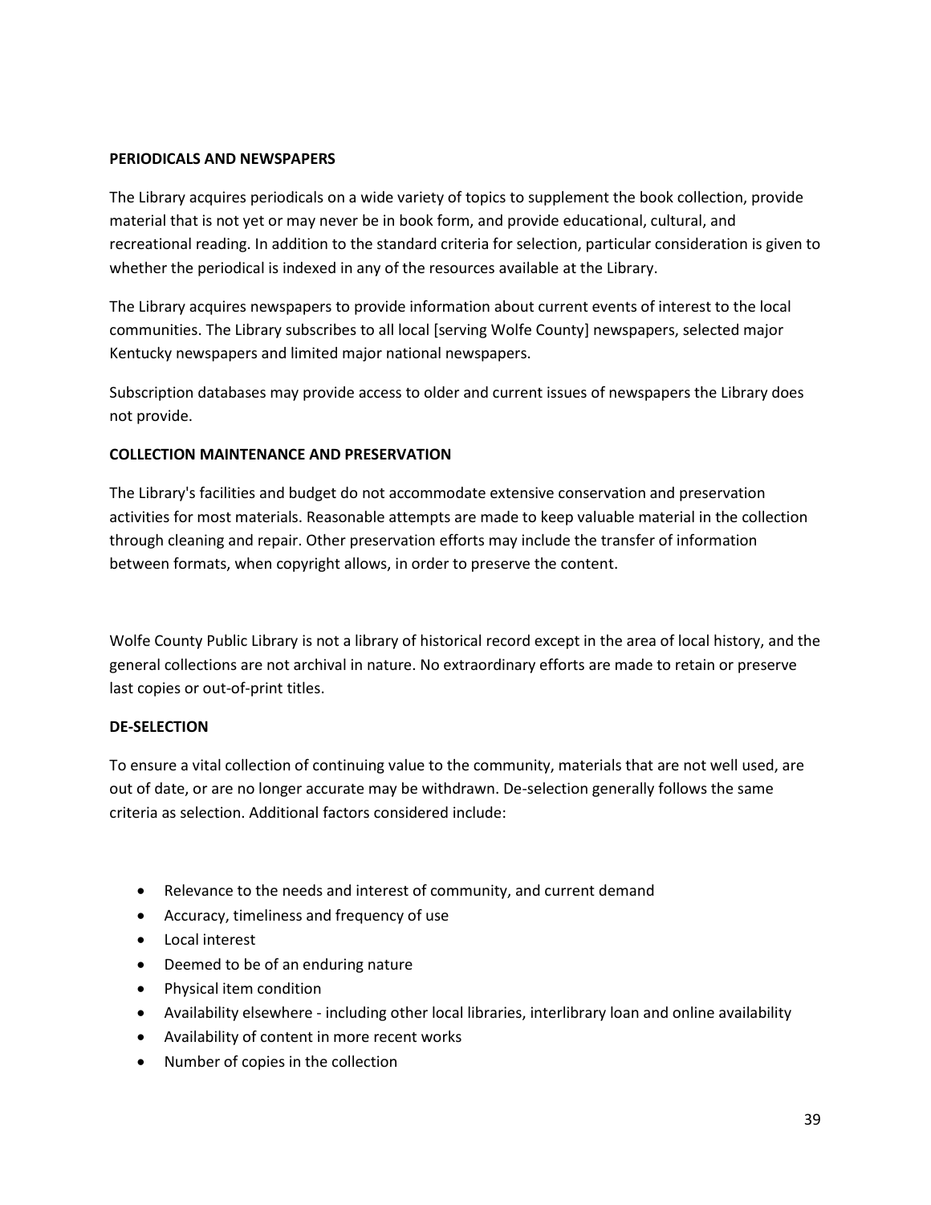**PERIODICALS AND NEWSPAPERS**

The Library acquires periodicals on a wide variety of topics to supplement the book collection, provide material that is not yet or may never be in book form, and provide educational, cultural, and recreational reading. In addition to the standard criteria for selection, particular consideration is given to whether the periodical is indexed in any of the resources available at the Library.

The Library acquires newspapers to provide information about current events of interest to the local communities. The Library subscribes to all local [serving Wolfe County] newspapers, selected major Kentucky newspapers and limited major national newspapers.

Subscription databases may provide access to older and current issues of newspapers the Library does not provide.

**COLLECTION MAINTENANCE AND PRESERVATION**

The Library's facilities and budget do not accommodate extensive conservation and preservation activities for most materials. Reasonable attempts are made to keep valuable material in the collection through cleaning and repair. Other preservation efforts may include the transfer of information between formats, when copyright allows, in order to preserve the content.

Wolfe County Public Library is not a library of historical record except in the area of local history, and the general collections are not archival in nature. No extraordinary efforts are made to retain or preserve last copies or out-of-print titles.

**DE-SELECTION**

To ensure a vital collection of continuing value to the community, materials that are not well used, are out of date, or are no longer accurate may be withdrawn. De-selection generally follows the same criteria as selection. Additional factors considered include:

- Relevance to the needs and interest of community, and current demand
- Accuracy, timeliness and frequency of use
- Local interest
- Deemed to be of an enduring nature
- Physical item condition
- Availability elsewhere - including other local libraries, interlibrary loan and online availability
- Availability of content in more recent works
- Number of copies in the collection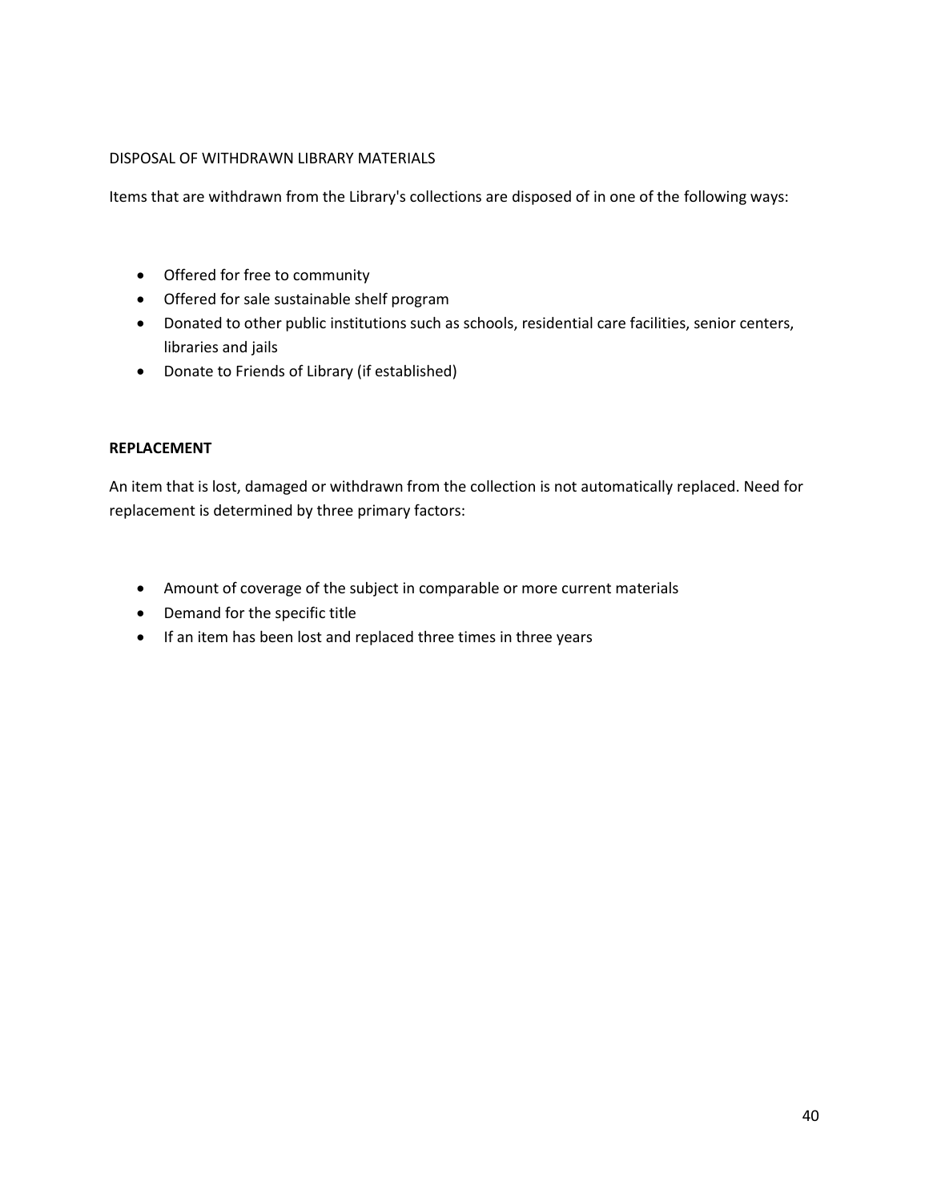DISPOSAL OF WITHDRAWN LIBRARY MATERIALS

Items that are withdrawn from the Library's collections are disposed of in one of the following ways:

- Offered for free to community
- Offered for sale sustainable shelf program
- Donated to other public institutions such as schools, residential care facilities, senior centers, libraries and jails
- Donate to Friends of Library (if established)

**REPLACEMENT**

An item that is lost, damaged or withdrawn from the collection is not automatically replaced. Need for replacement is determined by three primary factors:

- Amount of coverage of the subject in comparable or more current materials
- Demand for the specific title
- If an item has been lost and replaced three times in three years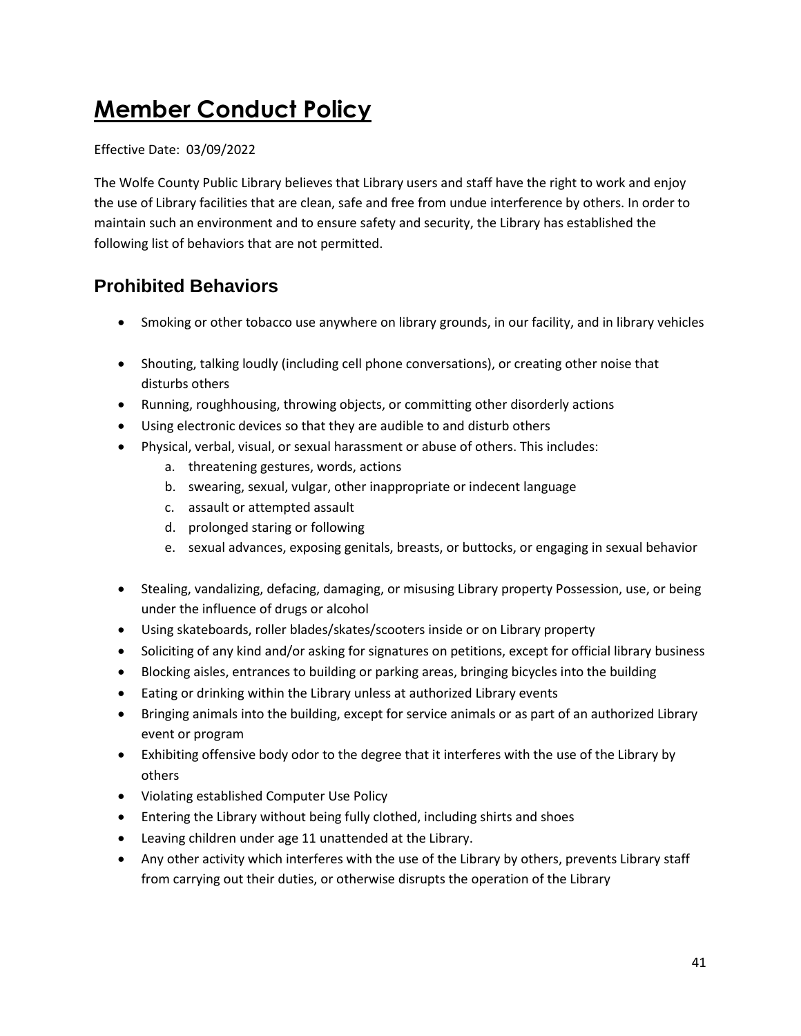# Member Conduct Policy

Effective Date: 03/09/2022

The Wolfe County Public Library believes that Library users and staff have the right to work and enjoy the use of Library facilities that are clean, safe and free from undue interference by others. In order to maintain such an environment and to ensure safety and security, the Library has established the following list of behaviors that are not permitted.

## Prohibited Behaviors

- Smoking or other tobacco use anywhere on library grounds, in our facility, and in library vehicles
- Shouting, talking loudly (including cell phone conversations), or creating other noise that disturbs others
- Running, roughhousing, throwing objects, or committing other disorderly actions
- Using electronic devices so that they are audible to and disturb others
- Physical, verbal, visual, or sexual harassment or abuse of others. This includes:
  a. threatening gestures, words, actions
  b. swearing, sexual, vulgar, other inappropriate or indecent language
  c. assault or attempted assault
  d. prolonged staring or following
  e. sexual advances, exposing genitals, breasts, or buttocks, or engaging in sexual behavior
- Stealing, vandalizing, defacing, damaging, or misusing Library property Possession, use, or being under the influence of drugs or alcohol
- Using skateboards, roller blades/skates/scooters inside or on Library property
- Soliciting of any kind and/or asking for signatures on petitions, except for official library business
- Blocking aisles, entrances to building or parking areas, bringing bicycles into the building
- Eating or drinking within the Library unless at authorized Library events
- Bringing animals into the building, except for service animals or as part of an authorized Library event or program
- Exhibiting offensive body odor to the degree that it interferes with the use of the Library by others
- Violating established Computer Use Policy
- Entering the Library without being fully clothed, including shirts and shoes
- Leaving children under age 11 unattended at the Library.
- Any other activity which interferes with the use of the Library by others, prevents Library staff from carrying out their duties, or otherwise disrupts the operation of the Library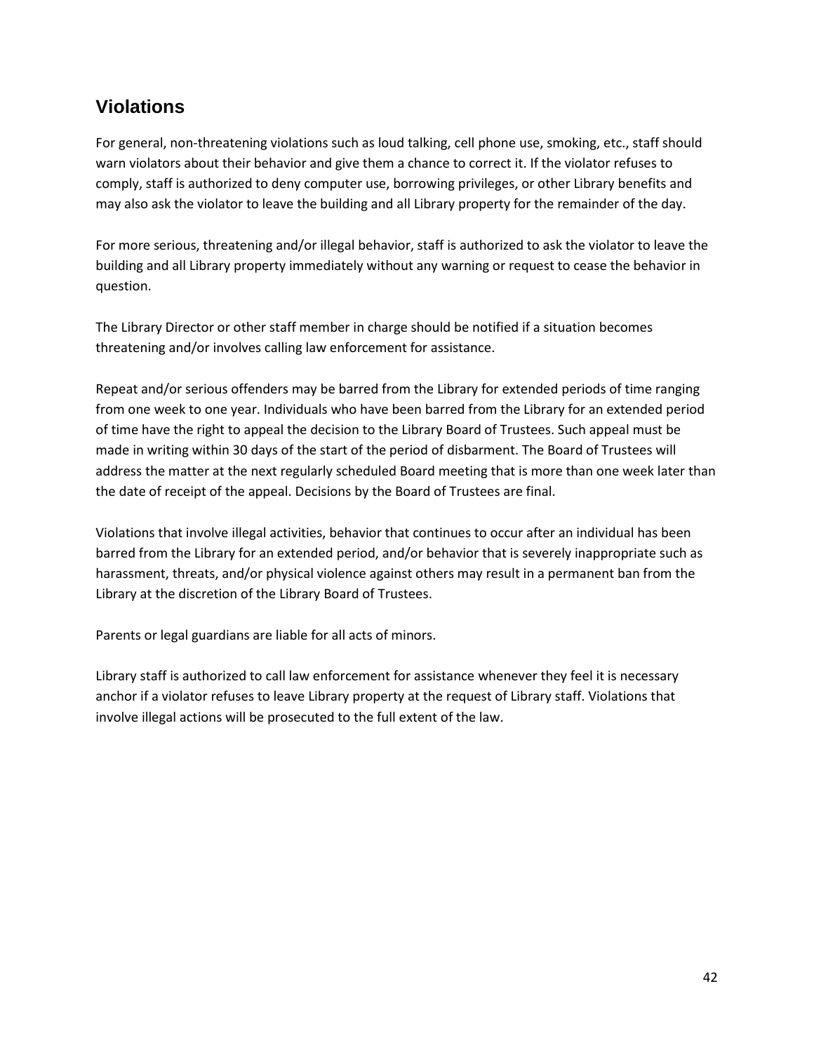## Violations

For general, non-threatening violations such as loud talking, cell phone use, smoking, etc., staff should warn violators about their behavior and give them a chance to correct it. If the violator refuses to comply, staff is authorized to deny computer use, borrowing privileges, or other Library benefits and may also ask the violator to leave the building and all Library property for the remainder of the day.

For more serious, threatening and/or illegal behavior, staff is authorized to ask the violator to leave the building and all Library property immediately without any warning or request to cease the behavior in question.

The Library Director or other staff member in charge should be notified if a situation becomes threatening and/or involves calling law enforcement for assistance.

Repeat and/or serious offenders may be barred from the Library for extended periods of time ranging from one week to one year. Individuals who have been barred from the Library for an extended period of time have the right to appeal the decision to the Library Board of Trustees. Such appeal must be made in writing within 30 days of the start of the period of disbarment. The Board of Trustees will address the matter at the next regularly scheduled Board meeting that is more than one week later than the date of receipt of the appeal. Decisions by the Board of Trustees are final.

Violations that involve illegal activities, behavior that continues to occur after an individual has been barred from the Library for an extended period, and/or behavior that is severely inappropriate such as harassment, threats, and/or physical violence against others may result in a permanent ban from the Library at the discretion of the Library Board of Trustees.

Parents or legal guardians are liable for all acts of minors.

Library staff is authorized to call law enforcement for assistance whenever they feel it is necessary anchor if a violator refuses to leave Library property at the request of Library staff. Violations that involve illegal actions will be prosecuted to the full extent of the law.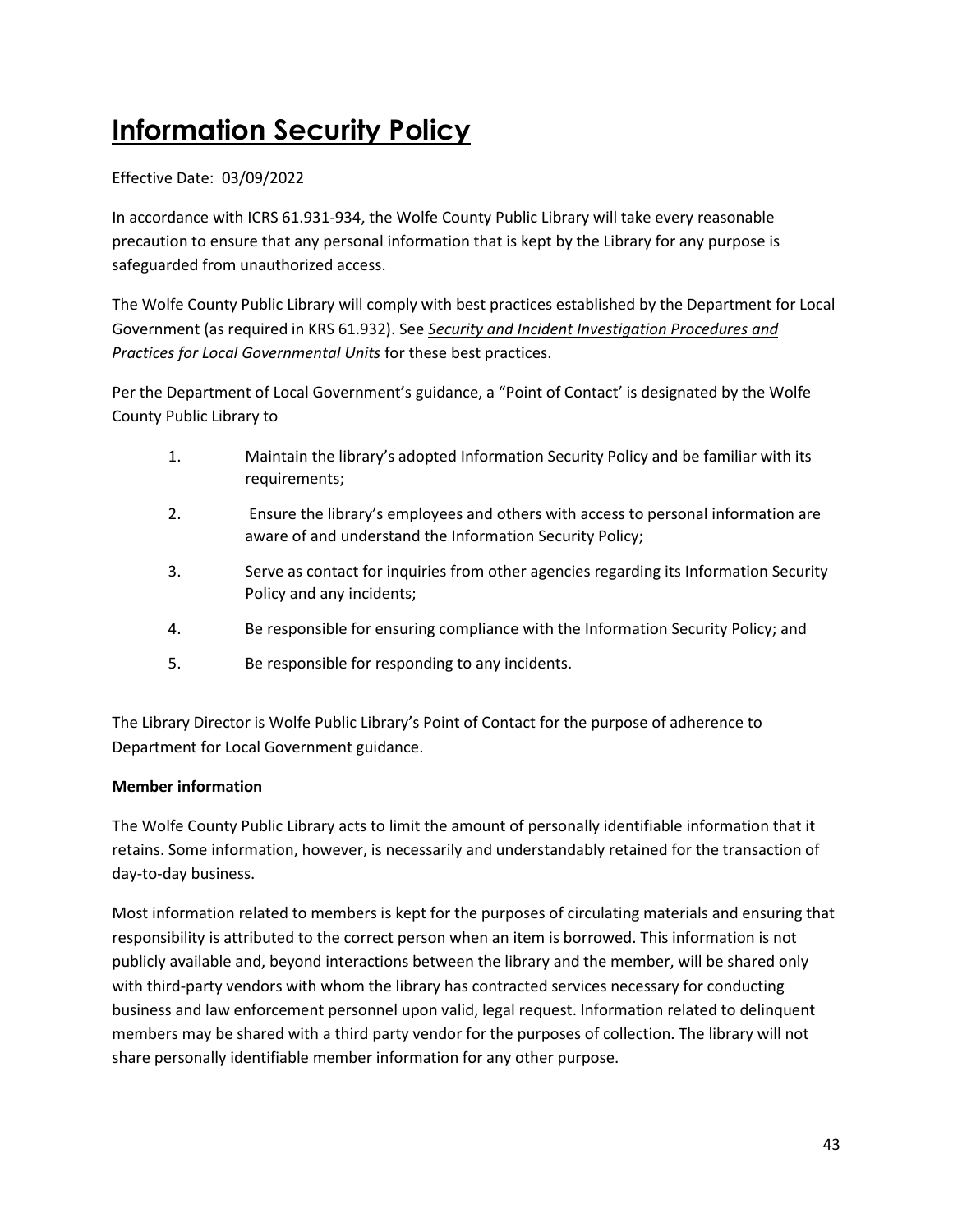# Information Security Policy

Effective Date: 03/09/2022

In accordance with ICRS 61.931-934, the Wolfe County Public Library will take every reasonable precaution to ensure that any personal information that is kept by the Library for any purpose is safeguarded from unauthorized access.

The Wolfe County Public Library will comply with best practices established by the Department for Local Government (as required in KRS 61.932). See ***Security and Incident Investigation Procedures and Practices for Local Governmental Units*** for these best practices.

Per the Department of Local Government's guidance, a "Point of Contact' is designated by the Wolfe County Public Library to

1. Maintain the library's adopted Information Security Policy and be familiar with its requirements;
2. Ensure the library's employees and others with access to personal information are aware of and understand the Information Security Policy;
3. Serve as contact for inquiries from other agencies regarding its Information Security Policy and any incidents;
4. Be responsible for ensuring compliance with the Information Security Policy; and
5. Be responsible for responding to any incidents.

The Library Director is Wolfe Public Library's Point of Contact for the purpose of adherence to Department for Local Government guidance.

**Member information**

The Wolfe County Public Library acts to limit the amount of personally identifiable information that it retains. Some information, however, is necessarily and understandably retained for the transaction of day-to-day business.

Most information related to members is kept for the purposes of circulating materials and ensuring that responsibility is attributed to the correct person when an item is borrowed. This information is not publicly available and, beyond interactions between the library and the member, will be shared only with third-party vendors with whom the library has contracted services necessary for conducting business and law enforcement personnel upon valid, legal request. Information related to delinquent members may be shared with a third party vendor for the purposes of collection. The library will not share personally identifiable member information for any other purpose.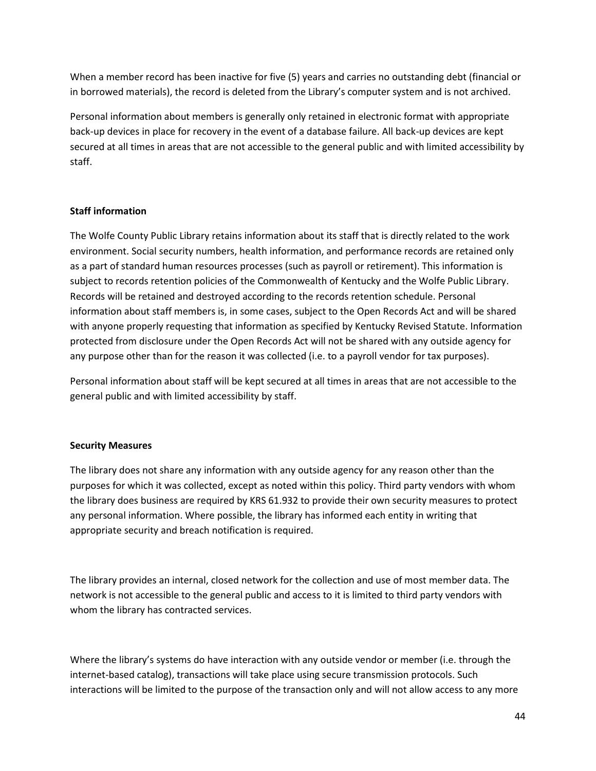When a member record has been inactive for five (5) years and carries no outstanding debt (financial or in borrowed materials), the record is deleted from the Library's computer system and is not archived.

Personal information about members is generally only retained in electronic format with appropriate back-up devices in place for recovery in the event of a database failure. All back-up devices are kept secured at all times in areas that are not accessible to the general public and with limited accessibility by staff.

**Staff information**

The Wolfe County Public Library retains information about its staff that is directly related to the work environment. Social security numbers, health information, and performance records are retained only as a part of standard human resources processes (such as payroll or retirement). This information is subject to records retention policies of the Commonwealth of Kentucky and the Wolfe Public Library. Records will be retained and destroyed according to the records retention schedule. Personal information about staff members is, in some cases, subject to the Open Records Act and will be shared with anyone properly requesting that information as specified by Kentucky Revised Statute. Information protected from disclosure under the Open Records Act will not be shared with any outside agency for any purpose other than for the reason it was collected (i.e. to a payroll vendor for tax purposes).

Personal information about staff will be kept secured at all times in areas that are not accessible to the general public and with limited accessibility by staff.

**Security Measures**

The library does not share any information with any outside agency for any reason other than the purposes for which it was collected, except as noted within this policy. Third party vendors with whom the library does business are required by KRS 61.932 to provide their own security measures to protect any personal information. Where possible, the library has informed each entity in writing that appropriate security and breach notification is required.

The library provides an internal, closed network for the collection and use of most member data. The network is not accessible to the general public and access to it is limited to third party vendors with whom the library has contracted services.

Where the library's systems do have interaction with any outside vendor or member (i.e. through the internet-based catalog), transactions will take place using secure transmission protocols. Such interactions will be limited to the purpose of the transaction only and will not allow access to any more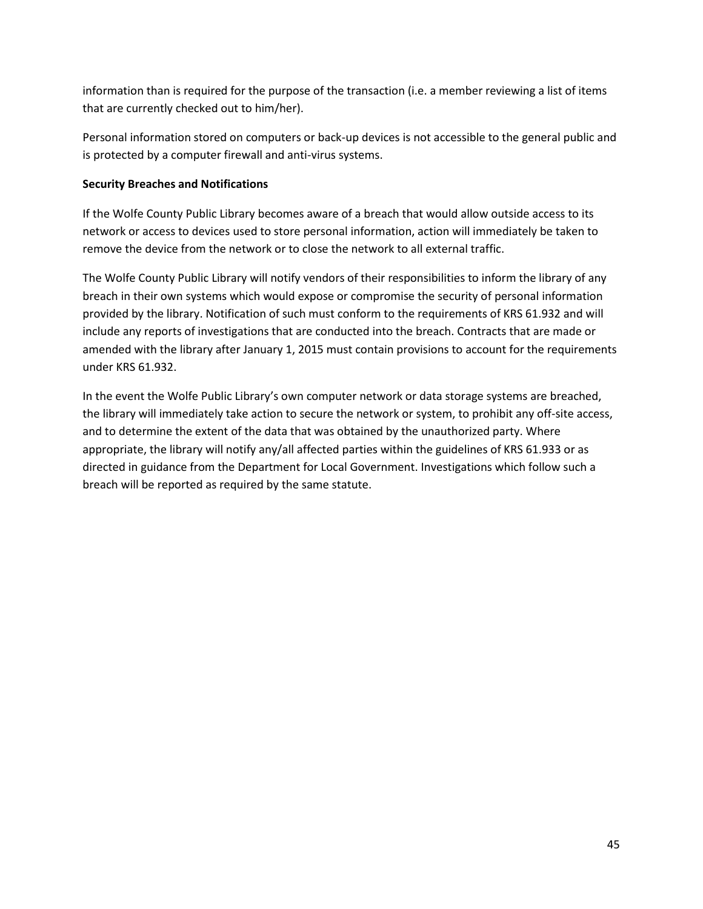information than is required for the purpose of the transaction (i.e. a member reviewing a list of items that are currently checked out to him/her).

Personal information stored on computers or back-up devices is not accessible to the general public and is protected by a computer firewall and anti-virus systems.

**Security Breaches and Notifications**

If the Wolfe County Public Library becomes aware of a breach that would allow outside access to its network or access to devices used to store personal information, action will immediately be taken to remove the device from the network or to close the network to all external traffic.

The Wolfe County Public Library will notify vendors of their responsibilities to inform the library of any breach in their own systems which would expose or compromise the security of personal information provided by the library. Notification of such must conform to the requirements of KRS 61.932 and will include any reports of investigations that are conducted into the breach. Contracts that are made or amended with the library after January 1, 2015 must contain provisions to account for the requirements under KRS 61.932.

In the event the Wolfe Public Library's own computer network or data storage systems are breached, the library will immediately take action to secure the network or system, to prohibit any off-site access, and to determine the extent of the data that was obtained by the unauthorized party. Where appropriate, the library will notify any/all affected parties within the guidelines of KRS 61.933 or as directed in guidance from the Department for Local Government. Investigations which follow such a breach will be reported as required by the same statute.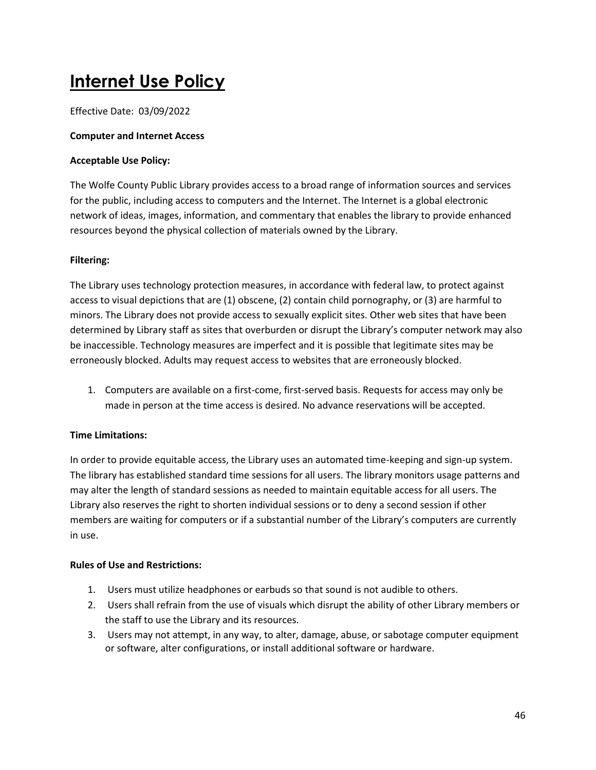# Internet Use Policy

Effective Date: 03/09/2022

**Computer and Internet Access**

**Acceptable Use Policy:**

The Wolfe County Public Library provides access to a broad range of information sources and services for the public, including access to computers and the Internet. The Internet is a global electronic network of ideas, images, information, and commentary that enables the library to provide enhanced resources beyond the physical collection of materials owned by the Library.

**Filtering:**

The Library uses technology protection measures, in accordance with federal law, to protect against access to visual depictions that are (1) obscene, (2) contain child pornography, or (3) are harmful to minors. The Library does not provide access to sexually explicit sites. Other web sites that have been determined by Library staff as sites that overburden or disrupt the Library's computer network may also be inaccessible. Technology measures are imperfect and it is possible that legitimate sites may be erroneously blocked. Adults may request access to websites that are erroneously blocked.

1. Computers are available on a first-come, first-served basis. Requests for access may only be made in person at the time access is desired. No advance reservations will be accepted.

**Time Limitations:**

In order to provide equitable access, the Library uses an automated time-keeping and sign-up system. The library has established standard time sessions for all users. The library monitors usage patterns and may alter the length of standard sessions as needed to maintain equitable access for all users. The Library also reserves the right to shorten individual sessions or to deny a second session if other members are waiting for computers or if a substantial number of the Library's computers are currently in use.

**Rules of Use and Restrictions:**

1. Users must utilize headphones or earbuds so that sound is not audible to others.
2. Users shall refrain from the use of visuals which disrupt the ability of other Library members or the staff to use the Library and its resources.
3. Users may not attempt, in any way, to alter, damage, abuse, or sabotage computer equipment or software, alter configurations, or install additional software or hardware.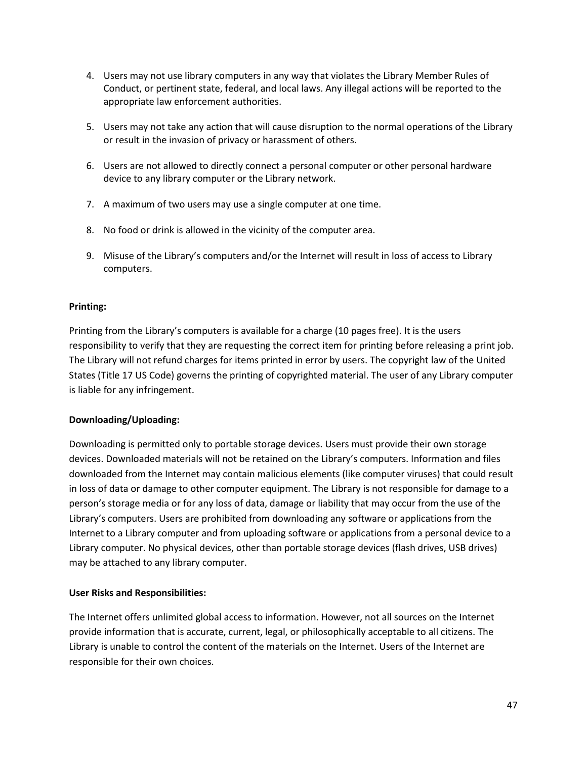4. Users may not use library computers in any way that violates the Library Member Rules of Conduct, or pertinent state, federal, and local laws. Any illegal actions will be reported to the appropriate law enforcement authorities.

5. Users may not take any action that will cause disruption to the normal operations of the Library or result in the invasion of privacy or harassment of others.

6. Users are not allowed to directly connect a personal computer or other personal hardware device to any library computer or the Library network.

7. A maximum of two users may use a single computer at one time.

8. No food or drink is allowed in the vicinity of the computer area.

9. Misuse of the Library's computers and/or the Internet will result in loss of access to Library computers.

**Printing:**

Printing from the Library's computers is available for a charge (10 pages free). It is the users responsibility to verify that they are requesting the correct item for printing before releasing a print job. The Library will not refund charges for items printed in error by users. The copyright law of the United States (Title 17 US Code) governs the printing of copyrighted material. The user of any Library computer is liable for any infringement.

**Downloading/Uploading:**

Downloading is permitted only to portable storage devices. Users must provide their own storage devices. Downloaded materials will not be retained on the Library's computers. Information and files downloaded from the Internet may contain malicious elements (like computer viruses) that could result in loss of data or damage to other computer equipment. The Library is not responsible for damage to a person's storage media or for any loss of data, damage or liability that may occur from the use of the Library's computers. Users are prohibited from downloading any software or applications from the Internet to a Library computer and from uploading software or applications from a personal device to a Library computer. No physical devices, other than portable storage devices (flash drives, USB drives) may be attached to any library computer.

**User Risks and Responsibilities:**

The Internet offers unlimited global access to information. However, not all sources on the Internet provide information that is accurate, current, legal, or philosophically acceptable to all citizens. The Library is unable to control the content of the materials on the Internet. Users of the Internet are responsible for their own choices.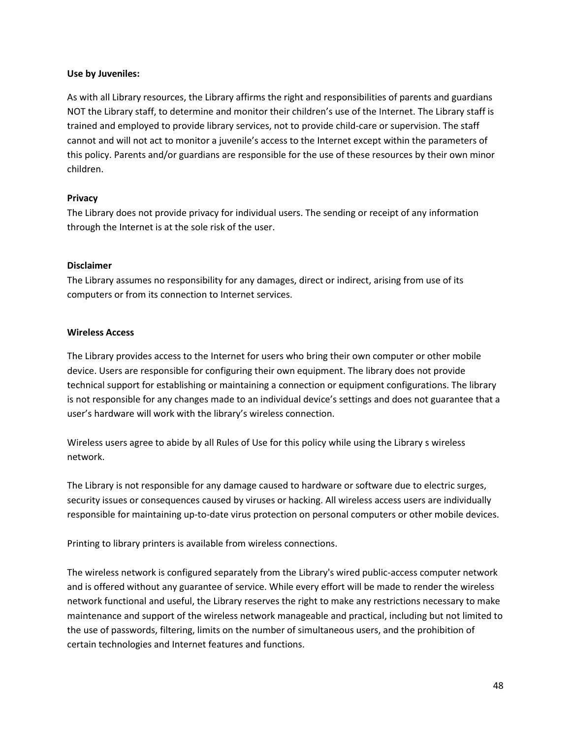**Use by Juveniles:**

As with all Library resources, the Library affirms the right and responsibilities of parents and guardians NOT the Library staff, to determine and monitor their children's use of the Internet. The Library staff is trained and employed to provide library services, not to provide child-care or supervision. The staff cannot and will not act to monitor a juvenile's access to the Internet except within the parameters of this policy. Parents and/or guardians are responsible for the use of these resources by their own minor children.

**Privacy**

The Library does not provide privacy for individual users. The sending or receipt of any information through the Internet is at the sole risk of the user.

**Disclaimer**

The Library assumes no responsibility for any damages, direct or indirect, arising from use of its computers or from its connection to Internet services.

**Wireless Access**

The Library provides access to the Internet for users who bring their own computer or other mobile device. Users are responsible for configuring their own equipment. The library does not provide technical support for establishing or maintaining a connection or equipment configurations. The library is not responsible for any changes made to an individual device's settings and does not guarantee that a user's hardware will work with the library's wireless connection.

Wireless users agree to abide by all Rules of Use for this policy while using the Library s wireless network.

The Library is not responsible for any damage caused to hardware or software due to electric surges, security issues or consequences caused by viruses or hacking. All wireless access users are individually responsible for maintaining up-to-date virus protection on personal computers or other mobile devices.

Printing to library printers is available from wireless connections.

The wireless network is configured separately from the Library's wired public-access computer network and is offered without any guarantee of service. While every effort will be made to render the wireless network functional and useful, the Library reserves the right to make any restrictions necessary to make maintenance and support of the wireless network manageable and practical, including but not limited to the use of passwords, filtering, limits on the number of simultaneous users, and the prohibition of certain technologies and Internet features and functions.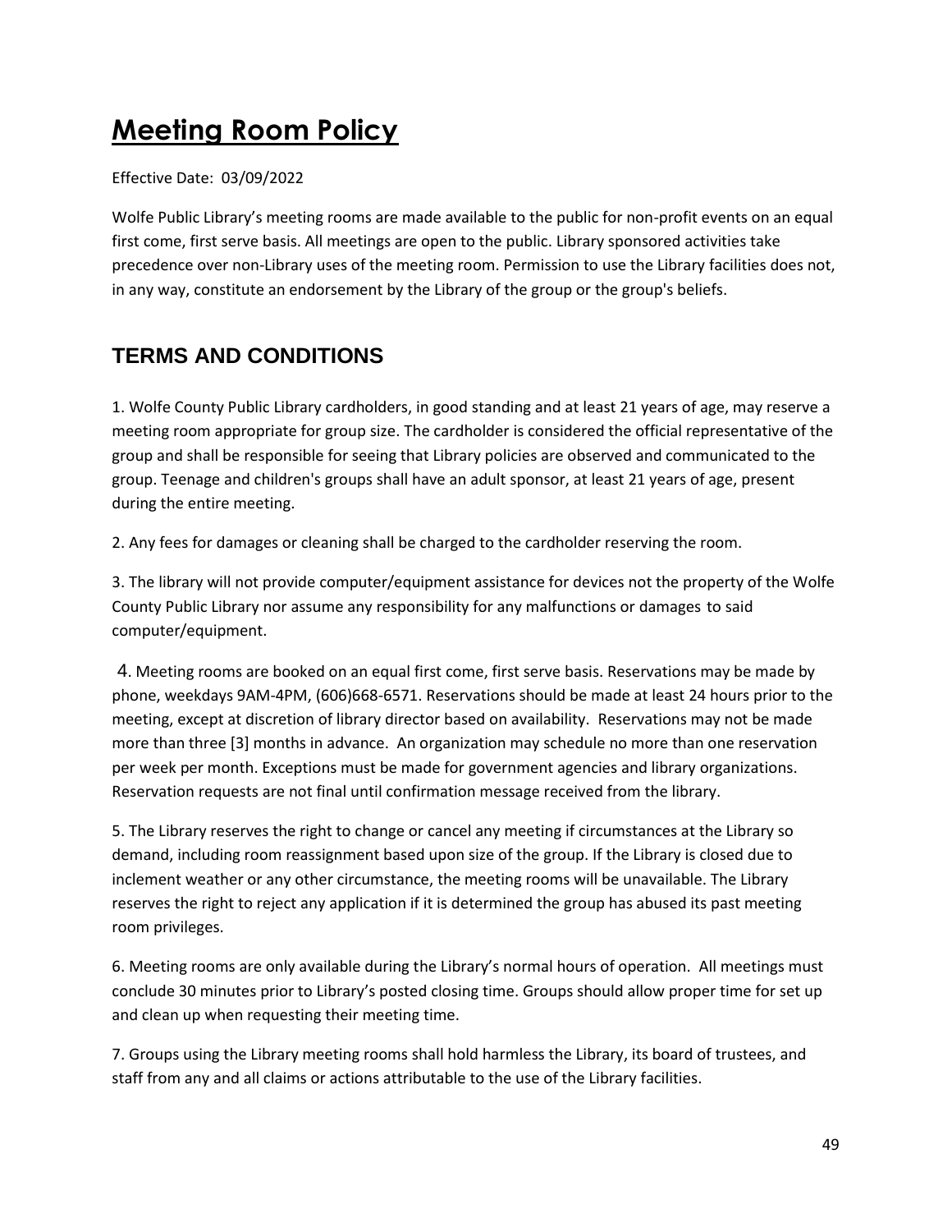# Meeting Room Policy

Effective Date: 03/09/2022

Wolfe Public Library's meeting rooms are made available to the public for non-profit events on an equal first come, first serve basis. All meetings are open to the public. Library sponsored activities take precedence over non-Library uses of the meeting room. Permission to use the Library facilities does not, in any way, constitute an endorsement by the Library of the group or the group's beliefs.

## TERMS AND CONDITIONS

1. Wolfe County Public Library cardholders, in good standing and at least 21 years of age, may reserve a meeting room appropriate for group size. The cardholder is considered the official representative of the group and shall be responsible for seeing that Library policies are observed and communicated to the group. Teenage and children's groups shall have an adult sponsor, at least 21 years of age, present during the entire meeting.

2. Any fees for damages or cleaning shall be charged to the cardholder reserving the room.

3. The library will not provide computer/equipment assistance for devices not the property of the Wolfe County Public Library nor assume any responsibility for any malfunctions or damages to said computer/equipment.

4. Meeting rooms are booked on an equal first come, first serve basis. Reservations may be made by phone, weekdays 9AM-4PM, (606)668-6571. Reservations should be made at least 24 hours prior to the meeting, except at discretion of library director based on availability. Reservations may not be made more than three [3] months in advance. An organization may schedule no more than one reservation per week per month. Exceptions must be made for government agencies and library organizations. Reservation requests are not final until confirmation message received from the library.

5. The Library reserves the right to change or cancel any meeting if circumstances at the Library so demand, including room reassignment based upon size of the group. If the Library is closed due to inclement weather or any other circumstance, the meeting rooms will be unavailable. The Library reserves the right to reject any application if it is determined the group has abused its past meeting room privileges.

6. Meeting rooms are only available during the Library's normal hours of operation. All meetings must conclude 30 minutes prior to Library's posted closing time. Groups should allow proper time for set up and clean up when requesting their meeting time.

7. Groups using the Library meeting rooms shall hold harmless the Library, its board of trustees, and staff from any and all claims or actions attributable to the use of the Library facilities.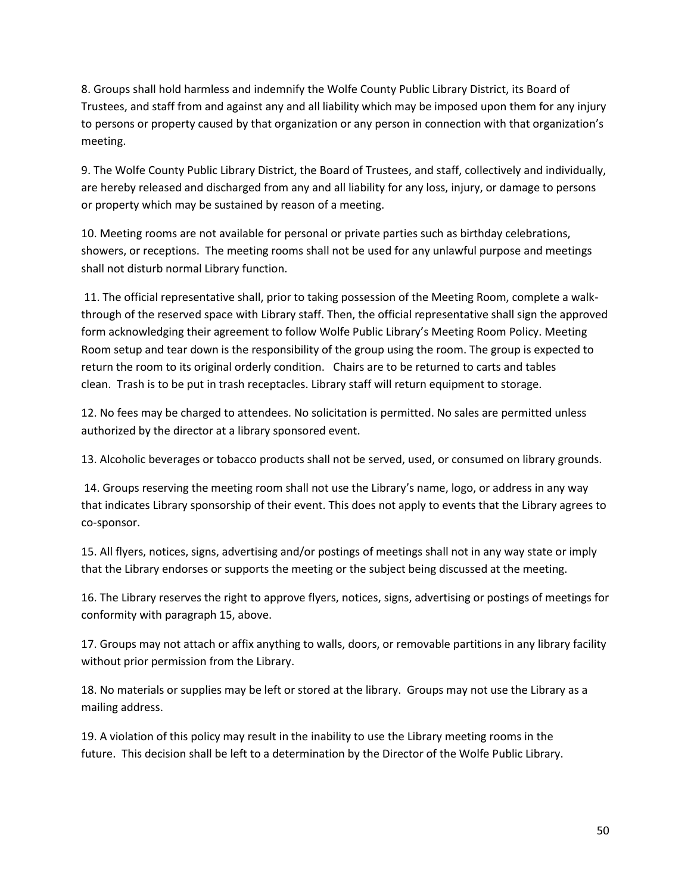8. Groups shall hold harmless and indemnify the Wolfe County Public Library District, its Board of Trustees, and staff from and against any and all liability which may be imposed upon them for any injury to persons or property caused by that organization or any person in connection with that organization's meeting.

9. The Wolfe County Public Library District, the Board of Trustees, and staff, collectively and individually, are hereby released and discharged from any and all liability for any loss, injury, or damage to persons or property which may be sustained by reason of a meeting.

10. Meeting rooms are not available for personal or private parties such as birthday celebrations, showers, or receptions. The meeting rooms shall not be used for any unlawful purpose and meetings shall not disturb normal Library function.

11. The official representative shall, prior to taking possession of the Meeting Room, complete a walk-through of the reserved space with Library staff. Then, the official representative shall sign the approved form acknowledging their agreement to follow Wolfe Public Library's Meeting Room Policy. Meeting Room setup and tear down is the responsibility of the group using the room. The group is expected to return the room to its original orderly condition. Chairs are to be returned to carts and tables clean. Trash is to be put in trash receptacles. Library staff will return equipment to storage.

12. No fees may be charged to attendees. No solicitation is permitted. No sales are permitted unless authorized by the director at a library sponsored event.

13. Alcoholic beverages or tobacco products shall not be served, used, or consumed on library grounds.

14. Groups reserving the meeting room shall not use the Library's name, logo, or address in any way that indicates Library sponsorship of their event. This does not apply to events that the Library agrees to co-sponsor.

15. All flyers, notices, signs, advertising and/or postings of meetings shall not in any way state or imply that the Library endorses or supports the meeting or the subject being discussed at the meeting.

16. The Library reserves the right to approve flyers, notices, signs, advertising or postings of meetings for conformity with paragraph 15, above.

17. Groups may not attach or affix anything to walls, doors, or removable partitions in any library facility without prior permission from the Library.

18. No materials or supplies may be left or stored at the library. Groups may not use the Library as a mailing address.

19. A violation of this policy may result in the inability to use the Library meeting rooms in the future. This decision shall be left to a determination by the Director of the Wolfe Public Library.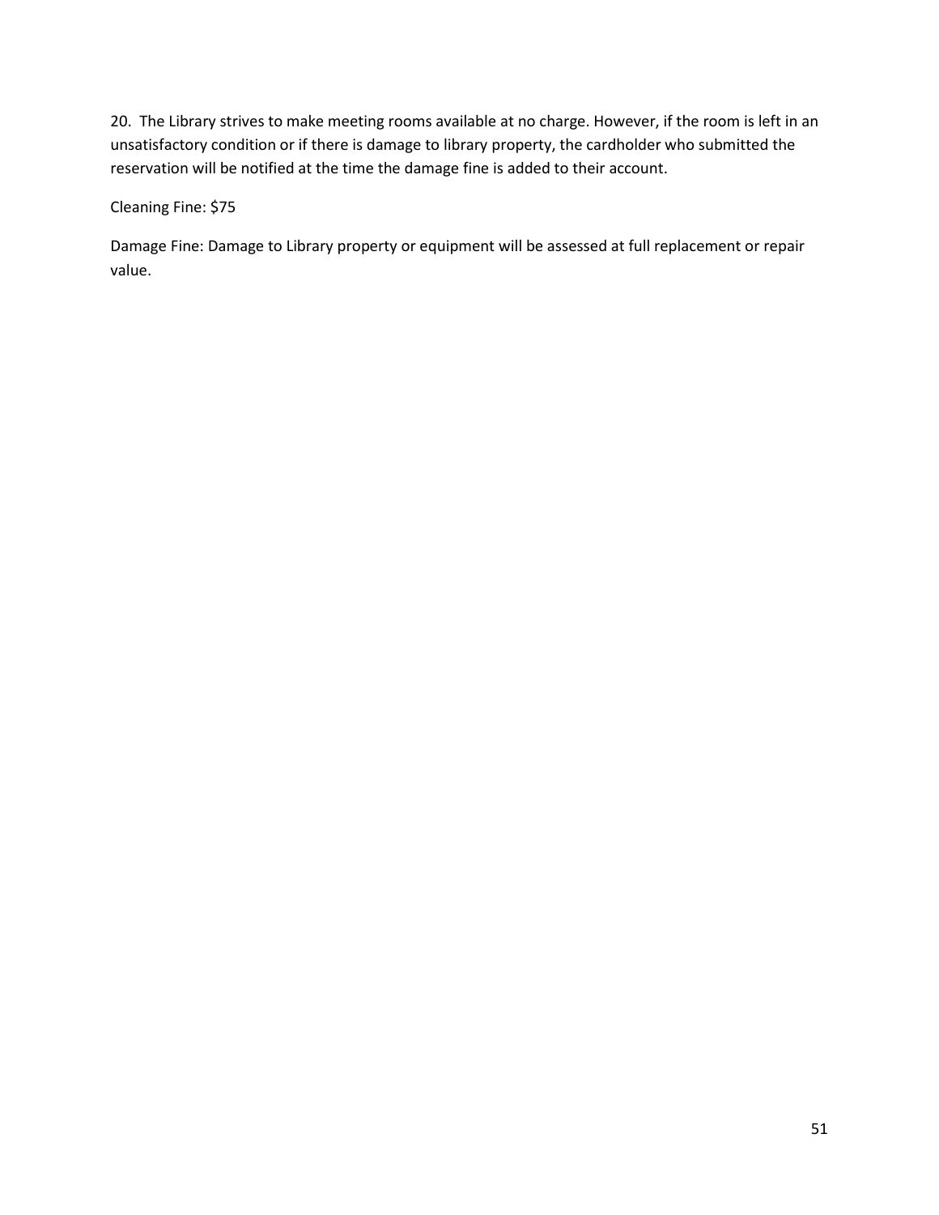20. The Library strives to make meeting rooms available at no charge. However, if the room is left in an unsatisfactory condition or if there is damage to library property, the cardholder who submitted the reservation will be notified at the time the damage fine is added to their account.

Cleaning Fine: $75

Damage Fine: Damage to Library property or equipment will be assessed at full replacement or repair value.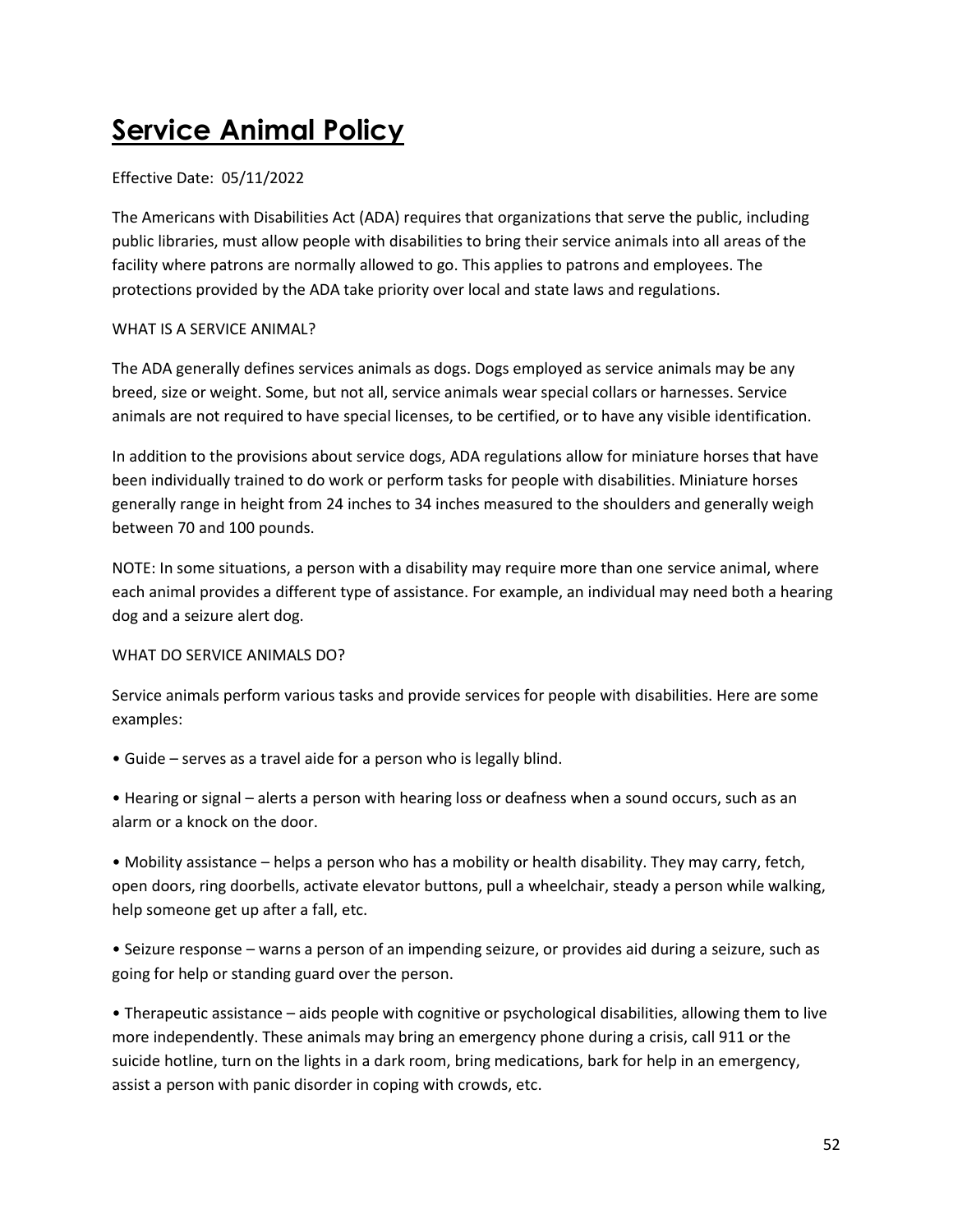# Service Animal Policy

Effective Date: 05/11/2022

The Americans with Disabilities Act (ADA) requires that organizations that serve the public, including public libraries, must allow people with disabilities to bring their service animals into all areas of the facility where patrons are normally allowed to go. This applies to patrons and employees. The protections provided by the ADA take priority over local and state laws and regulations.

WHAT IS A SERVICE ANIMAL?

The ADA generally defines services animals as dogs. Dogs employed as service animals may be any breed, size or weight. Some, but not all, service animals wear special collars or harnesses. Service animals are not required to have special licenses, to be certified, or to have any visible identification.

In addition to the provisions about service dogs, ADA regulations allow for miniature horses that have been individually trained to do work or perform tasks for people with disabilities. Miniature horses generally range in height from 24 inches to 34 inches measured to the shoulders and generally weigh between 70 and 100 pounds.

NOTE: In some situations, a person with a disability may require more than one service animal, where each animal provides a different type of assistance. For example, an individual may need both a hearing dog and a seizure alert dog.

WHAT DO SERVICE ANIMALS DO?

Service animals perform various tasks and provide services for people with disabilities. Here are some examples:

- Guide – serves as a travel aide for a person who is legally blind.
- Hearing or signal – alerts a person with hearing loss or deafness when a sound occurs, such as an alarm or a knock on the door.
- Mobility assistance – helps a person who has a mobility or health disability. They may carry, fetch, open doors, ring doorbells, activate elevator buttons, pull a wheelchair, steady a person while walking, help someone get up after a fall, etc.
- Seizure response – warns a person of an impending seizure, or provides aid during a seizure, such as going for help or standing guard over the person.
- Therapeutic assistance – aids people with cognitive or psychological disabilities, allowing them to live more independently. These animals may bring an emergency phone during a crisis, call 911 or the suicide hotline, turn on the lights in a dark room, bring medications, bark for help in an emergency, assist a person with panic disorder in coping with crowds, etc.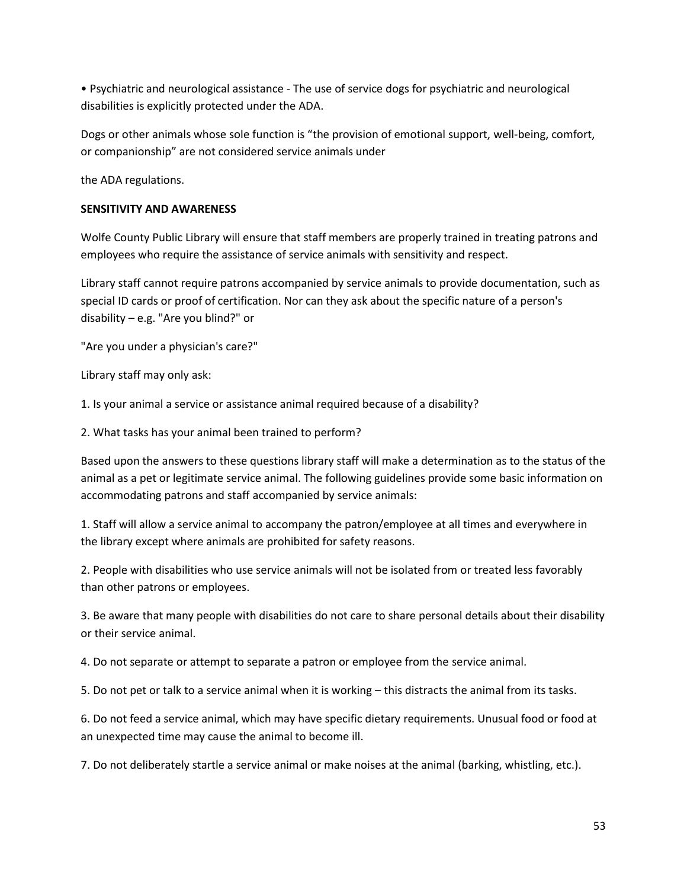• Psychiatric and neurological assistance - The use of service dogs for psychiatric and neurological disabilities is explicitly protected under the ADA.

Dogs or other animals whose sole function is "the provision of emotional support, well-being, comfort, or companionship" are not considered service animals under

the ADA regulations.

**SENSITIVITY AND AWARENESS**

Wolfe County Public Library will ensure that staff members are properly trained in treating patrons and employees who require the assistance of service animals with sensitivity and respect.

Library staff cannot require patrons accompanied by service animals to provide documentation, such as special ID cards or proof of certification. Nor can they ask about the specific nature of a person's disability – e.g. "Are you blind?" or

"Are you under a physician's care?"

Library staff may only ask:

1. Is your animal a service or assistance animal required because of a disability?
2. What tasks has your animal been trained to perform?

Based upon the answers to these questions library staff will make a determination as to the status of the animal as a pet or legitimate service animal. The following guidelines provide some basic information on accommodating patrons and staff accompanied by service animals:

1. Staff will allow a service animal to accompany the patron/employee at all times and everywhere in the library except where animals are prohibited for safety reasons.
2. People with disabilities who use service animals will not be isolated from or treated less favorably than other patrons or employees.
3. Be aware that many people with disabilities do not care to share personal details about their disability or their service animal.
4. Do not separate or attempt to separate a patron or employee from the service animal.
5. Do not pet or talk to a service animal when it is working – this distracts the animal from its tasks.
6. Do not feed a service animal, which may have specific dietary requirements. Unusual food or food at an unexpected time may cause the animal to become ill.
7. Do not deliberately startle a service animal or make noises at the animal (barking, whistling, etc.).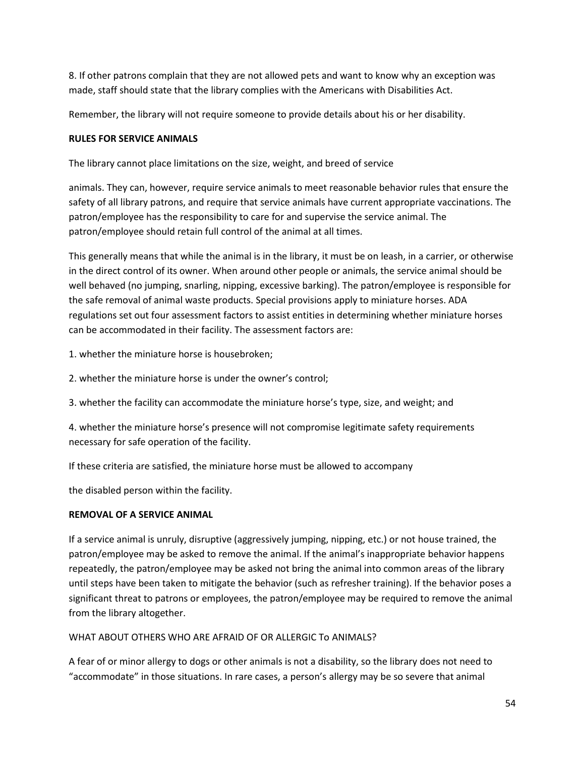8. If other patrons complain that they are not allowed pets and want to know why an exception was made, staff should state that the library complies with the Americans with Disabilities Act.

Remember, the library will not require someone to provide details about his or her disability.

**RULES FOR SERVICE ANIMALS**

The library cannot place limitations on the size, weight, and breed of service animals. They can, however, require service animals to meet reasonable behavior rules that ensure the safety of all library patrons, and require that service animals have current appropriate vaccinations. The patron/employee has the responsibility to care for and supervise the service animal. The patron/employee should retain full control of the animal at all times.

This generally means that while the animal is in the library, it must be on leash, in a carrier, or otherwise in the direct control of its owner. When around other people or animals, the service animal should be well behaved (no jumping, snarling, nipping, excessive barking). The patron/employee is responsible for the safe removal of animal waste products. Special provisions apply to miniature horses. ADA regulations set out four assessment factors to assist entities in determining whether miniature horses can be accommodated in their facility. The assessment factors are:

1. whether the miniature horse is housebroken;

2. whether the miniature horse is under the owner's control;

3. whether the facility can accommodate the miniature horse's type, size, and weight; and

4. whether the miniature horse's presence will not compromise legitimate safety requirements necessary for safe operation of the facility.

If these criteria are satisfied, the miniature horse must be allowed to accompany the disabled person within the facility.

**REMOVAL OF A SERVICE ANIMAL**

If a service animal is unruly, disruptive (aggressively jumping, nipping, etc.) or not house trained, the patron/employee may be asked to remove the animal. If the animal's inappropriate behavior happens repeatedly, the patron/employee may be asked not bring the animal into common areas of the library until steps have been taken to mitigate the behavior (such as refresher training). If the behavior poses a significant threat to patrons or employees, the patron/employee may be required to remove the animal from the library altogether.

WHAT ABOUT OTHERS WHO ARE AFRAID OF OR ALLERGIC To ANIMALS?

A fear of or minor allergy to dogs or other animals is not a disability, so the library does not need to "accommodate" in those situations. In rare cases, a person's allergy may be so severe that animal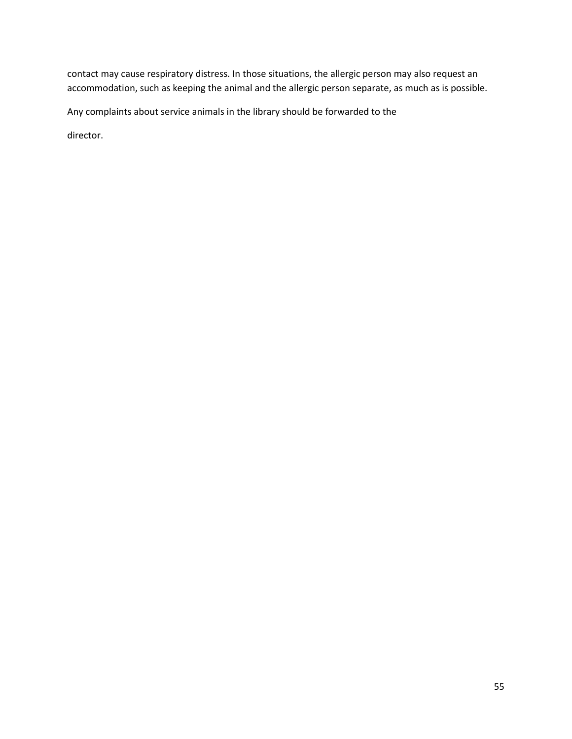contact may cause respiratory distress. In those situations, the allergic person may also request an accommodation, such as keeping the animal and the allergic person separate, as much as is possible.

Any complaints about service animals in the library should be forwarded to the

director.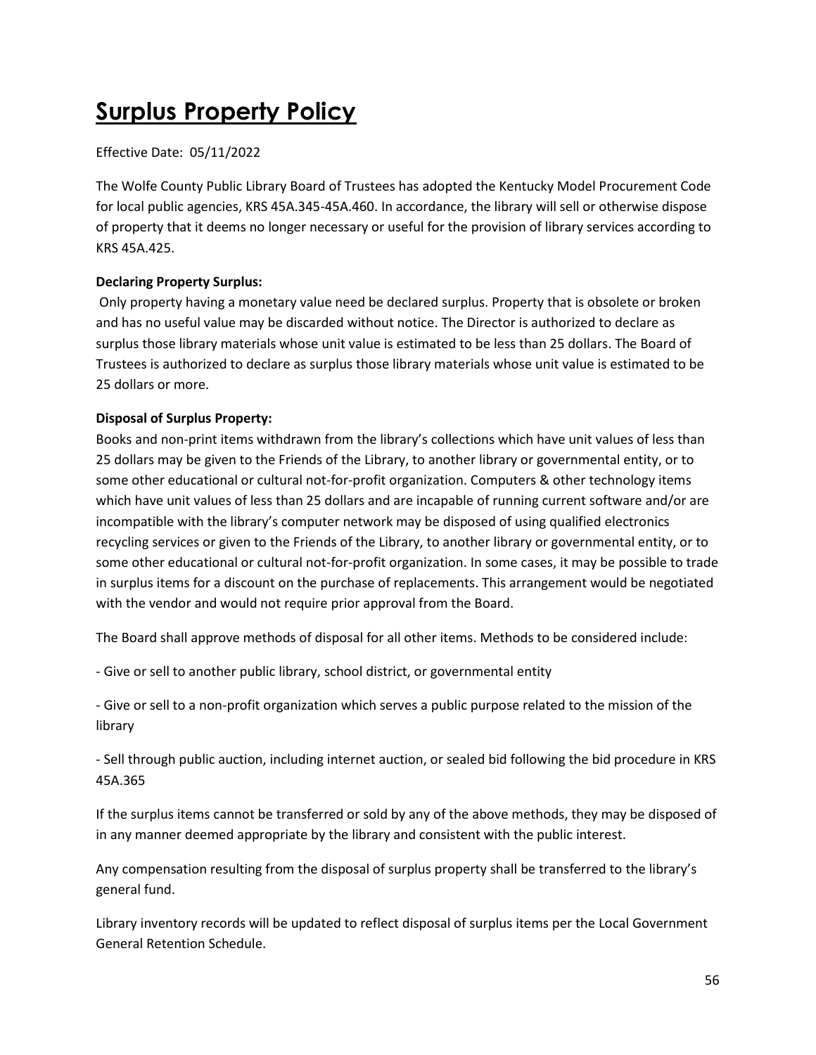# Surplus Property Policy

Effective Date: 05/11/2022

The Wolfe County Public Library Board of Trustees has adopted the Kentucky Model Procurement Code for local public agencies, KRS 45A.345-45A.460. In accordance, the library will sell or otherwise dispose of property that it deems no longer necessary or useful for the provision of library services according to KRS 45A.425.

**Declaring Property Surplus:**

Only property having a monetary value need be declared surplus. Property that is obsolete or broken and has no useful value may be discarded without notice. The Director is authorized to declare as surplus those library materials whose unit value is estimated to be less than 25 dollars. The Board of Trustees is authorized to declare as surplus those library materials whose unit value is estimated to be 25 dollars or more.

**Disposal of Surplus Property:**

Books and non-print items withdrawn from the library's collections which have unit values of less than 25 dollars may be given to the Friends of the Library, to another library or governmental entity, or to some other educational or cultural not-for-profit organization. Computers & other technology items which have unit values of less than 25 dollars and are incapable of running current software and/or are incompatible with the library's computer network may be disposed of using qualified electronics recycling services or given to the Friends of the Library, to another library or governmental entity, or to some other educational or cultural not-for-profit organization. In some cases, it may be possible to trade in surplus items for a discount on the purchase of replacements. This arrangement would be negotiated with the vendor and would not require prior approval from the Board.

The Board shall approve methods of disposal for all other items. Methods to be considered include:

- Give or sell to another public library, school district, or governmental entity

- Give or sell to a non-profit organization which serves a public purpose related to the mission of the library

- Sell through public auction, including internet auction, or sealed bid following the bid procedure in KRS 45A.365

If the surplus items cannot be transferred or sold by any of the above methods, they may be disposed of in any manner deemed appropriate by the library and consistent with the public interest.

Any compensation resulting from the disposal of surplus property shall be transferred to the library's general fund.

Library inventory records will be updated to reflect disposal of surplus items per the Local Government General Retention Schedule.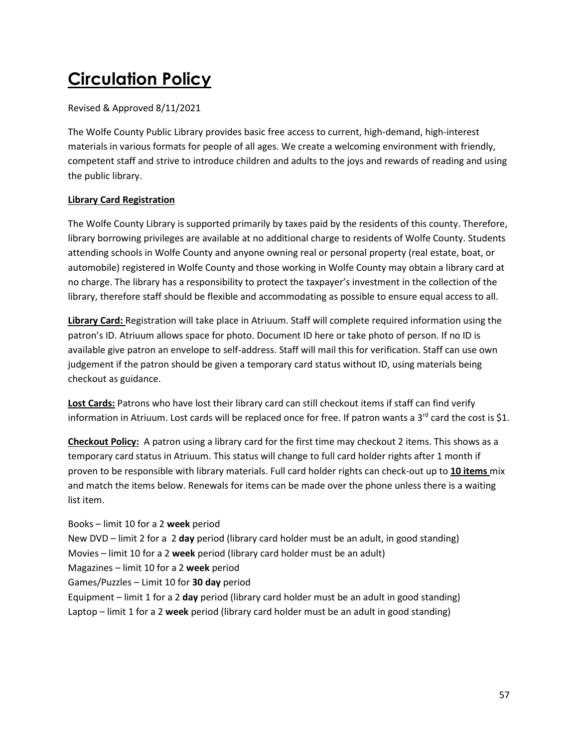# Circulation Policy

Revised & Approved 8/11/2021

The Wolfe County Public Library provides basic free access to current, high-demand, high-interest materials in various formats for people of all ages. We create a welcoming environment with friendly, competent staff and strive to introduce children and adults to the joys and rewards of reading and using the public library.

**Library Card Registration**

The Wolfe County Library is supported primarily by taxes paid by the residents of this county. Therefore, library borrowing privileges are available at no additional charge to residents of Wolfe County. Students attending schools in Wolfe County and anyone owning real or personal property (real estate, boat, or automobile) registered in Wolfe County and those working in Wolfe County may obtain a library card at no charge. The library has a responsibility to protect the taxpayer's investment in the collection of the library, therefore staff should be flexible and accommodating as possible to ensure equal access to all.

**Library Card:** Registration will take place in Atriuum. Staff will complete required information using the patron's ID. Atriuum allows space for photo. Document ID here or take photo of person. If no ID is available give patron an envelope to self-address. Staff will mail this for verification. Staff can use own judgement if the patron should be given a temporary card status without ID, using materials being checkout as guidance.

**Lost Cards:** Patrons who have lost their library card can still checkout items if staff can find verify information in Atriuum. Lost cards will be replaced once for free. If patron wants a 3rd card the cost is $1.

**Checkout Policy:** A patron using a library card for the first time may checkout 2 items. This shows as a temporary card status in Atriuum. This status will change to full card holder rights after 1 month if proven to be responsible with library materials. Full card holder rights can check-out up to **10 items** mix and match the items below. Renewals for items can be made over the phone unless there is a waiting list item.

Books – limit 10 for a 2 **week** period
New DVD – limit 2 for a 2 **day** period (library card holder must be an adult, in good standing)
Movies – limit 10 for a 2 **week** period (library card holder must be an adult)
Magazines – limit 10 for a 2 **week** period
Games/Puzzles – Limit 10 for **30 day** period
Equipment – limit 1 for a 2 **day** period (library card holder must be an adult in good standing)
Laptop – limit 1 for a 2 **week** period (library card holder must be an adult in good standing)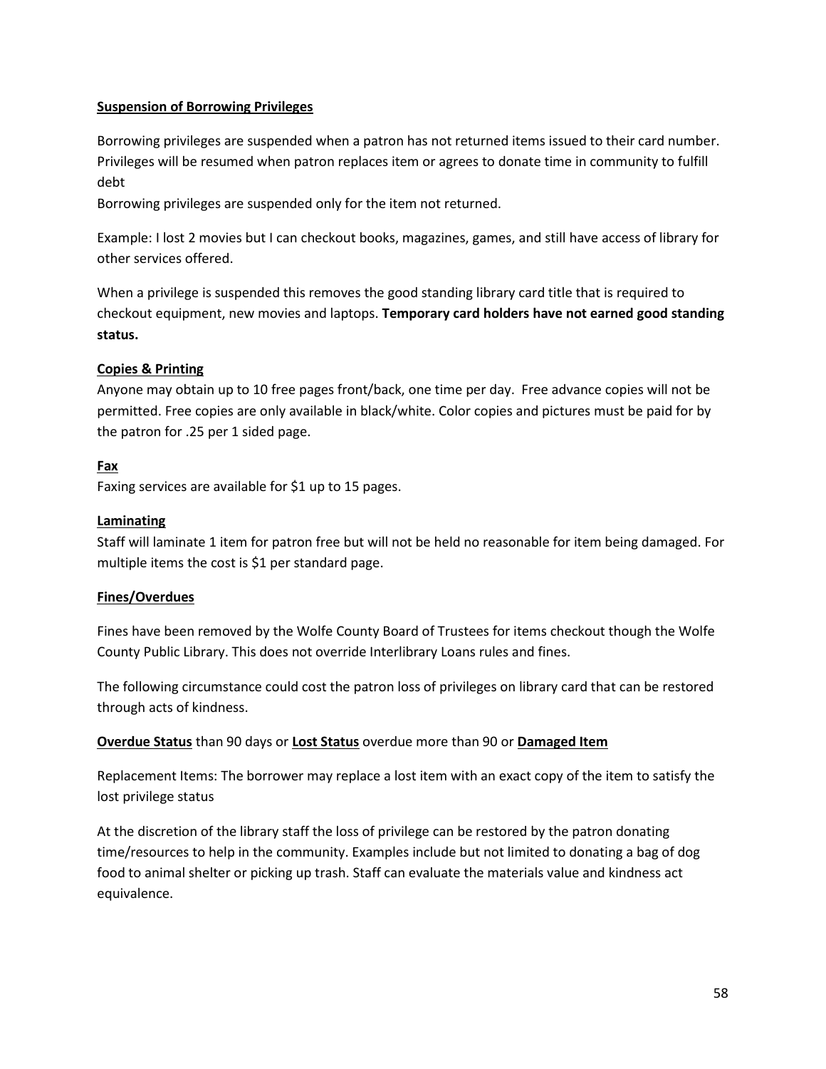**<u>Suspension of Borrowing Privileges</u>**

Borrowing privileges are suspended when a patron has not returned items issued to their card number. Privileges will be resumed when patron replaces item or agrees to donate time in community to fulfill debt

Borrowing privileges are suspended only for the item not returned.

Example: I lost 2 movies but I can checkout books, magazines, games, and still have access of library for other services offered.

When a privilege is suspended this removes the good standing library card title that is required to checkout equipment, new movies and laptops. **Temporary card holders have not earned good standing status.**

**<u>Copies & Printing</u>**

Anyone may obtain up to 10 free pages front/back, one time per day. Free advance copies will not be permitted. Free copies are only available in black/white. Color copies and pictures must be paid for by the patron for .25 per 1 sided page.

**<u>Fax</u>**

Faxing services are available for $1 up to 15 pages.

**<u>Laminating</u>**

Staff will laminate 1 item for patron free but will not be held no reasonable for item being damaged. For multiple items the cost is $1 per standard page.

**<u>Fines/Overdues</u>**

Fines have been removed by the Wolfe County Board of Trustees for items checkout though the Wolfe County Public Library. This does not override Interlibrary Loans rules and fines.

The following circumstance could cost the patron loss of privileges on library card that can be restored through acts of kindness.

**<u>Overdue Status</u>** than 90 days or **<u>Lost Status</u>** overdue more than 90 or **<u>Damaged Item</u>**

Replacement Items: The borrower may replace a lost item with an exact copy of the item to satisfy the lost privilege status

At the discretion of the library staff the loss of privilege can be restored by the patron donating time/resources to help in the community. Examples include but not limited to donating a bag of dog food to animal shelter or picking up trash. Staff can evaluate the materials value and kindness act equivalence.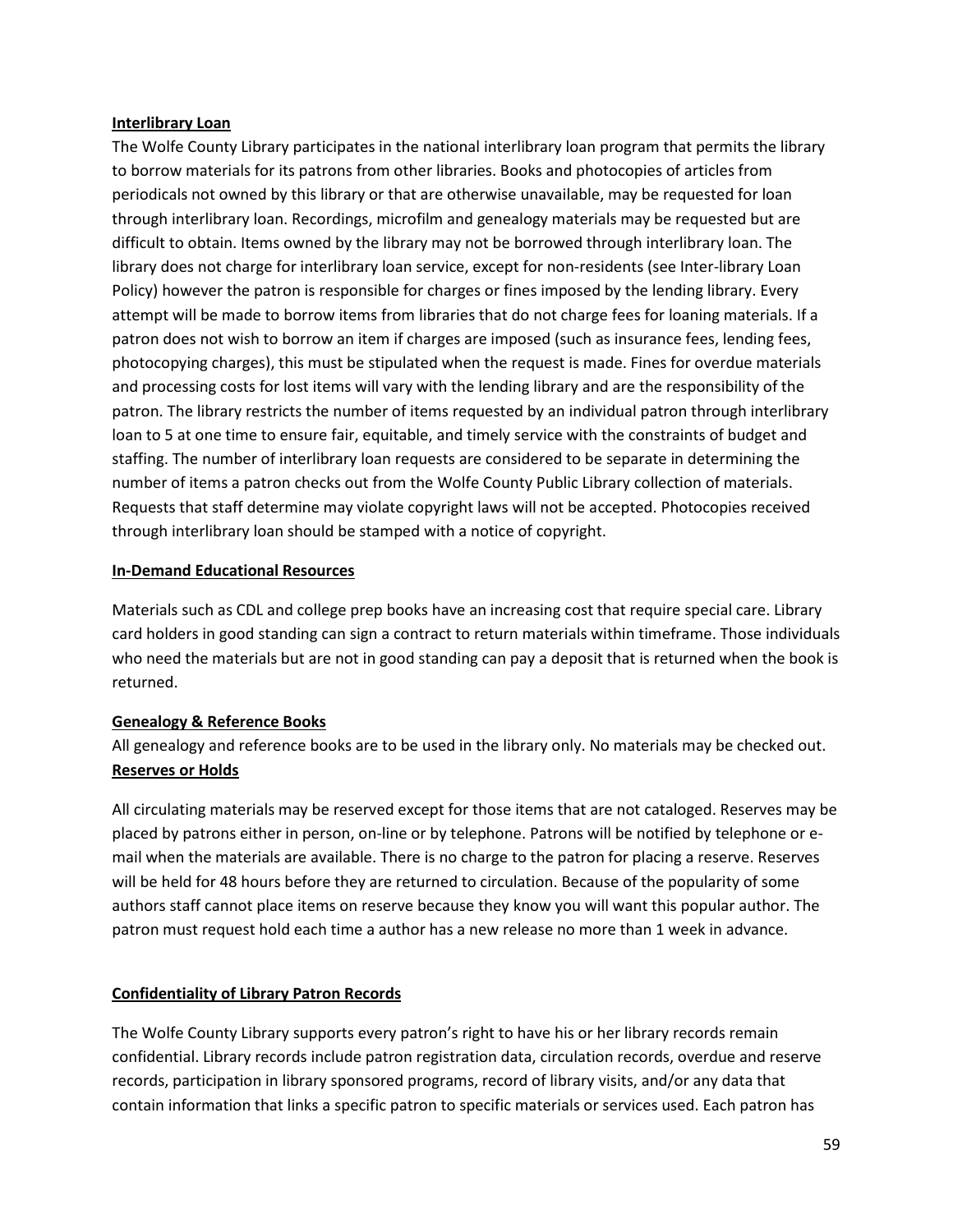**Interlibrary Loan**

The Wolfe County Library participates in the national interlibrary loan program that permits the library to borrow materials for its patrons from other libraries. Books and photocopies of articles from periodicals not owned by this library or that are otherwise unavailable, may be requested for loan through interlibrary loan. Recordings, microfilm and genealogy materials may be requested but are difficult to obtain. Items owned by the library may not be borrowed through interlibrary loan. The library does not charge for interlibrary loan service, except for non-residents (see Inter-library Loan Policy) however the patron is responsible for charges or fines imposed by the lending library. Every attempt will be made to borrow items from libraries that do not charge fees for loaning materials. If a patron does not wish to borrow an item if charges are imposed (such as insurance fees, lending fees, photocopying charges), this must be stipulated when the request is made. Fines for overdue materials and processing costs for lost items will vary with the lending library and are the responsibility of the patron. The library restricts the number of items requested by an individual patron through interlibrary loan to 5 at one time to ensure fair, equitable, and timely service with the constraints of budget and staffing. The number of interlibrary loan requests are considered to be separate in determining the number of items a patron checks out from the Wolfe County Public Library collection of materials. Requests that staff determine may violate copyright laws will not be accepted. Photocopies received through interlibrary loan should be stamped with a notice of copyright.

**In-Demand Educational Resources**

Materials such as CDL and college prep books have an increasing cost that require special care. Library card holders in good standing can sign a contract to return materials within timeframe. Those individuals who need the materials but are not in good standing can pay a deposit that is returned when the book is returned.

**Genealogy & Reference Books**

All genealogy and reference books are to be used in the library only. No materials may be checked out.

**Reserves or Holds**

All circulating materials may be reserved except for those items that are not cataloged. Reserves may be placed by patrons either in person, on-line or by telephone. Patrons will be notified by telephone or e-mail when the materials are available. There is no charge to the patron for placing a reserve. Reserves will be held for 48 hours before they are returned to circulation. Because of the popularity of some authors staff cannot place items on reserve because they know you will want this popular author. The patron must request hold each time a author has a new release no more than 1 week in advance.

**Confidentiality of Library Patron Records**

The Wolfe County Library supports every patron's right to have his or her library records remain confidential. Library records include patron registration data, circulation records, overdue and reserve records, participation in library sponsored programs, record of library visits, and/or any data that contain information that links a specific patron to specific materials or services used. Each patron has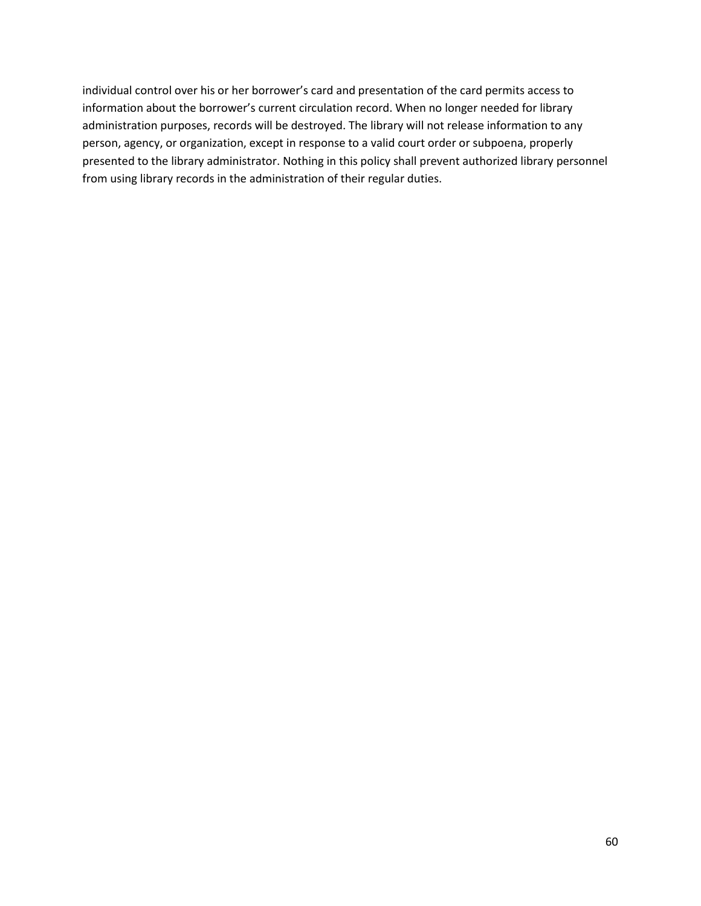individual control over his or her borrower's card and presentation of the card permits access to information about the borrower's current circulation record. When no longer needed for library administration purposes, records will be destroyed. The library will not release information to any person, agency, or organization, except in response to a valid court order or subpoena, properly presented to the library administrator. Nothing in this policy shall prevent authorized library personnel from using library records in the administration of their regular duties.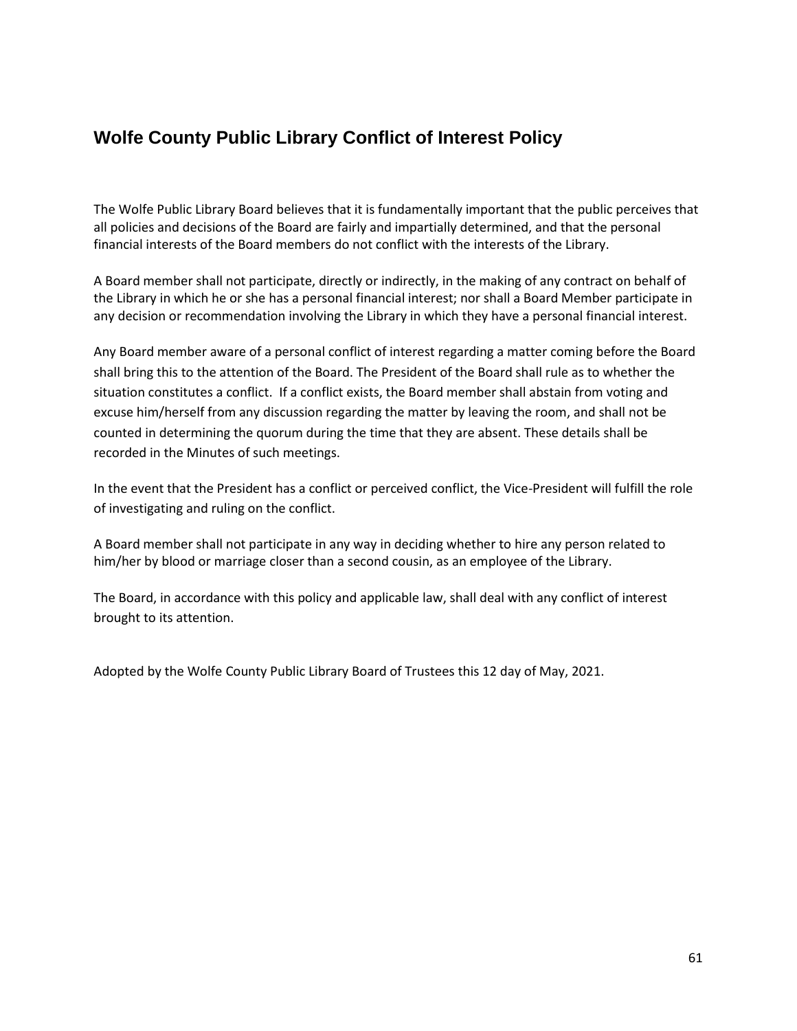## Wolfe County Public Library Conflict of Interest Policy

The Wolfe Public Library Board believes that it is fundamentally important that the public perceives that all policies and decisions of the Board are fairly and impartially determined, and that the personal financial interests of the Board members do not conflict with the interests of the Library.

A Board member shall not participate, directly or indirectly, in the making of any contract on behalf of the Library in which he or she has a personal financial interest; nor shall a Board Member participate in any decision or recommendation involving the Library in which they have a personal financial interest.

Any Board member aware of a personal conflict of interest regarding a matter coming before the Board shall bring this to the attention of the Board. The President of the Board shall rule as to whether the situation constitutes a conflict. If a conflict exists, the Board member shall abstain from voting and excuse him/herself from any discussion regarding the matter by leaving the room, and shall not be counted in determining the quorum during the time that they are absent. These details shall be recorded in the Minutes of such meetings.

In the event that the President has a conflict or perceived conflict, the Vice-President will fulfill the role of investigating and ruling on the conflict.

A Board member shall not participate in any way in deciding whether to hire any person related to him/her by blood or marriage closer than a second cousin, as an employee of the Library.

The Board, in accordance with this policy and applicable law, shall deal with any conflict of interest brought to its attention.

Adopted by the Wolfe County Public Library Board of Trustees this 12 day of May, 2021.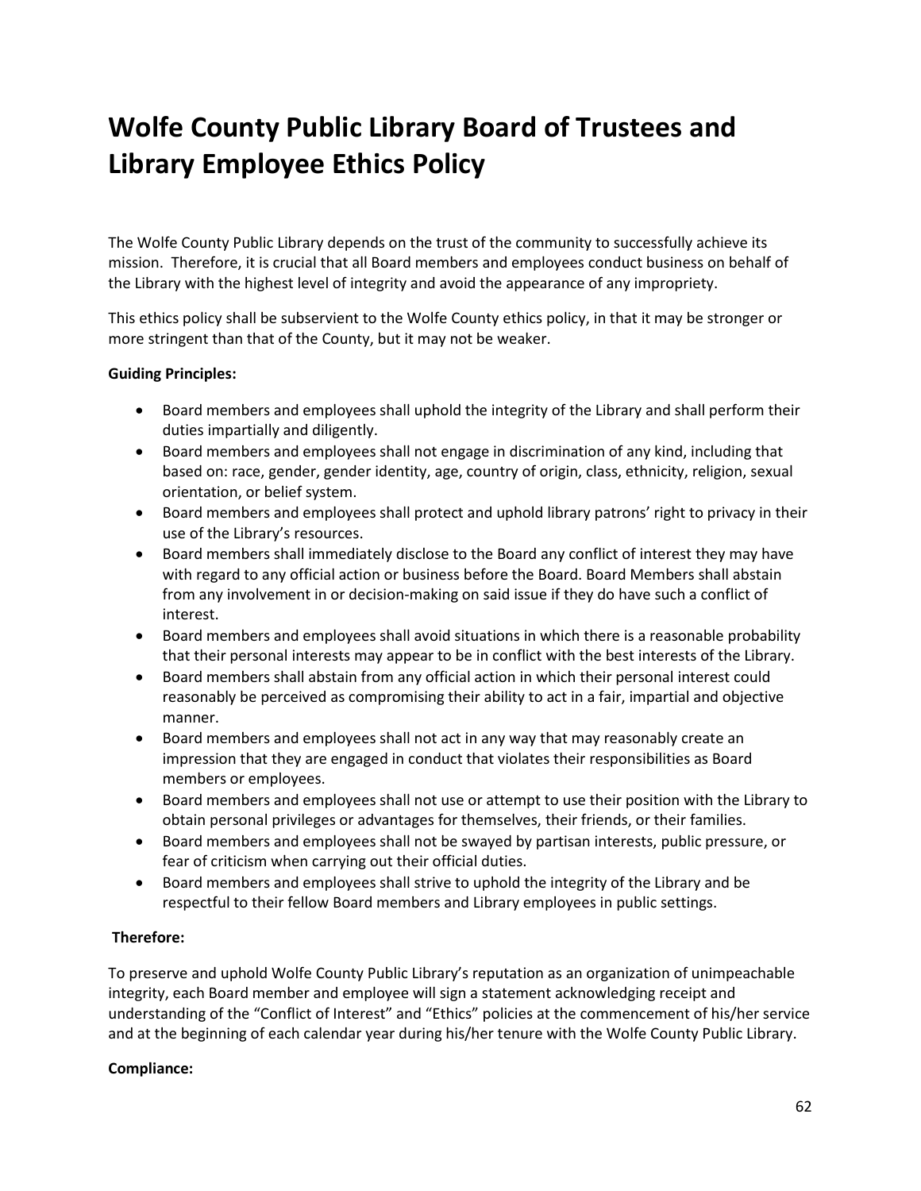# Wolfe County Public Library Board of Trustees and Library Employee Ethics Policy

The Wolfe County Public Library depends on the trust of the community to successfully achieve its mission. Therefore, it is crucial that all Board members and employees conduct business on behalf of the Library with the highest level of integrity and avoid the appearance of any impropriety.

This ethics policy shall be subservient to the Wolfe County ethics policy, in that it may be stronger or more stringent than that of the County, but it may not be weaker.

**Guiding Principles:**

- Board members and employees shall uphold the integrity of the Library and shall perform their duties impartially and diligently.
- Board members and employees shall not engage in discrimination of any kind, including that based on: race, gender, gender identity, age, country of origin, class, ethnicity, religion, sexual orientation, or belief system.
- Board members and employees shall protect and uphold library patrons' right to privacy in their use of the Library's resources.
- Board members shall immediately disclose to the Board any conflict of interest they may have with regard to any official action or business before the Board. Board Members shall abstain from any involvement in or decision-making on said issue if they do have such a conflict of interest.
- Board members and employees shall avoid situations in which there is a reasonable probability that their personal interests may appear to be in conflict with the best interests of the Library.
- Board members shall abstain from any official action in which their personal interest could reasonably be perceived as compromising their ability to act in a fair, impartial and objective manner.
- Board members and employees shall not act in any way that may reasonably create an impression that they are engaged in conduct that violates their responsibilities as Board members or employees.
- Board members and employees shall not use or attempt to use their position with the Library to obtain personal privileges or advantages for themselves, their friends, or their families.
- Board members and employees shall not be swayed by partisan interests, public pressure, or fear of criticism when carrying out their official duties.
- Board members and employees shall strive to uphold the integrity of the Library and be respectful to their fellow Board members and Library employees in public settings.

**Therefore:**

To preserve and uphold Wolfe County Public Library's reputation as an organization of unimpeachable integrity, each Board member and employee will sign a statement acknowledging receipt and understanding of the "Conflict of Interest" and "Ethics" policies at the commencement of his/her service and at the beginning of each calendar year during his/her tenure with the Wolfe County Public Library.

**Compliance:**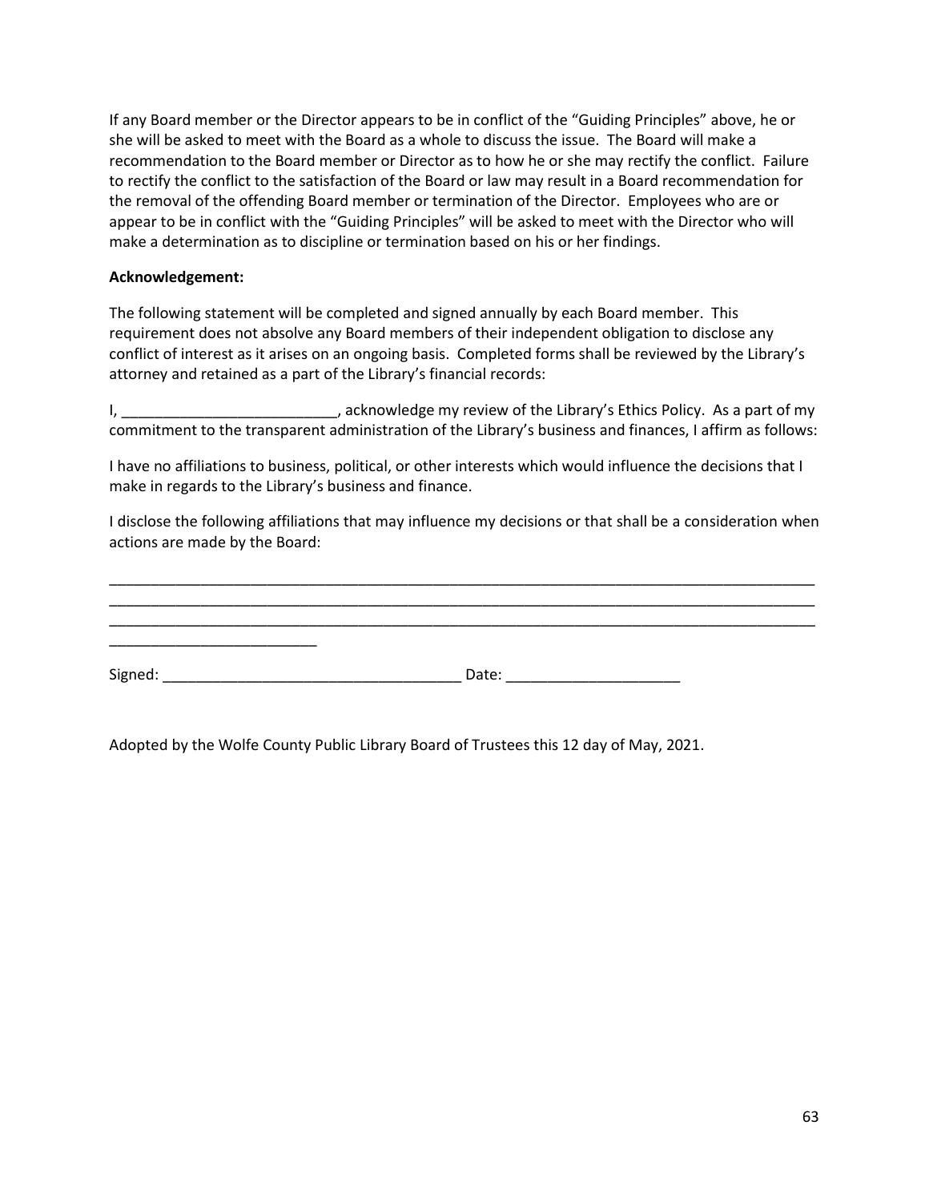If any Board member or the Director appears to be in conflict of the "Guiding Principles" above, he or she will be asked to meet with the Board as a whole to discuss the issue. The Board will make a recommendation to the Board member or Director as to how he or she may rectify the conflict. Failure to rectify the conflict to the satisfaction of the Board or law may result in a Board recommendation for the removal of the offending Board member or termination of the Director. Employees who are or appear to be in conflict with the "Guiding Principles" will be asked to meet with the Director who will make a determination as to discipline or termination based on his or her findings.

**Acknowledgement:**

The following statement will be completed and signed annually by each Board member. This requirement does not absolve any Board members of their independent obligation to disclose any conflict of interest as it arises on an ongoing basis. Completed forms shall be reviewed by the Library's attorney and retained as a part of the Library's financial records:

I, __________________________, acknowledge my review of the Library's Ethics Policy. As a part of my commitment to the transparent administration of the Library's business and finances, I affirm as follows:

I have no affiliations to business, political, or other interests which would influence the decisions that I make in regards to the Library's business and finance.

I disclose the following affiliations that may influence my decisions or that shall be a consideration when actions are made by the Board:

_____________________________________________________________________________________________
_____________________________________________________________________________________________
_____________________________________________________________________________________________
_________________________

Signed: ____________________________________ Date: _____________________

Adopted by the Wolfe County Public Library Board of Trustees this 12 day of May, 2021.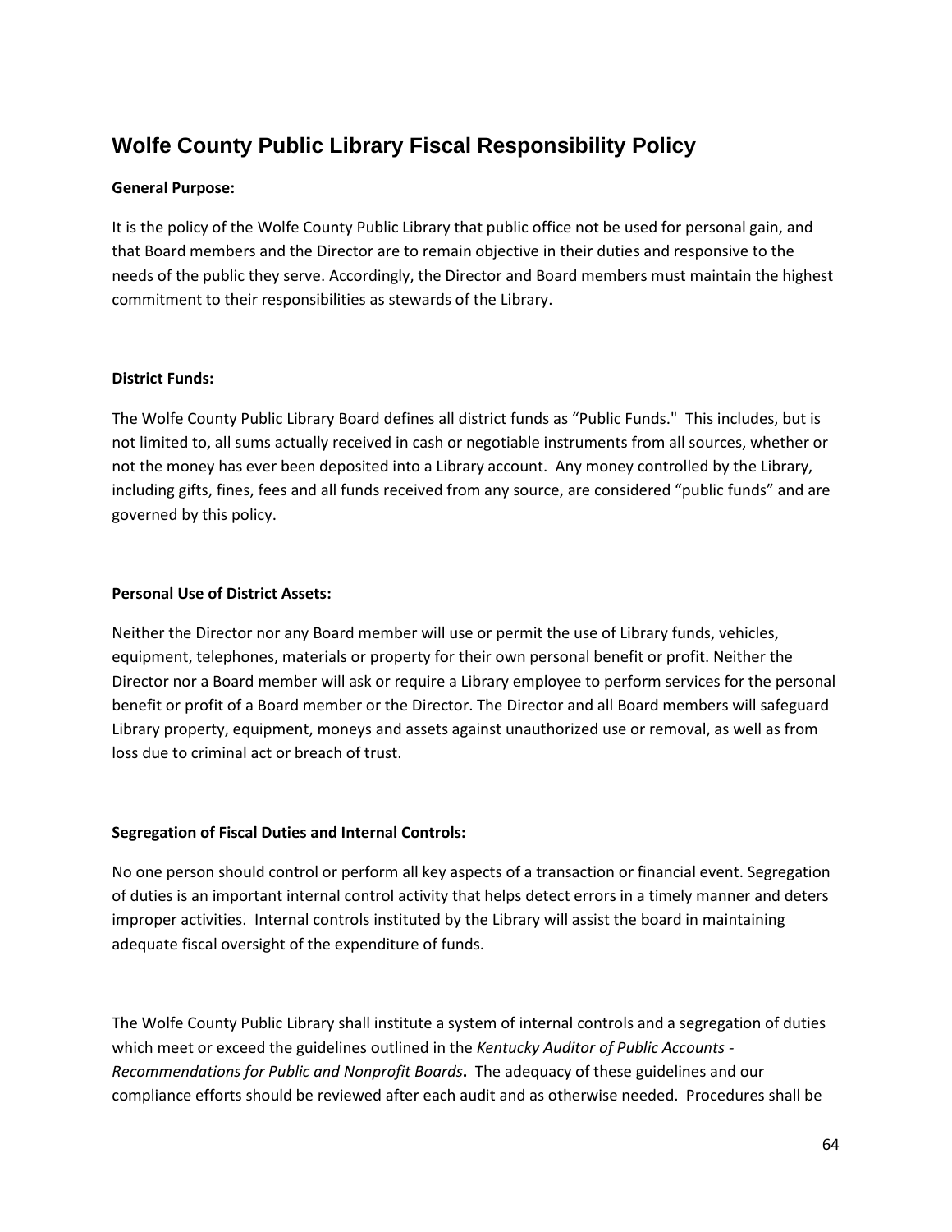# Wolfe County Public Library Fiscal Responsibility Policy

**General Purpose:**

It is the policy of the Wolfe County Public Library that public office not be used for personal gain, and that Board members and the Director are to remain objective in their duties and responsive to the needs of the public they serve. Accordingly, the Director and Board members must maintain the highest commitment to their responsibilities as stewards of the Library.

**District Funds:**

The Wolfe County Public Library Board defines all district funds as "Public Funds." This includes, but is not limited to, all sums actually received in cash or negotiable instruments from all sources, whether or not the money has ever been deposited into a Library account. Any money controlled by the Library, including gifts, fines, fees and all funds received from any source, are considered "public funds" and are governed by this policy.

**Personal Use of District Assets:**

Neither the Director nor any Board member will use or permit the use of Library funds, vehicles, equipment, telephones, materials or property for their own personal benefit or profit. Neither the Director nor a Board member will ask or require a Library employee to perform services for the personal benefit or profit of a Board member or the Director. The Director and all Board members will safeguard Library property, equipment, moneys and assets against unauthorized use or removal, as well as from loss due to criminal act or breach of trust.

**Segregation of Fiscal Duties and Internal Controls:**

No one person should control or perform all key aspects of a transaction or financial event. Segregation of duties is an important internal control activity that helps detect errors in a timely manner and deters improper activities. Internal controls instituted by the Library will assist the board in maintaining adequate fiscal oversight of the expenditure of funds.

The Wolfe County Public Library shall institute a system of internal controls and a segregation of duties which meet or exceed the guidelines outlined in the *Kentucky Auditor of Public Accounts - Recommendations for Public and Nonprofit Boards***.** The adequacy of these guidelines and our compliance efforts should be reviewed after each audit and as otherwise needed. Procedures shall be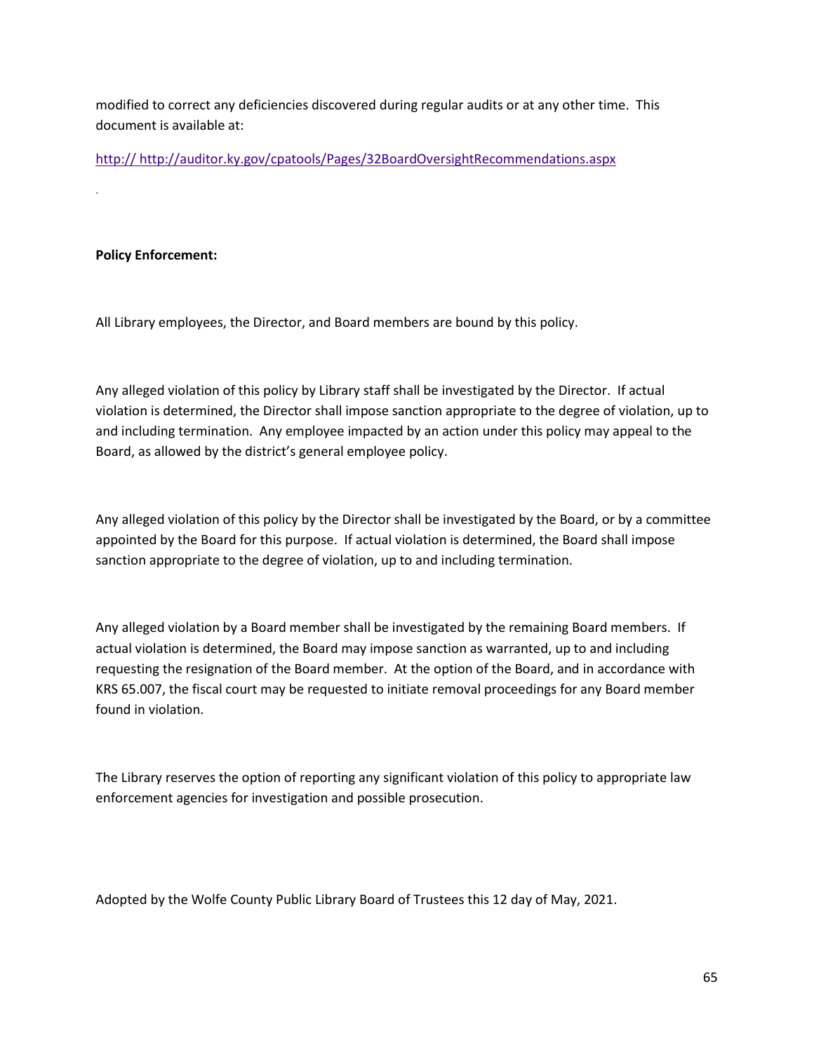modified to correct any deficiencies discovered during regular audits or at any other time. This document is available at:

http:// http://auditor.ky.gov/cpatools/Pages/32BoardOversightRecommendations.aspx

.

**Policy Enforcement:**

All Library employees, the Director, and Board members are bound by this policy.

Any alleged violation of this policy by Library staff shall be investigated by the Director. If actual violation is determined, the Director shall impose sanction appropriate to the degree of violation, up to and including termination. Any employee impacted by an action under this policy may appeal to the Board, as allowed by the district's general employee policy.

Any alleged violation of this policy by the Director shall be investigated by the Board, or by a committee appointed by the Board for this purpose. If actual violation is determined, the Board shall impose sanction appropriate to the degree of violation, up to and including termination.

Any alleged violation by a Board member shall be investigated by the remaining Board members. If actual violation is determined, the Board may impose sanction as warranted, up to and including requesting the resignation of the Board member. At the option of the Board, and in accordance with KRS 65.007, the fiscal court may be requested to initiate removal proceedings for any Board member found in violation.

The Library reserves the option of reporting any significant violation of this policy to appropriate law enforcement agencies for investigation and possible prosecution.

Adopted by the Wolfe County Public Library Board of Trustees this 12 day of May, 2021.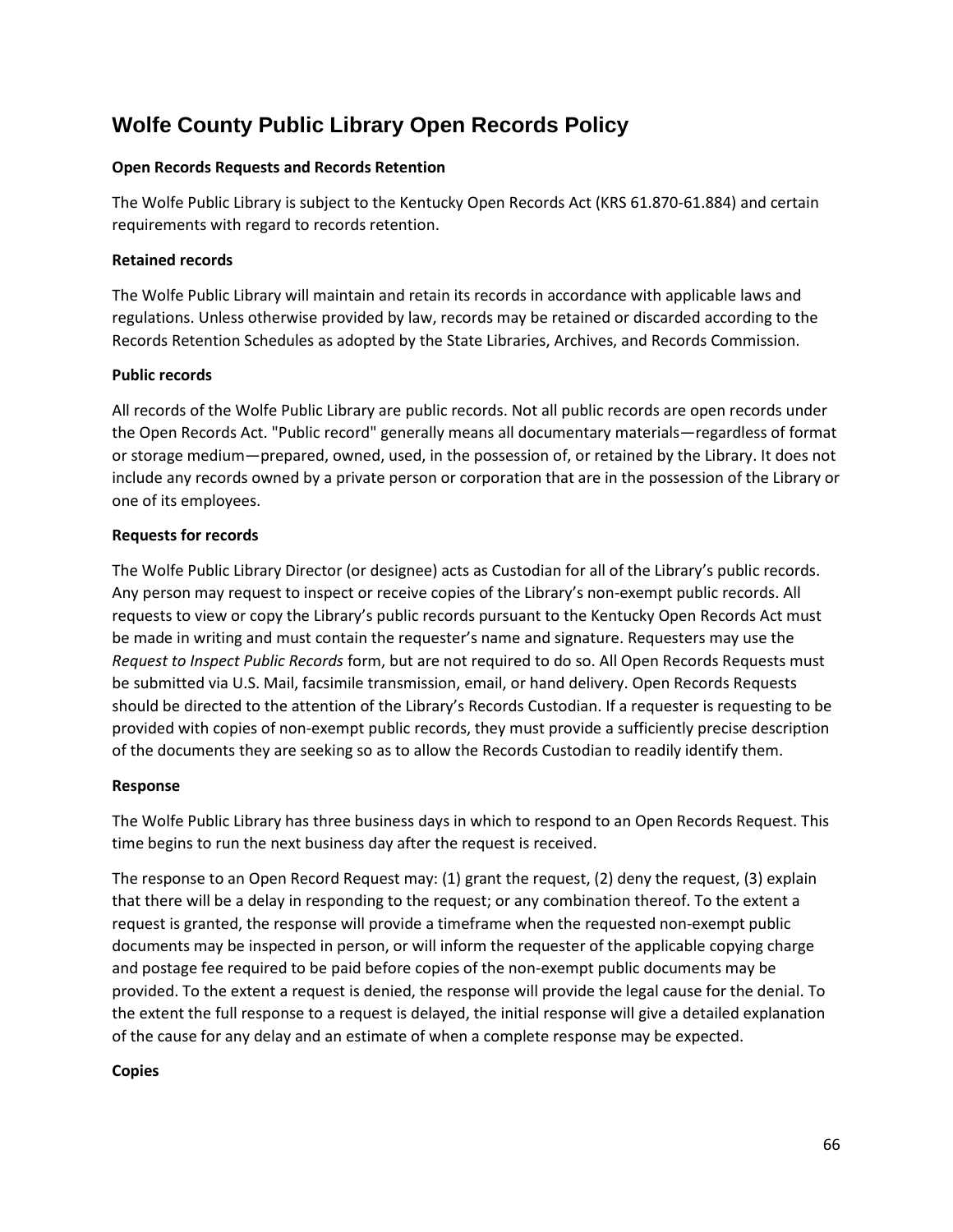# Wolfe County Public Library Open Records Policy

**Open Records Requests and Records Retention**

The Wolfe Public Library is subject to the Kentucky Open Records Act (KRS 61.870-61.884) and certain requirements with regard to records retention.

**Retained records**

The Wolfe Public Library will maintain and retain its records in accordance with applicable laws and regulations. Unless otherwise provided by law, records may be retained or discarded according to the Records Retention Schedules as adopted by the State Libraries, Archives, and Records Commission.

**Public records**

All records of the Wolfe Public Library are public records. Not all public records are open records under the Open Records Act. "Public record" generally means all documentary materials—regardless of format or storage medium—prepared, owned, used, in the possession of, or retained by the Library. It does not include any records owned by a private person or corporation that are in the possession of the Library or one of its employees.

**Requests for records**

The Wolfe Public Library Director (or designee) acts as Custodian for all of the Library's public records. Any person may request to inspect or receive copies of the Library's non-exempt public records. All requests to view or copy the Library's public records pursuant to the Kentucky Open Records Act must be made in writing and must contain the requester's name and signature. Requesters may use the *Request to Inspect Public Records* form, but are not required to do so. All Open Records Requests must be submitted via U.S. Mail, facsimile transmission, email, or hand delivery. Open Records Requests should be directed to the attention of the Library's Records Custodian. If a requester is requesting to be provided with copies of non-exempt public records, they must provide a sufficiently precise description of the documents they are seeking so as to allow the Records Custodian to readily identify them.

**Response**

The Wolfe Public Library has three business days in which to respond to an Open Records Request. This time begins to run the next business day after the request is received.

The response to an Open Record Request may: (1) grant the request, (2) deny the request, (3) explain that there will be a delay in responding to the request; or any combination thereof. To the extent a request is granted, the response will provide a timeframe when the requested non-exempt public documents may be inspected in person, or will inform the requester of the applicable copying charge and postage fee required to be paid before copies of the non-exempt public documents may be provided. To the extent a request is denied, the response will provide the legal cause for the denial. To the extent the full response to a request is delayed, the initial response will give a detailed explanation of the cause for any delay and an estimate of when a complete response may be expected.

**Copies**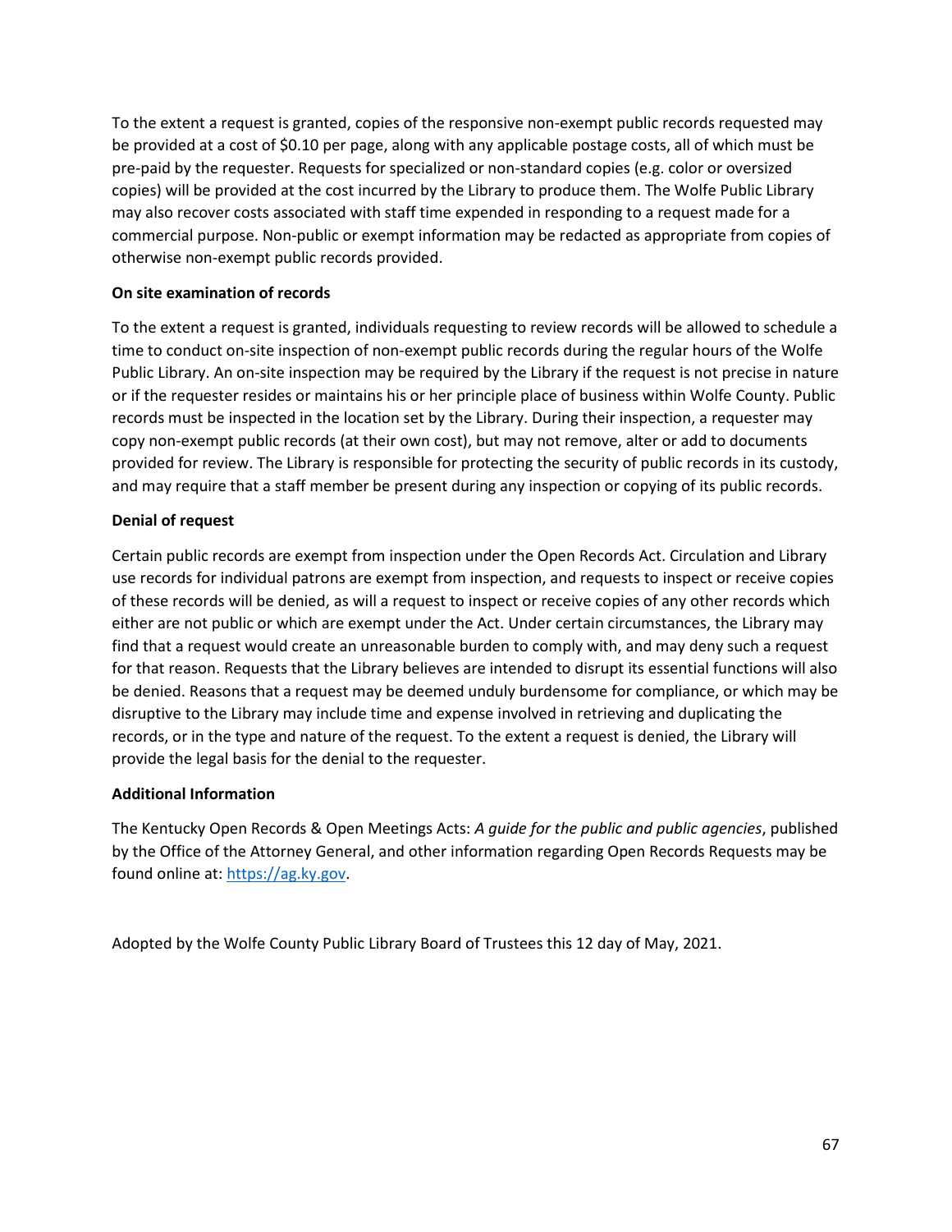To the extent a request is granted, copies of the responsive non-exempt public records requested may be provided at a cost of $0.10 per page, along with any applicable postage costs, all of which must be pre-paid by the requester. Requests for specialized or non-standard copies (e.g. color or oversized copies) will be provided at the cost incurred by the Library to produce them. The Wolfe Public Library may also recover costs associated with staff time expended in responding to a request made for a commercial purpose. Non-public or exempt information may be redacted as appropriate from copies of otherwise non-exempt public records provided.

**On site examination of records**

To the extent a request is granted, individuals requesting to review records will be allowed to schedule a time to conduct on-site inspection of non-exempt public records during the regular hours of the Wolfe Public Library. An on-site inspection may be required by the Library if the request is not precise in nature or if the requester resides or maintains his or her principle place of business within Wolfe County. Public records must be inspected in the location set by the Library. During their inspection, a requester may copy non-exempt public records (at their own cost), but may not remove, alter or add to documents provided for review. The Library is responsible for protecting the security of public records in its custody, and may require that a staff member be present during any inspection or copying of its public records.

**Denial of request**

Certain public records are exempt from inspection under the Open Records Act. Circulation and Library use records for individual patrons are exempt from inspection, and requests to inspect or receive copies of these records will be denied, as will a request to inspect or receive copies of any other records which either are not public or which are exempt under the Act. Under certain circumstances, the Library may find that a request would create an unreasonable burden to comply with, and may deny such a request for that reason. Requests that the Library believes are intended to disrupt its essential functions will also be denied. Reasons that a request may be deemed unduly burdensome for compliance, or which may be disruptive to the Library may include time and expense involved in retrieving and duplicating the records, or in the type and nature of the request. To the extent a request is denied, the Library will provide the legal basis for the denial to the requester.

**Additional Information**

The Kentucky Open Records & Open Meetings Acts: *A guide for the public and public agencies*, published by the Office of the Attorney General, and other information regarding Open Records Requests may be found online at: https://ag.ky.gov.

Adopted by the Wolfe County Public Library Board of Trustees this 12 day of May, 2021.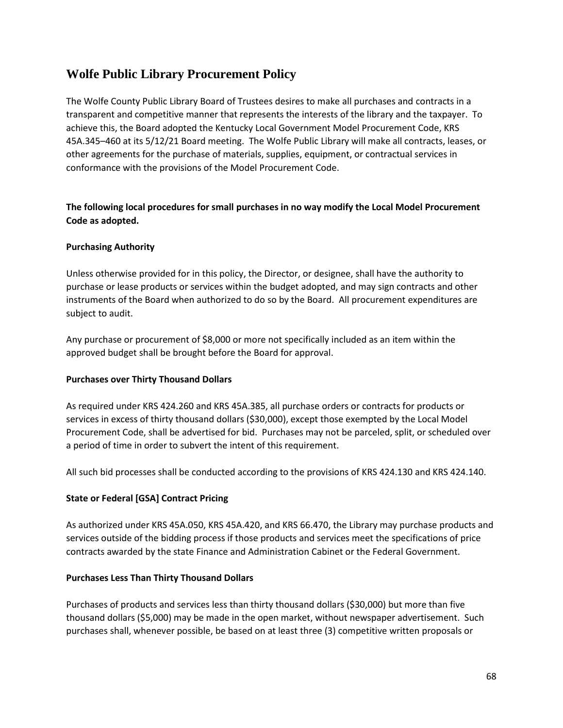## Wolfe Public Library Procurement Policy

The Wolfe County Public Library Board of Trustees desires to make all purchases and contracts in a transparent and competitive manner that represents the interests of the library and the taxpayer. To achieve this, the Board adopted the Kentucky Local Government Model Procurement Code, KRS 45A.345–460 at its 5/12/21 Board meeting. The Wolfe Public Library will make all contracts, leases, or other agreements for the purchase of materials, supplies, equipment, or contractual services in conformance with the provisions of the Model Procurement Code.

**The following local procedures for small purchases in no way modify the Local Model Procurement Code as adopted.**

**Purchasing Authority**

Unless otherwise provided for in this policy, the Director, or designee, shall have the authority to purchase or lease products or services within the budget adopted, and may sign contracts and other instruments of the Board when authorized to do so by the Board. All procurement expenditures are subject to audit.

Any purchase or procurement of $8,000 or more not specifically included as an item within the approved budget shall be brought before the Board for approval.

**Purchases over Thirty Thousand Dollars**

As required under KRS 424.260 and KRS 45A.385, all purchase orders or contracts for products or services in excess of thirty thousand dollars ($30,000), except those exempted by the Local Model Procurement Code, shall be advertised for bid. Purchases may not be parceled, split, or scheduled over a period of time in order to subvert the intent of this requirement.

All such bid processes shall be conducted according to the provisions of KRS 424.130 and KRS 424.140.

**State or Federal [GSA] Contract Pricing**

As authorized under KRS 45A.050, KRS 45A.420, and KRS 66.470, the Library may purchase products and services outside of the bidding process if those products and services meet the specifications of price contracts awarded by the state Finance and Administration Cabinet or the Federal Government.

**Purchases Less Than Thirty Thousand Dollars**

Purchases of products and services less than thirty thousand dollars ($30,000) but more than five thousand dollars ($5,000) may be made in the open market, without newspaper advertisement. Such purchases shall, whenever possible, be based on at least three (3) competitive written proposals or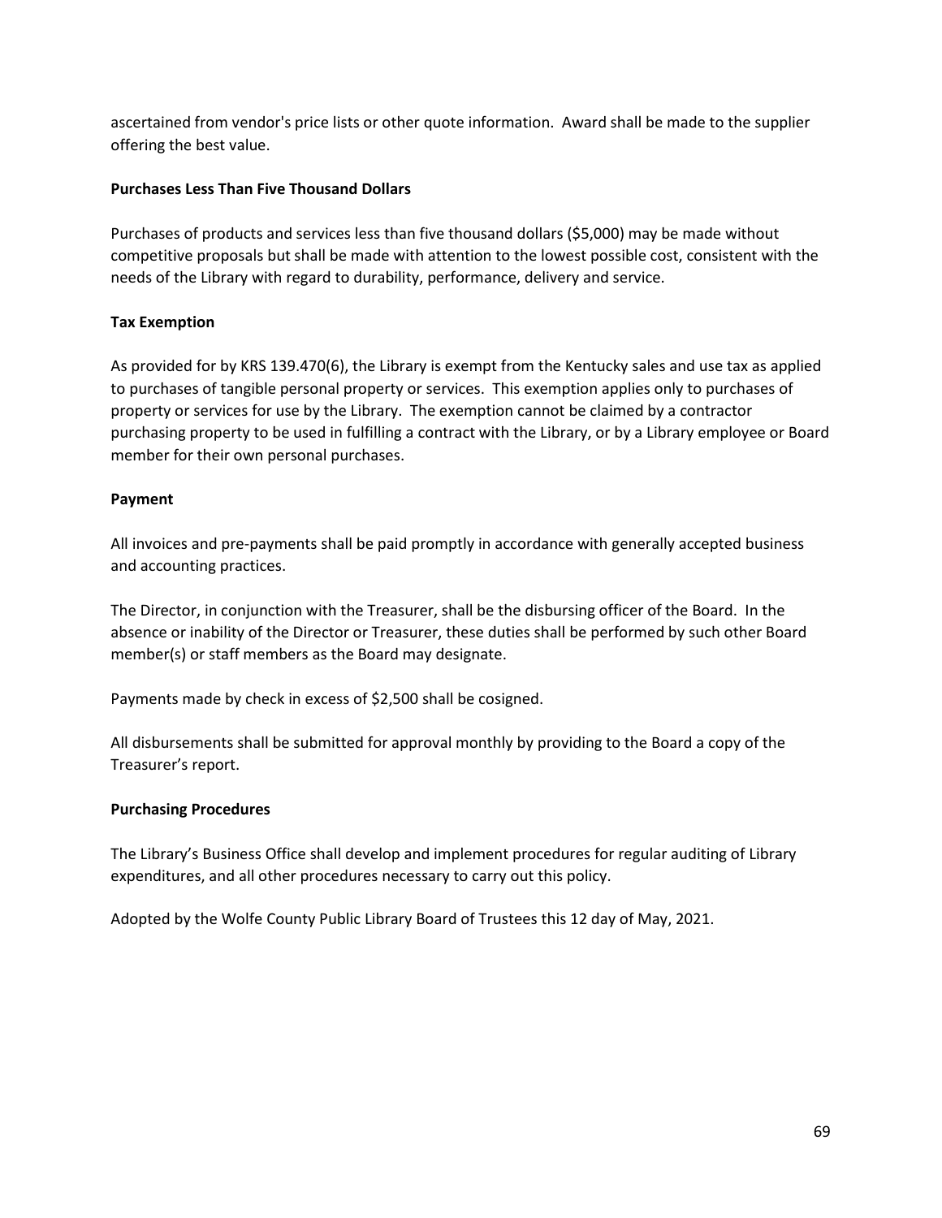ascertained from vendor's price lists or other quote information. Award shall be made to the supplier offering the best value.

**Purchases Less Than Five Thousand Dollars**

Purchases of products and services less than five thousand dollars ($5,000) may be made without competitive proposals but shall be made with attention to the lowest possible cost, consistent with the needs of the Library with regard to durability, performance, delivery and service.

**Tax Exemption**

As provided for by KRS 139.470(6), the Library is exempt from the Kentucky sales and use tax as applied to purchases of tangible personal property or services. This exemption applies only to purchases of property or services for use by the Library. The exemption cannot be claimed by a contractor purchasing property to be used in fulfilling a contract with the Library, or by a Library employee or Board member for their own personal purchases.

**Payment**

All invoices and pre-payments shall be paid promptly in accordance with generally accepted business and accounting practices.

The Director, in conjunction with the Treasurer, shall be the disbursing officer of the Board. In the absence or inability of the Director or Treasurer, these duties shall be performed by such other Board member(s) or staff members as the Board may designate.

Payments made by check in excess of $2,500 shall be cosigned.

All disbursements shall be submitted for approval monthly by providing to the Board a copy of the Treasurer's report.

**Purchasing Procedures**

The Library's Business Office shall develop and implement procedures for regular auditing of Library expenditures, and all other procedures necessary to carry out this policy.

Adopted by the Wolfe County Public Library Board of Trustees this 12 day of May, 2021.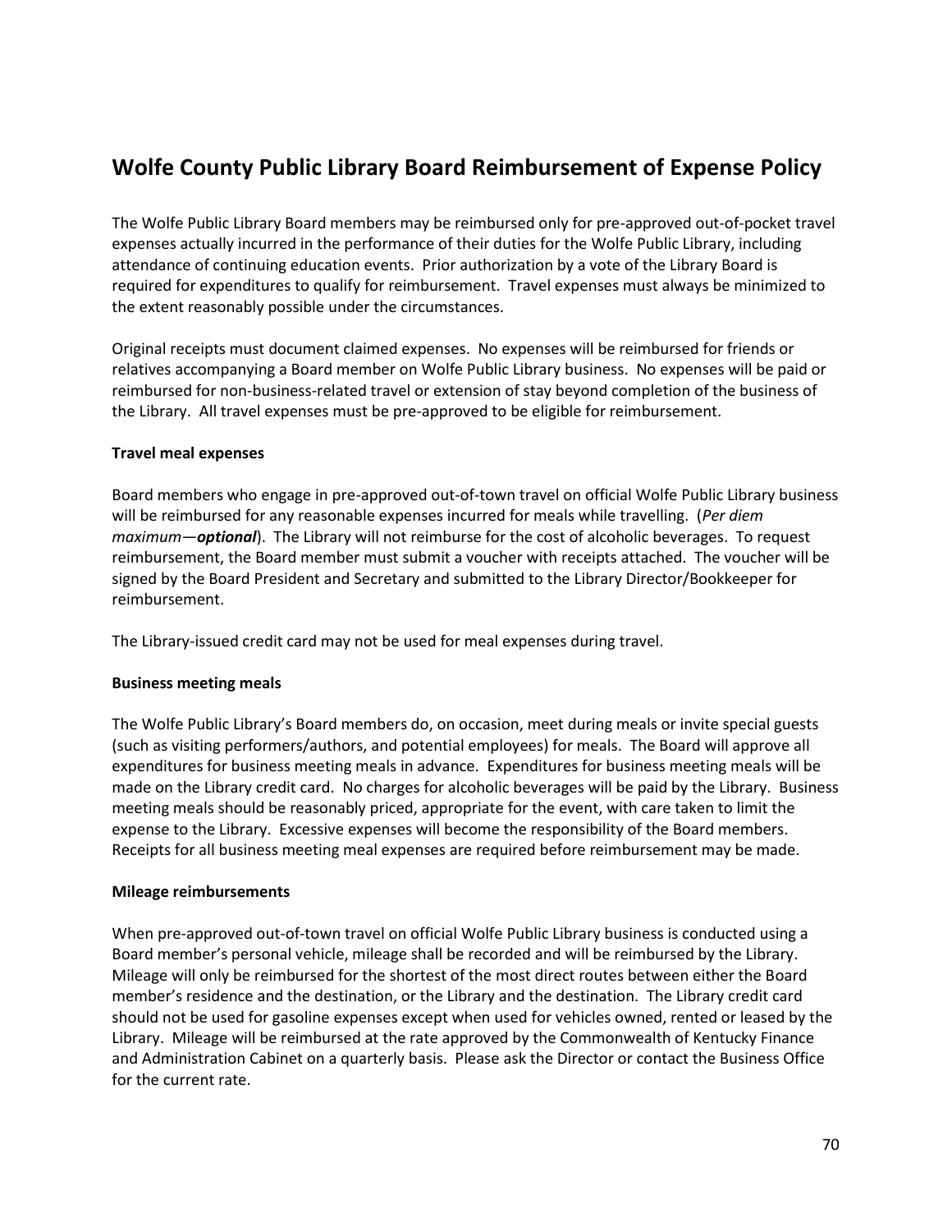# Wolfe County Public Library Board Reimbursement of Expense Policy

The Wolfe Public Library Board members may be reimbursed only for pre-approved out-of-pocket travel expenses actually incurred in the performance of their duties for the Wolfe Public Library, including attendance of continuing education events. Prior authorization by a vote of the Library Board is required for expenditures to qualify for reimbursement. Travel expenses must always be minimized to the extent reasonably possible under the circumstances.

Original receipts must document claimed expenses. No expenses will be reimbursed for friends or relatives accompanying a Board member on Wolfe Public Library business. No expenses will be paid or reimbursed for non-business-related travel or extension of stay beyond completion of the business of the Library. All travel expenses must be pre-approved to be eligible for reimbursement.

**Travel meal expenses**

Board members who engage in pre-approved out-of-town travel on official Wolfe Public Library business will be reimbursed for any reasonable expenses incurred for meals while travelling. (*Per diem maximum—**optional***). The Library will not reimburse for the cost of alcoholic beverages. To request reimbursement, the Board member must submit a voucher with receipts attached. The voucher will be signed by the Board President and Secretary and submitted to the Library Director/Bookkeeper for reimbursement.

The Library-issued credit card may not be used for meal expenses during travel.

**Business meeting meals**

The Wolfe Public Library's Board members do, on occasion, meet during meals or invite special guests (such as visiting performers/authors, and potential employees) for meals. The Board will approve all expenditures for business meeting meals in advance. Expenditures for business meeting meals will be made on the Library credit card. No charges for alcoholic beverages will be paid by the Library. Business meeting meals should be reasonably priced, appropriate for the event, with care taken to limit the expense to the Library. Excessive expenses will become the responsibility of the Board members. Receipts for all business meeting meal expenses are required before reimbursement may be made.

**Mileage reimbursements**

When pre-approved out-of-town travel on official Wolfe Public Library business is conducted using a Board member's personal vehicle, mileage shall be recorded and will be reimbursed by the Library. Mileage will only be reimbursed for the shortest of the most direct routes between either the Board member's residence and the destination, or the Library and the destination. The Library credit card should not be used for gasoline expenses except when used for vehicles owned, rented or leased by the Library. Mileage will be reimbursed at the rate approved by the Commonwealth of Kentucky Finance and Administration Cabinet on a quarterly basis. Please ask the Director or contact the Business Office for the current rate.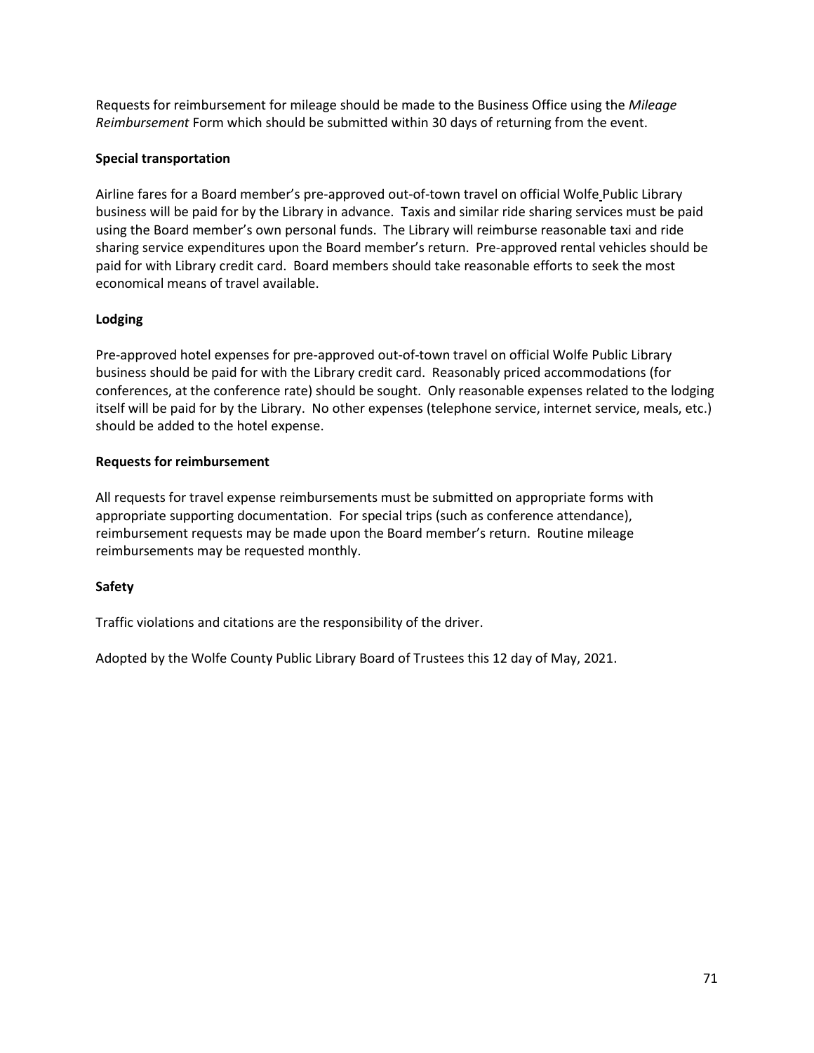Requests for reimbursement for mileage should be made to the Business Office using the *Mileage Reimbursement* Form which should be submitted within 30 days of returning from the event.

**Special transportation**

Airline fares for a Board member's pre-approved out-of-town travel on official Wolfe Public Library business will be paid for by the Library in advance. Taxis and similar ride sharing services must be paid using the Board member's own personal funds. The Library will reimburse reasonable taxi and ride sharing service expenditures upon the Board member's return. Pre-approved rental vehicles should be paid for with Library credit card. Board members should take reasonable efforts to seek the most economical means of travel available.

**Lodging**

Pre-approved hotel expenses for pre-approved out-of-town travel on official Wolfe Public Library business should be paid for with the Library credit card. Reasonably priced accommodations (for conferences, at the conference rate) should be sought. Only reasonable expenses related to the lodging itself will be paid for by the Library. No other expenses (telephone service, internet service, meals, etc.) should be added to the hotel expense.

**Requests for reimbursement**

All requests for travel expense reimbursements must be submitted on appropriate forms with appropriate supporting documentation. For special trips (such as conference attendance), reimbursement requests may be made upon the Board member's return. Routine mileage reimbursements may be requested monthly.

**Safety**

Traffic violations and citations are the responsibility of the driver.

Adopted by the Wolfe County Public Library Board of Trustees this 12 day of May, 2021.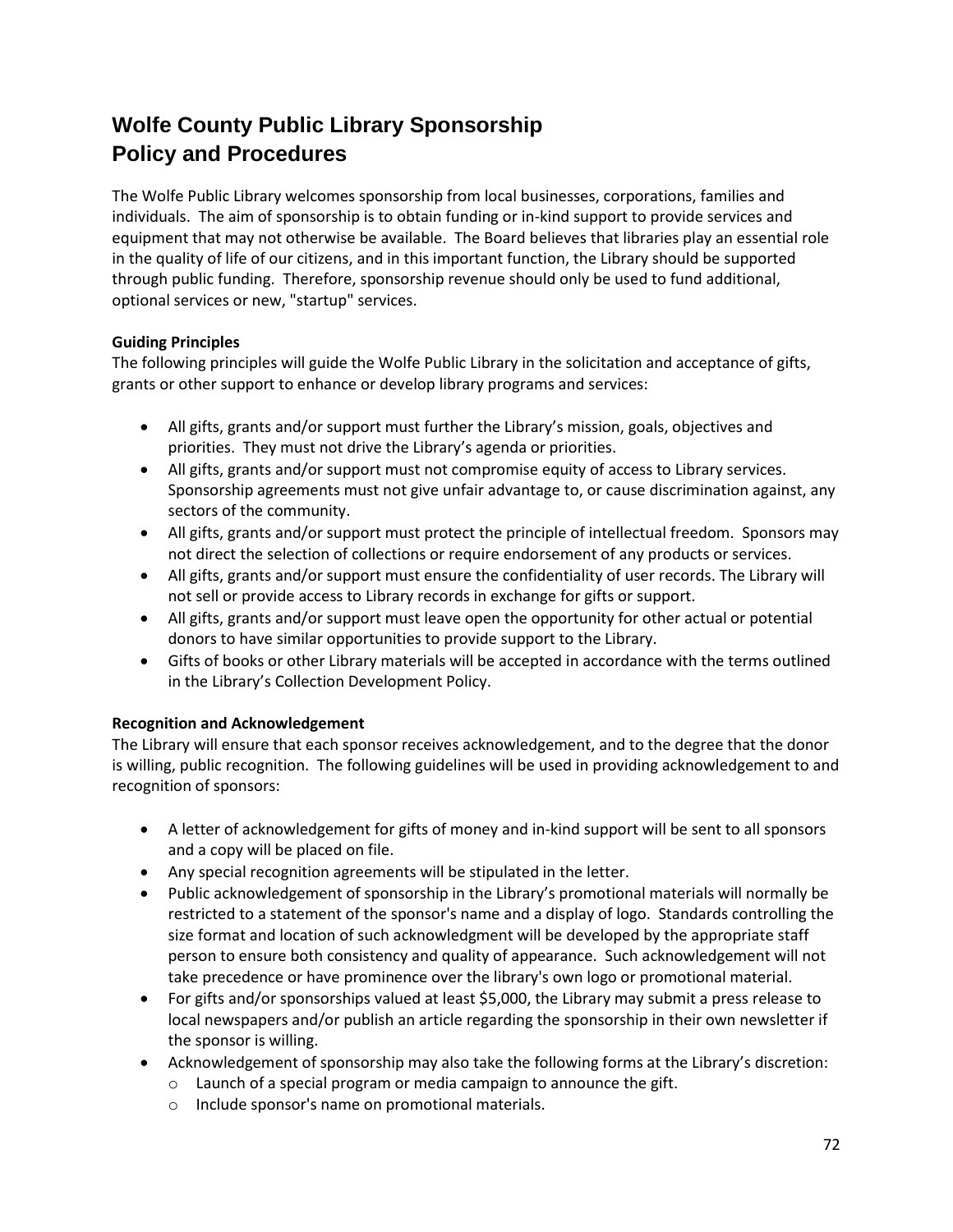# Wolfe County Public Library Sponsorship Policy and Procedures

The Wolfe Public Library welcomes sponsorship from local businesses, corporations, families and individuals. The aim of sponsorship is to obtain funding or in-kind support to provide services and equipment that may not otherwise be available. The Board believes that libraries play an essential role in the quality of life of our citizens, and in this important function, the Library should be supported through public funding. Therefore, sponsorship revenue should only be used to fund additional, optional services or new, "startup" services.

**Guiding Principles**

The following principles will guide the Wolfe Public Library in the solicitation and acceptance of gifts, grants or other support to enhance or develop library programs and services:

- All gifts, grants and/or support must further the Library's mission, goals, objectives and priorities. They must not drive the Library's agenda or priorities.
- All gifts, grants and/or support must not compromise equity of access to Library services. Sponsorship agreements must not give unfair advantage to, or cause discrimination against, any sectors of the community.
- All gifts, grants and/or support must protect the principle of intellectual freedom. Sponsors may not direct the selection of collections or require endorsement of any products or services.
- All gifts, grants and/or support must ensure the confidentiality of user records. The Library will not sell or provide access to Library records in exchange for gifts or support.
- All gifts, grants and/or support must leave open the opportunity for other actual or potential donors to have similar opportunities to provide support to the Library.
- Gifts of books or other Library materials will be accepted in accordance with the terms outlined in the Library's Collection Development Policy.

**Recognition and Acknowledgement**

The Library will ensure that each sponsor receives acknowledgement, and to the degree that the donor is willing, public recognition. The following guidelines will be used in providing acknowledgement to and recognition of sponsors:

- A letter of acknowledgement for gifts of money and in-kind support will be sent to all sponsors and a copy will be placed on file.
- Any special recognition agreements will be stipulated in the letter.
- Public acknowledgement of sponsorship in the Library's promotional materials will normally be restricted to a statement of the sponsor's name and a display of logo. Standards controlling the size format and location of such acknowledgment will be developed by the appropriate staff person to ensure both consistency and quality of appearance. Such acknowledgement will not take precedence or have prominence over the library's own logo or promotional material.
- For gifts and/or sponsorships valued at least $5,000, the Library may submit a press release to local newspapers and/or publish an article regarding the sponsorship in their own newsletter if the sponsor is willing.
- Acknowledgement of sponsorship may also take the following forms at the Library's discretion:
  - Launch of a special program or media campaign to announce the gift.
  - Include sponsor's name on promotional materials.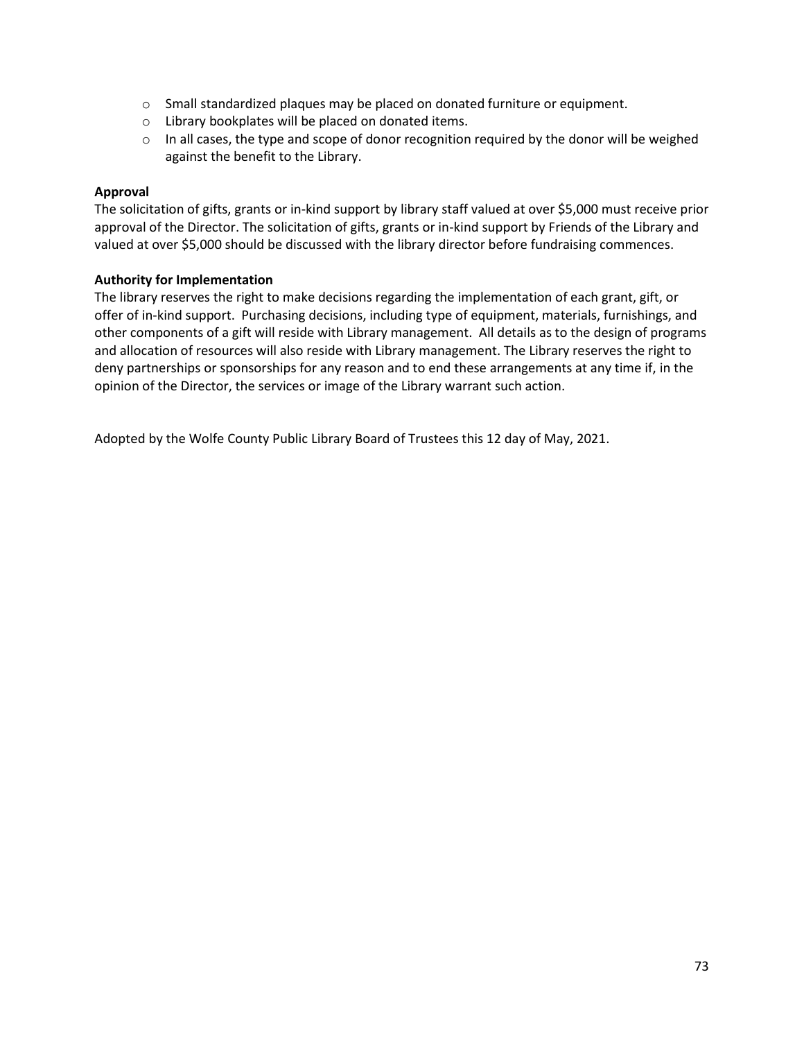- Small standardized plaques may be placed on donated furniture or equipment.
- Library bookplates will be placed on donated items.
- In all cases, the type and scope of donor recognition required by the donor will be weighed against the benefit to the Library.

**Approval**

The solicitation of gifts, grants or in-kind support by library staff valued at over $5,000 must receive prior approval of the Director. The solicitation of gifts, grants or in-kind support by Friends of the Library and valued at over $5,000 should be discussed with the library director before fundraising commences.

**Authority for Implementation**

The library reserves the right to make decisions regarding the implementation of each grant, gift, or offer of in-kind support. Purchasing decisions, including type of equipment, materials, furnishings, and other components of a gift will reside with Library management. All details as to the design of programs and allocation of resources will also reside with Library management. The Library reserves the right to deny partnerships or sponsorships for any reason and to end these arrangements at any time if, in the opinion of the Director, the services or image of the Library warrant such action.

Adopted by the Wolfe County Public Library Board of Trustees this 12 day of May, 2021.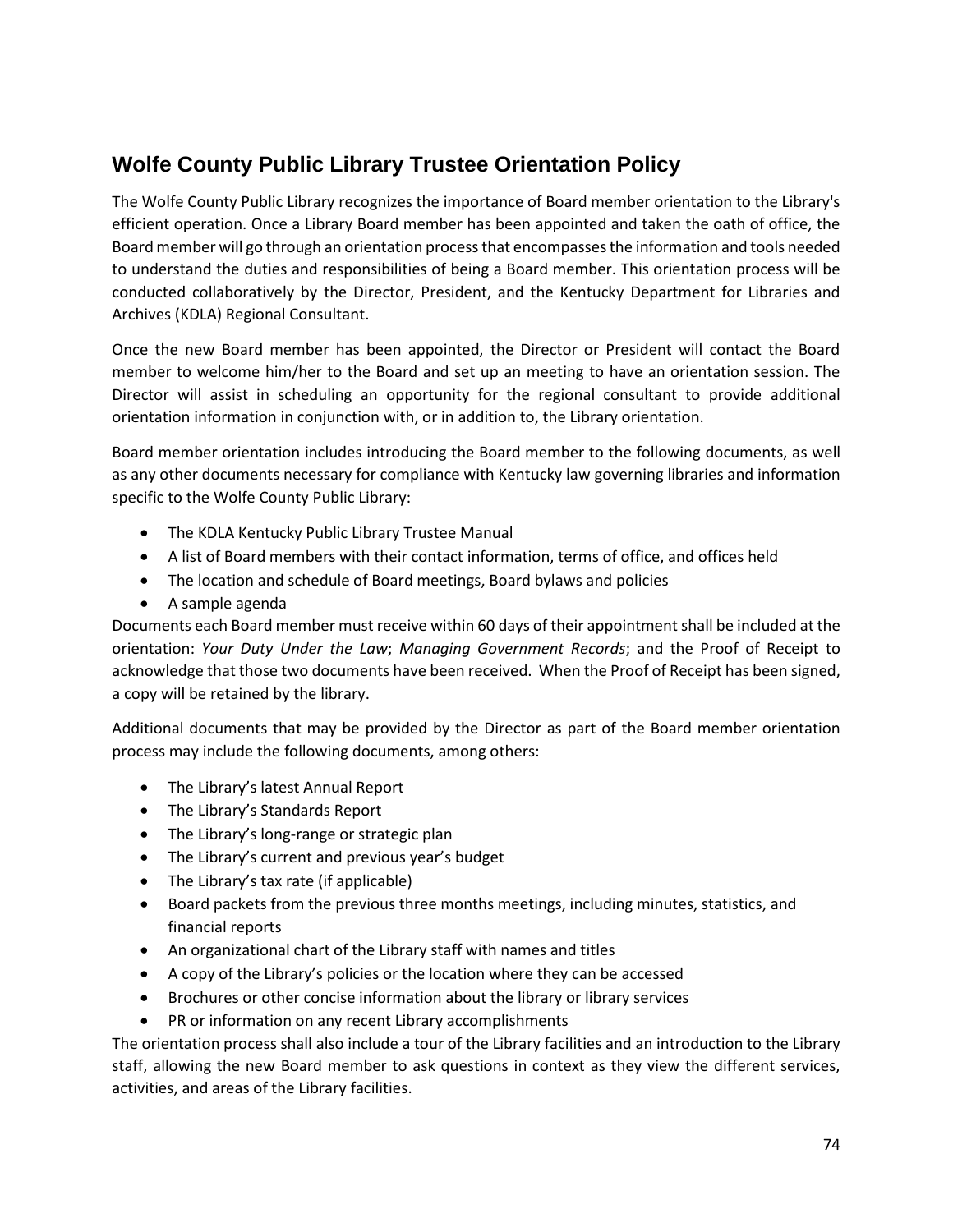## Wolfe County Public Library Trustee Orientation Policy

The Wolfe County Public Library recognizes the importance of Board member orientation to the Library's efficient operation. Once a Library Board member has been appointed and taken the oath of office, the Board member will go through an orientation process that encompasses the information and tools needed to understand the duties and responsibilities of being a Board member. This orientation process will be conducted collaboratively by the Director, President, and the Kentucky Department for Libraries and Archives (KDLA) Regional Consultant.

Once the new Board member has been appointed, the Director or President will contact the Board member to welcome him/her to the Board and set up an meeting to have an orientation session. The Director will assist in scheduling an opportunity for the regional consultant to provide additional orientation information in conjunction with, or in addition to, the Library orientation.

Board member orientation includes introducing the Board member to the following documents, as well as any other documents necessary for compliance with Kentucky law governing libraries and information specific to the Wolfe County Public Library:

- The KDLA Kentucky Public Library Trustee Manual
- A list of Board members with their contact information, terms of office, and offices held
- The location and schedule of Board meetings, Board bylaws and policies
- A sample agenda

Documents each Board member must receive within 60 days of their appointment shall be included at the orientation: *Your Duty Under the Law*; *Managing Government Records*; and the Proof of Receipt to acknowledge that those two documents have been received. When the Proof of Receipt has been signed, a copy will be retained by the library.

Additional documents that may be provided by the Director as part of the Board member orientation process may include the following documents, among others:

- The Library's latest Annual Report
- The Library's Standards Report
- The Library's long-range or strategic plan
- The Library's current and previous year's budget
- The Library's tax rate (if applicable)
- Board packets from the previous three months meetings, including minutes, statistics, and financial reports
- An organizational chart of the Library staff with names and titles
- A copy of the Library's policies or the location where they can be accessed
- Brochures or other concise information about the library or library services
- PR or information on any recent Library accomplishments

The orientation process shall also include a tour of the Library facilities and an introduction to the Library staff, allowing the new Board member to ask questions in context as they view the different services, activities, and areas of the Library facilities.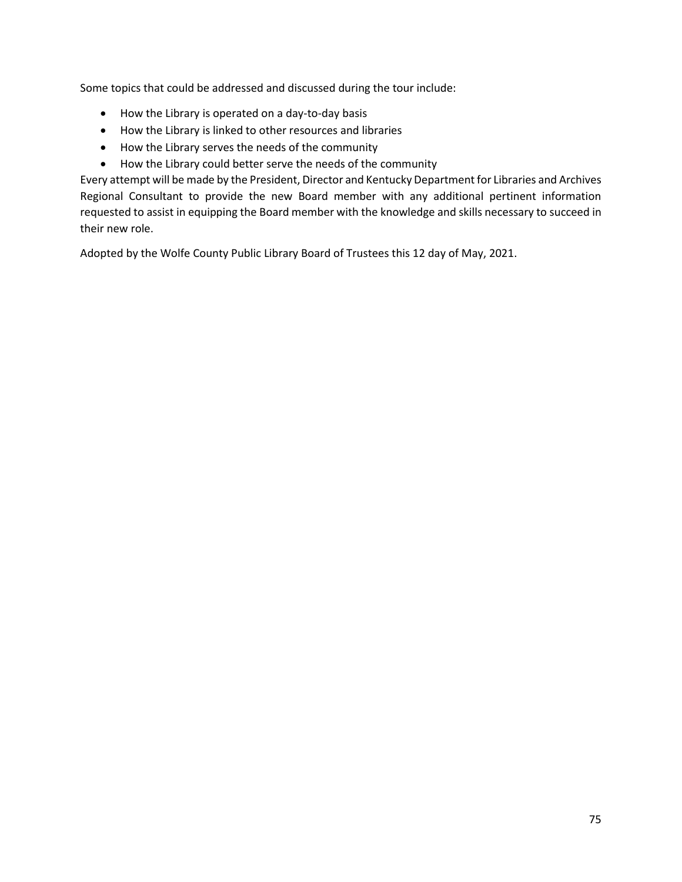Some topics that could be addressed and discussed during the tour include:

- How the Library is operated on a day-to-day basis
- How the Library is linked to other resources and libraries
- How the Library serves the needs of the community
- How the Library could better serve the needs of the community

Every attempt will be made by the President, Director and Kentucky Department for Libraries and Archives Regional Consultant to provide the new Board member with any additional pertinent information requested to assist in equipping the Board member with the knowledge and skills necessary to succeed in their new role.

Adopted by the Wolfe County Public Library Board of Trustees this 12 day of May, 2021.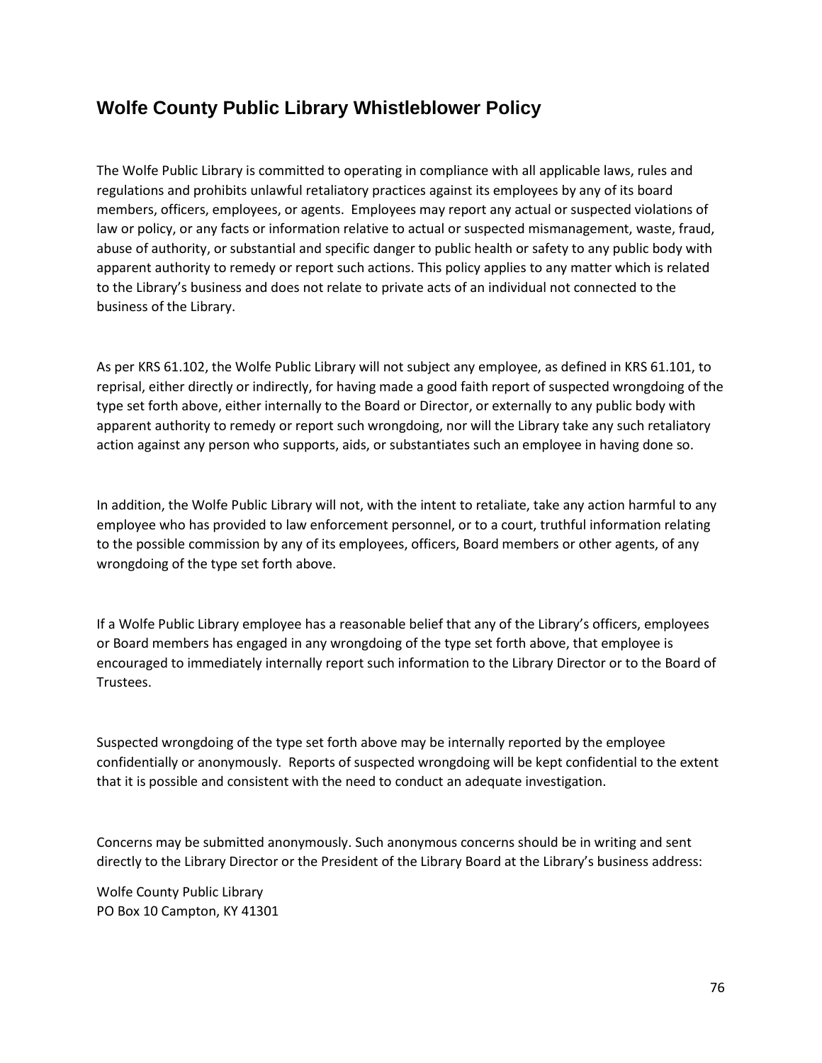## Wolfe County Public Library Whistleblower Policy

The Wolfe Public Library is committed to operating in compliance with all applicable laws, rules and regulations and prohibits unlawful retaliatory practices against its employees by any of its board members, officers, employees, or agents. Employees may report any actual or suspected violations of law or policy, or any facts or information relative to actual or suspected mismanagement, waste, fraud, abuse of authority, or substantial and specific danger to public health or safety to any public body with apparent authority to remedy or report such actions. This policy applies to any matter which is related to the Library's business and does not relate to private acts of an individual not connected to the business of the Library.

As per KRS 61.102, the Wolfe Public Library will not subject any employee, as defined in KRS 61.101, to reprisal, either directly or indirectly, for having made a good faith report of suspected wrongdoing of the type set forth above, either internally to the Board or Director, or externally to any public body with apparent authority to remedy or report such wrongdoing, nor will the Library take any such retaliatory action against any person who supports, aids, or substantiates such an employee in having done so.

In addition, the Wolfe Public Library will not, with the intent to retaliate, take any action harmful to any employee who has provided to law enforcement personnel, or to a court, truthful information relating to the possible commission by any of its employees, officers, Board members or other agents, of any wrongdoing of the type set forth above.

If a Wolfe Public Library employee has a reasonable belief that any of the Library's officers, employees or Board members has engaged in any wrongdoing of the type set forth above, that employee is encouraged to immediately internally report such information to the Library Director or to the Board of Trustees.

Suspected wrongdoing of the type set forth above may be internally reported by the employee confidentially or anonymously. Reports of suspected wrongdoing will be kept confidential to the extent that it is possible and consistent with the need to conduct an adequate investigation.

Concerns may be submitted anonymously. Such anonymous concerns should be in writing and sent directly to the Library Director or the President of the Library Board at the Library's business address:

Wolfe County Public Library
PO Box 10 Campton, KY 41301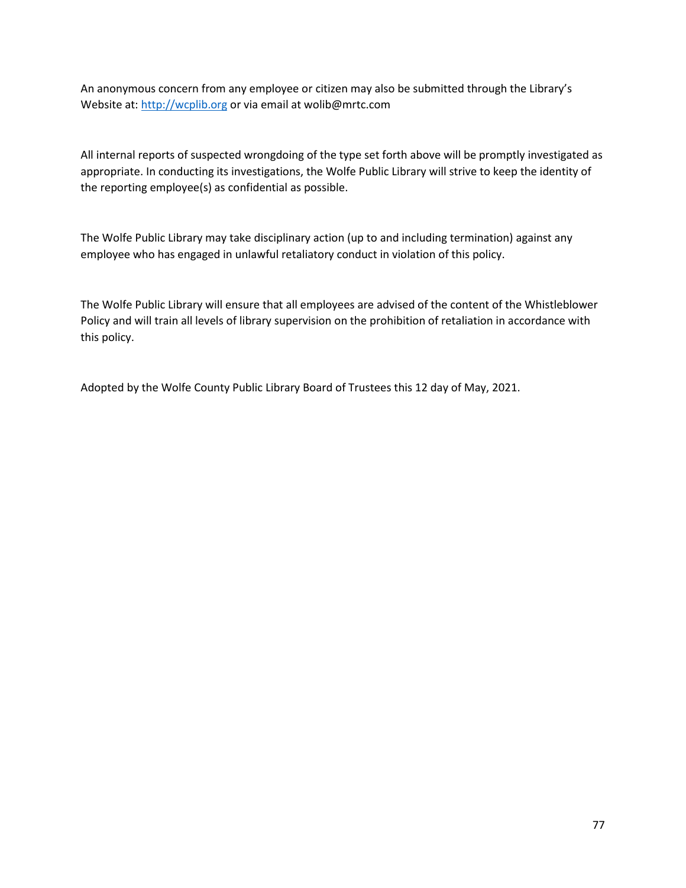An anonymous concern from any employee or citizen may also be submitted through the Library's Website at: [http://wcplib.org](http://wcplib.org) or via email at wolib@mrtc.com

All internal reports of suspected wrongdoing of the type set forth above will be promptly investigated as appropriate. In conducting its investigations, the Wolfe Public Library will strive to keep the identity of the reporting employee(s) as confidential as possible.

The Wolfe Public Library may take disciplinary action (up to and including termination) against any employee who has engaged in unlawful retaliatory conduct in violation of this policy.

The Wolfe Public Library will ensure that all employees are advised of the content of the Whistleblower Policy and will train all levels of library supervision on the prohibition of retaliation in accordance with this policy.

Adopted by the Wolfe County Public Library Board of Trustees this 12 day of May, 2021.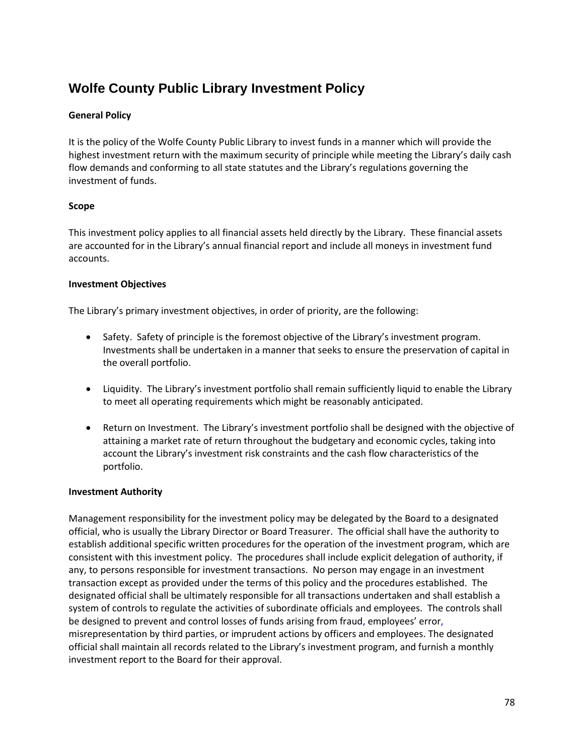# Wolfe County Public Library Investment Policy

**General Policy**

It is the policy of the Wolfe County Public Library to invest funds in a manner which will provide the highest investment return with the maximum security of principle while meeting the Library's daily cash flow demands and conforming to all state statutes and the Library's regulations governing the investment of funds.

**Scope**

This investment policy applies to all financial assets held directly by the Library. These financial assets are accounted for in the Library's annual financial report and include all moneys in investment fund accounts.

**Investment Objectives**

The Library's primary investment objectives, in order of priority, are the following:

- Safety. Safety of principle is the foremost objective of the Library's investment program. Investments shall be undertaken in a manner that seeks to ensure the preservation of capital in the overall portfolio.

- Liquidity. The Library's investment portfolio shall remain sufficiently liquid to enable the Library to meet all operating requirements which might be reasonably anticipated.

- Return on Investment. The Library's investment portfolio shall be designed with the objective of attaining a market rate of return throughout the budgetary and economic cycles, taking into account the Library's investment risk constraints and the cash flow characteristics of the portfolio.

**Investment Authority**

Management responsibility for the investment policy may be delegated by the Board to a designated official, who is usually the Library Director or Board Treasurer. The official shall have the authority to establish additional specific written procedures for the operation of the investment program, which are consistent with this investment policy. The procedures shall include explicit delegation of authority, if any, to persons responsible for investment transactions. No person may engage in an investment transaction except as provided under the terms of this policy and the procedures established. The designated official shall be ultimately responsible for all transactions undertaken and shall establish a system of controls to regulate the activities of subordinate officials and employees. The controls shall be designed to prevent and control losses of funds arising from fraud, employees' error, misrepresentation by third parties, or imprudent actions by officers and employees. The designated official shall maintain all records related to the Library's investment program, and furnish a monthly investment report to the Board for their approval.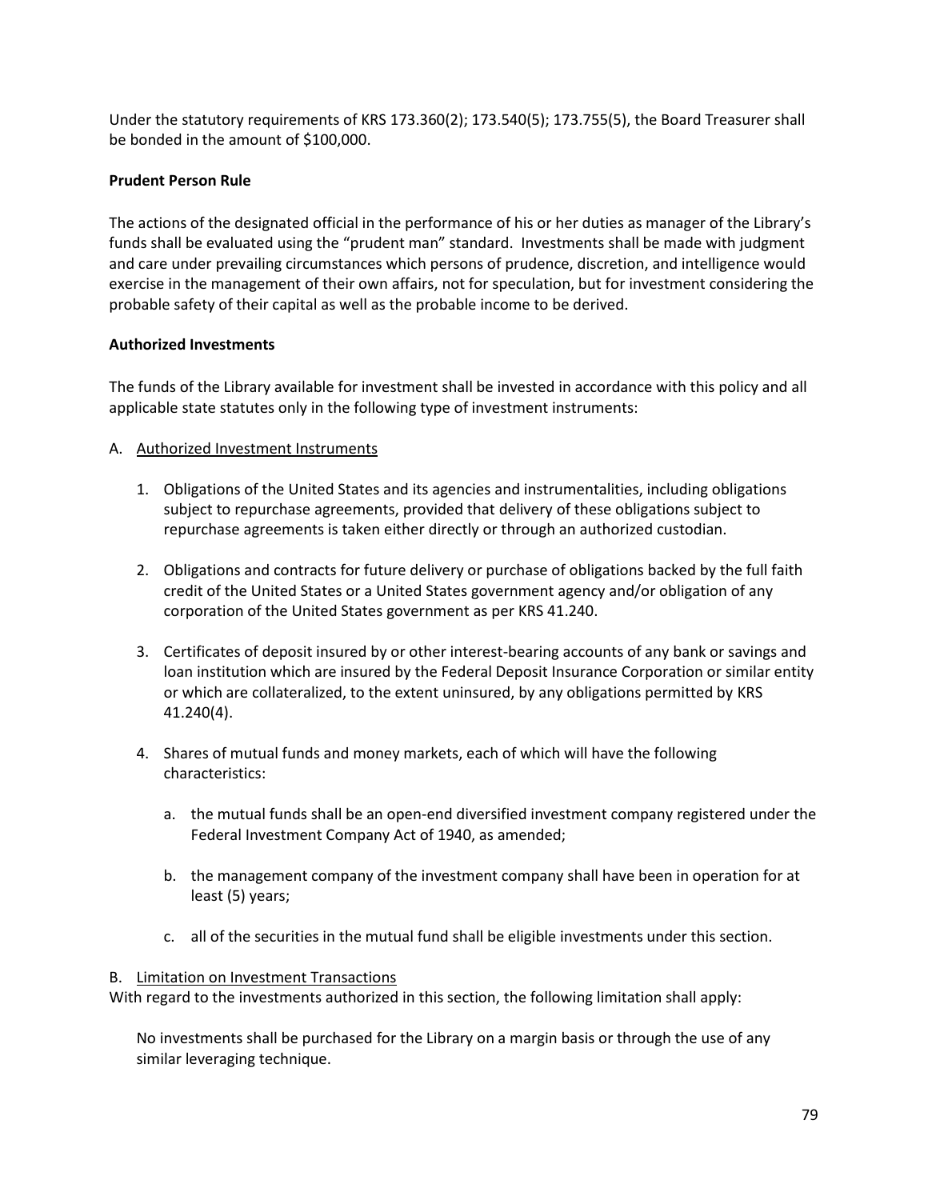Under the statutory requirements of KRS 173.360(2); 173.540(5); 173.755(5), the Board Treasurer shall be bonded in the amount of $100,000.

**Prudent Person Rule**

The actions of the designated official in the performance of his or her duties as manager of the Library's funds shall be evaluated using the "prudent man" standard. Investments shall be made with judgment and care under prevailing circumstances which persons of prudence, discretion, and intelligence would exercise in the management of their own affairs, not for speculation, but for investment considering the probable safety of their capital as well as the probable income to be derived.

**Authorized Investments**

The funds of the Library available for investment shall be invested in accordance with this policy and all applicable state statutes only in the following type of investment instruments:

A. <u>Authorized Investment Instruments</u>

1. Obligations of the United States and its agencies and instrumentalities, including obligations subject to repurchase agreements, provided that delivery of these obligations subject to repurchase agreements is taken either directly or through an authorized custodian.

2. Obligations and contracts for future delivery or purchase of obligations backed by the full faith credit of the United States or a United States government agency and/or obligation of any corporation of the United States government as per KRS 41.240.

3. Certificates of deposit insured by or other interest-bearing accounts of any bank or savings and loan institution which are insured by the Federal Deposit Insurance Corporation or similar entity or which are collateralized, to the extent uninsured, by any obligations permitted by KRS 41.240(4).

4. Shares of mutual funds and money markets, each of which will have the following characteristics:

   a. the mutual funds shall be an open-end diversified investment company registered under the Federal Investment Company Act of 1940, as amended;

   b. the management company of the investment company shall have been in operation for at least (5) years;

   c. all of the securities in the mutual fund shall be eligible investments under this section.

B. <u>Limitation on Investment Transactions</u>
With regard to the investments authorized in this section, the following limitation shall apply:

No investments shall be purchased for the Library on a margin basis or through the use of any similar leveraging technique.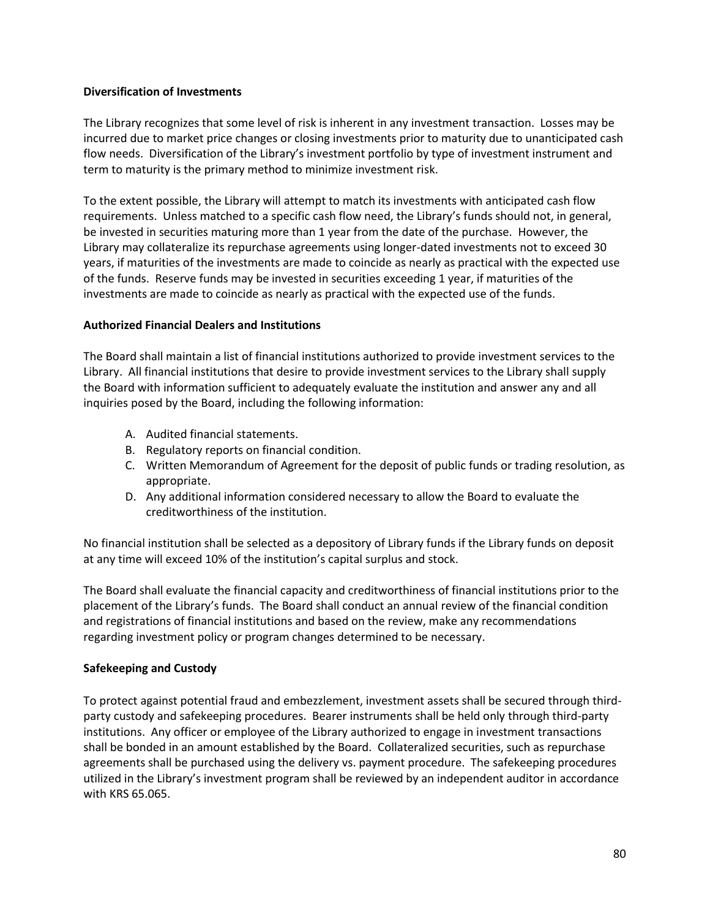**Diversification of Investments**

The Library recognizes that some level of risk is inherent in any investment transaction. Losses may be incurred due to market price changes or closing investments prior to maturity due to unanticipated cash flow needs. Diversification of the Library's investment portfolio by type of investment instrument and term to maturity is the primary method to minimize investment risk.

To the extent possible, the Library will attempt to match its investments with anticipated cash flow requirements. Unless matched to a specific cash flow need, the Library's funds should not, in general, be invested in securities maturing more than 1 year from the date of the purchase. However, the Library may collateralize its repurchase agreements using longer-dated investments not to exceed 30 years, if maturities of the investments are made to coincide as nearly as practical with the expected use of the funds. Reserve funds may be invested in securities exceeding 1 year, if maturities of the investments are made to coincide as nearly as practical with the expected use of the funds.

**Authorized Financial Dealers and Institutions**

The Board shall maintain a list of financial institutions authorized to provide investment services to the Library. All financial institutions that desire to provide investment services to the Library shall supply the Board with information sufficient to adequately evaluate the institution and answer any and all inquiries posed by the Board, including the following information:

A. Audited financial statements.
B. Regulatory reports on financial condition.
C. Written Memorandum of Agreement for the deposit of public funds or trading resolution, as appropriate.
D. Any additional information considered necessary to allow the Board to evaluate the creditworthiness of the institution.

No financial institution shall be selected as a depository of Library funds if the Library funds on deposit at any time will exceed 10% of the institution's capital surplus and stock.

The Board shall evaluate the financial capacity and creditworthiness of financial institutions prior to the placement of the Library's funds. The Board shall conduct an annual review of the financial condition and registrations of financial institutions and based on the review, make any recommendations regarding investment policy or program changes determined to be necessary.

**Safekeeping and Custody**

To protect against potential fraud and embezzlement, investment assets shall be secured through third-party custody and safekeeping procedures. Bearer instruments shall be held only through third-party institutions. Any officer or employee of the Library authorized to engage in investment transactions shall be bonded in an amount established by the Board. Collateralized securities, such as repurchase agreements shall be purchased using the delivery vs. payment procedure. The safekeeping procedures utilized in the Library's investment program shall be reviewed by an independent auditor in accordance with KRS 65.065.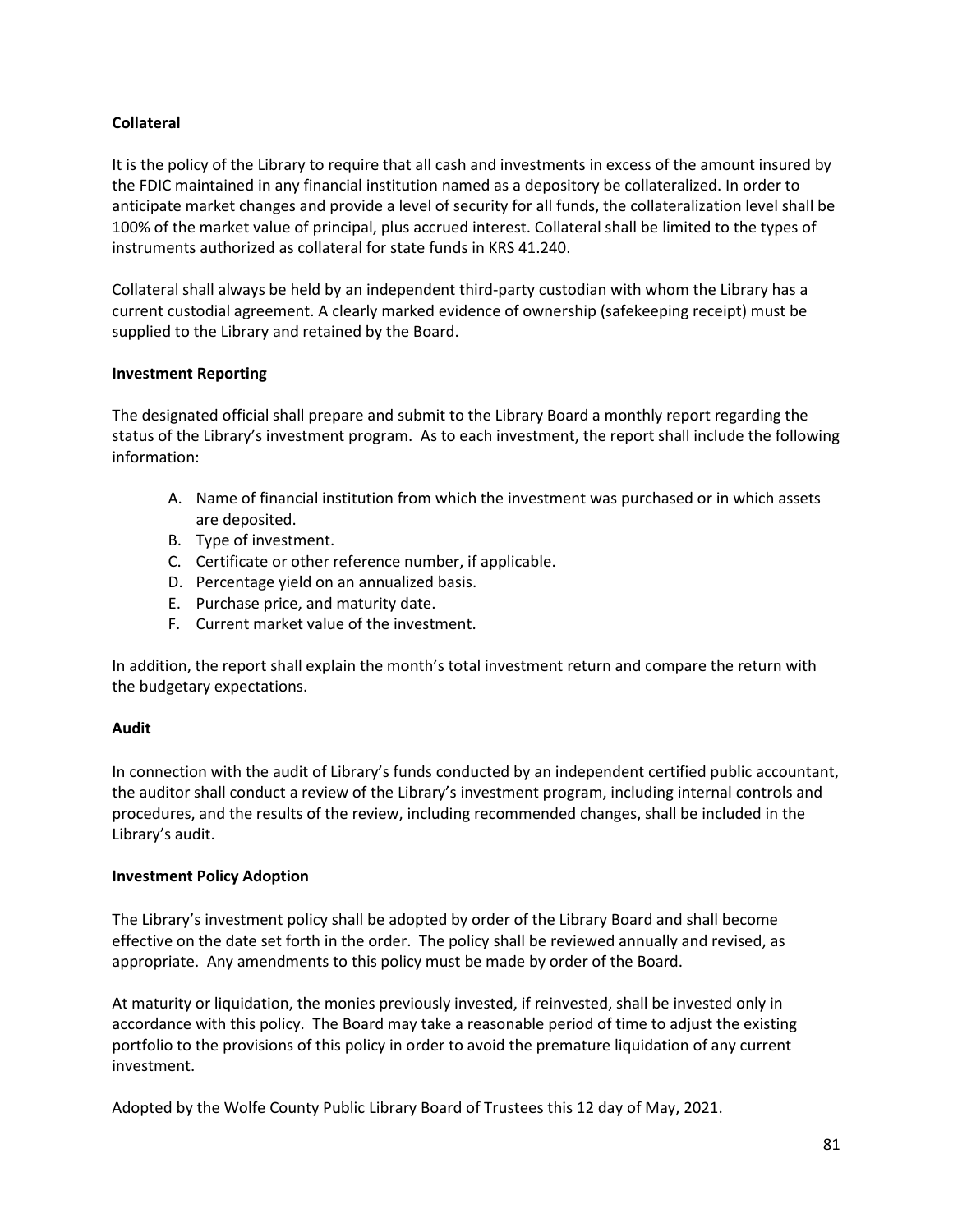**Collateral**

It is the policy of the Library to require that all cash and investments in excess of the amount insured by the FDIC maintained in any financial institution named as a depository be collateralized. In order to anticipate market changes and provide a level of security for all funds, the collateralization level shall be 100% of the market value of principal, plus accrued interest. Collateral shall be limited to the types of instruments authorized as collateral for state funds in KRS 41.240.

Collateral shall always be held by an independent third-party custodian with whom the Library has a current custodial agreement. A clearly marked evidence of ownership (safekeeping receipt) must be supplied to the Library and retained by the Board.

**Investment Reporting**

The designated official shall prepare and submit to the Library Board a monthly report regarding the status of the Library's investment program. As to each investment, the report shall include the following information:

A. Name of financial institution from which the investment was purchased or in which assets are deposited.
B. Type of investment.
C. Certificate or other reference number, if applicable.
D. Percentage yield on an annualized basis.
E. Purchase price, and maturity date.
F. Current market value of the investment.

In addition, the report shall explain the month's total investment return and compare the return with the budgetary expectations.

**Audit**

In connection with the audit of Library's funds conducted by an independent certified public accountant, the auditor shall conduct a review of the Library's investment program, including internal controls and procedures, and the results of the review, including recommended changes, shall be included in the Library's audit.

**Investment Policy Adoption**

The Library's investment policy shall be adopted by order of the Library Board and shall become effective on the date set forth in the order. The policy shall be reviewed annually and revised, as appropriate. Any amendments to this policy must be made by order of the Board.

At maturity or liquidation, the monies previously invested, if reinvested, shall be invested only in accordance with this policy. The Board may take a reasonable period of time to adjust the existing portfolio to the provisions of this policy in order to avoid the premature liquidation of any current investment.

Adopted by the Wolfe County Public Library Board of Trustees this 12 day of May, 2021.